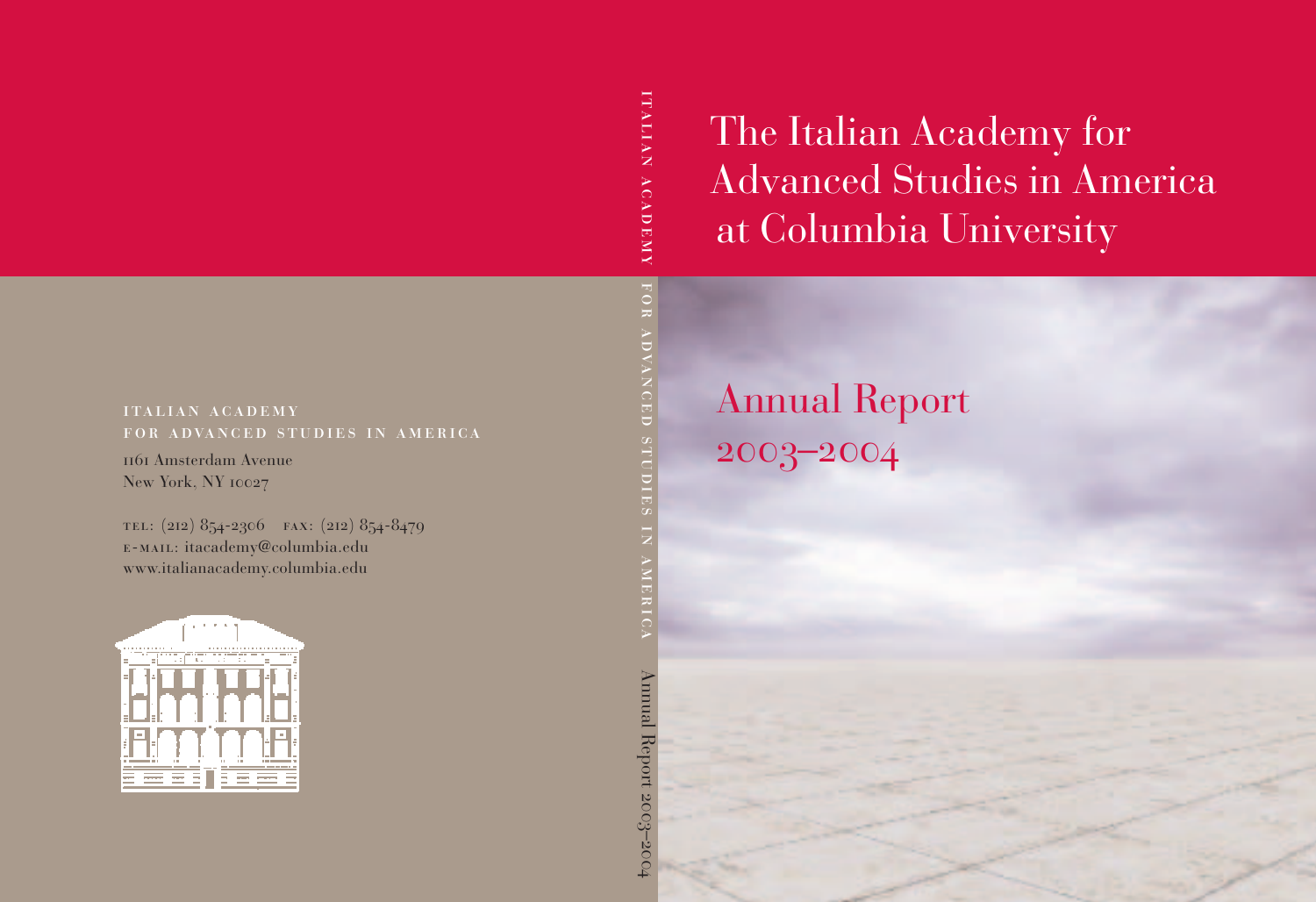# The Italian Academy for Advanced Studies in America at Columbia University

## Annual Report 2003–2004

ITALIAN ACADEMY FOR ADVANCED STUDIES IN AMERICA

Annual Report 2003–2004

ITALIAN ACADEMY
FOR ADVANCED STUDIES IN AMERICA

1161 Amsterdam Avenue
New York, NY 10027

TEL: (212) 854-2306 FAX: (212) 854-8479
E-MAIL: itacademy@columbia.edu
www.italianacademy.columbia.edu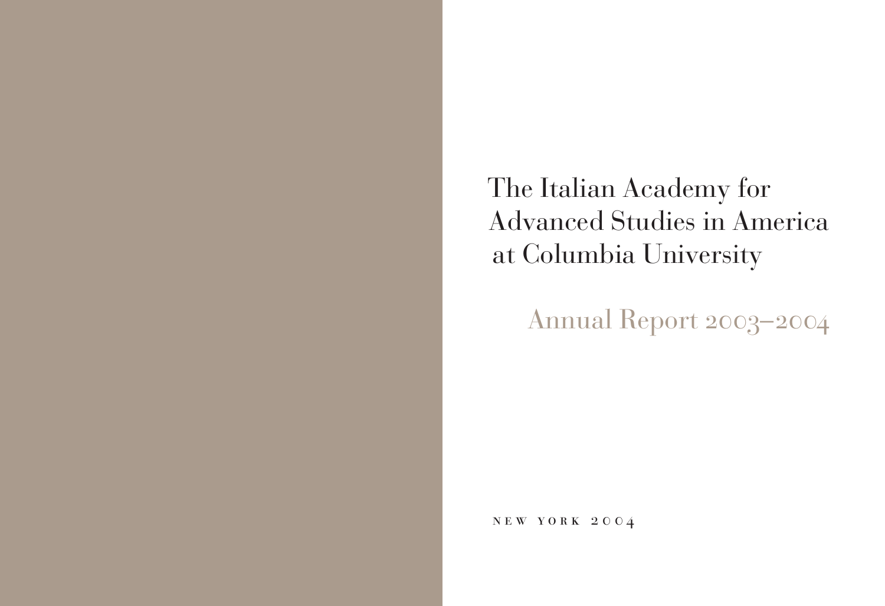# The Italian Academy for Advanced Studies in America at Columbia University

## Annual Report 2003–2004

NEW YORK 2004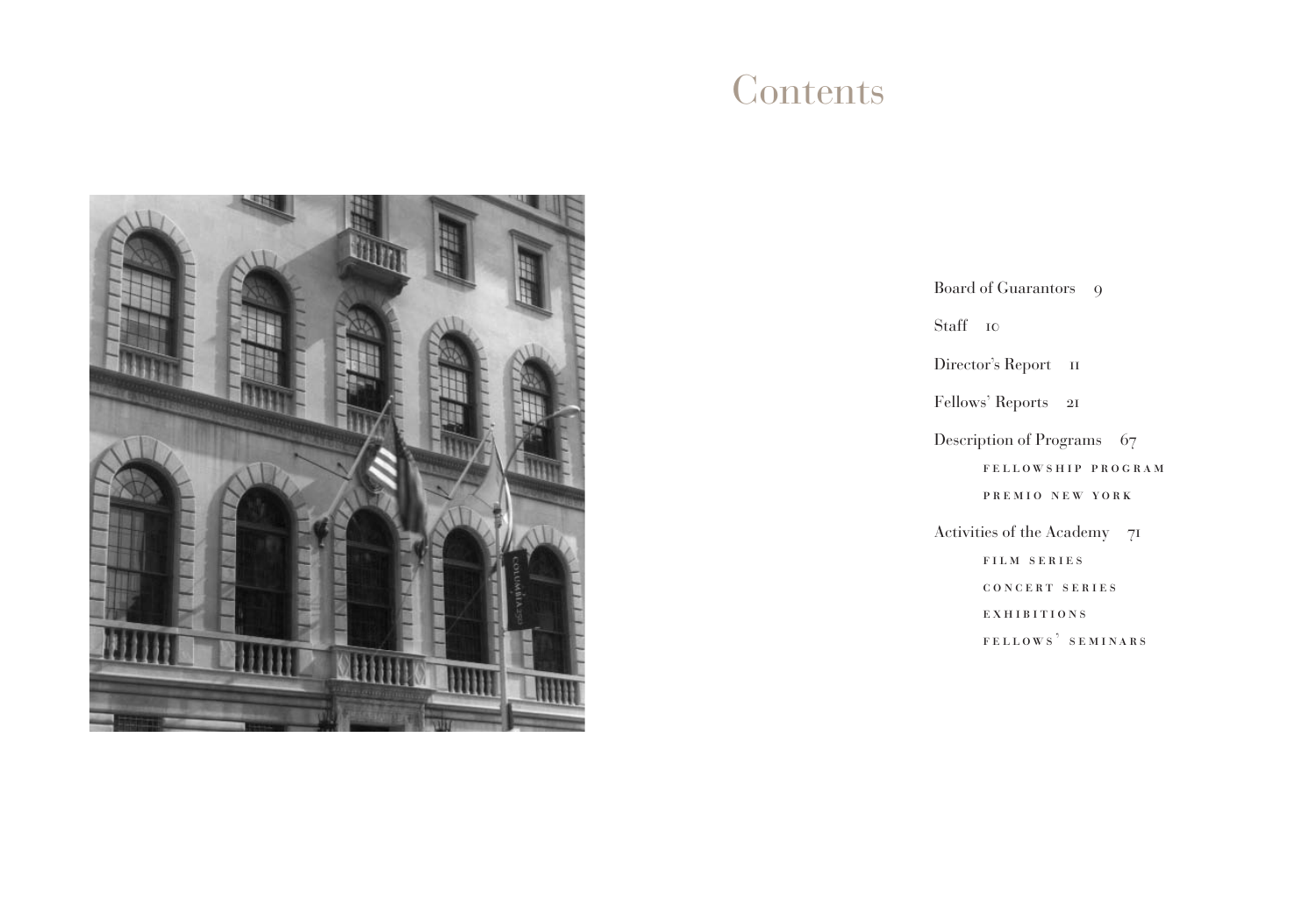# Contents

Board of Guarantors 9

Staff 10

Director's Report 11

Fellows' Reports 21

Description of Programs 67

- FELLOWSHIP PROGRAM
- PREMIO NEW YORK

Activities of the Academy 71

- FILM SERIES
- CONCERT SERIES
- EXHIBITIONS
- FELLOWS' SEMINARS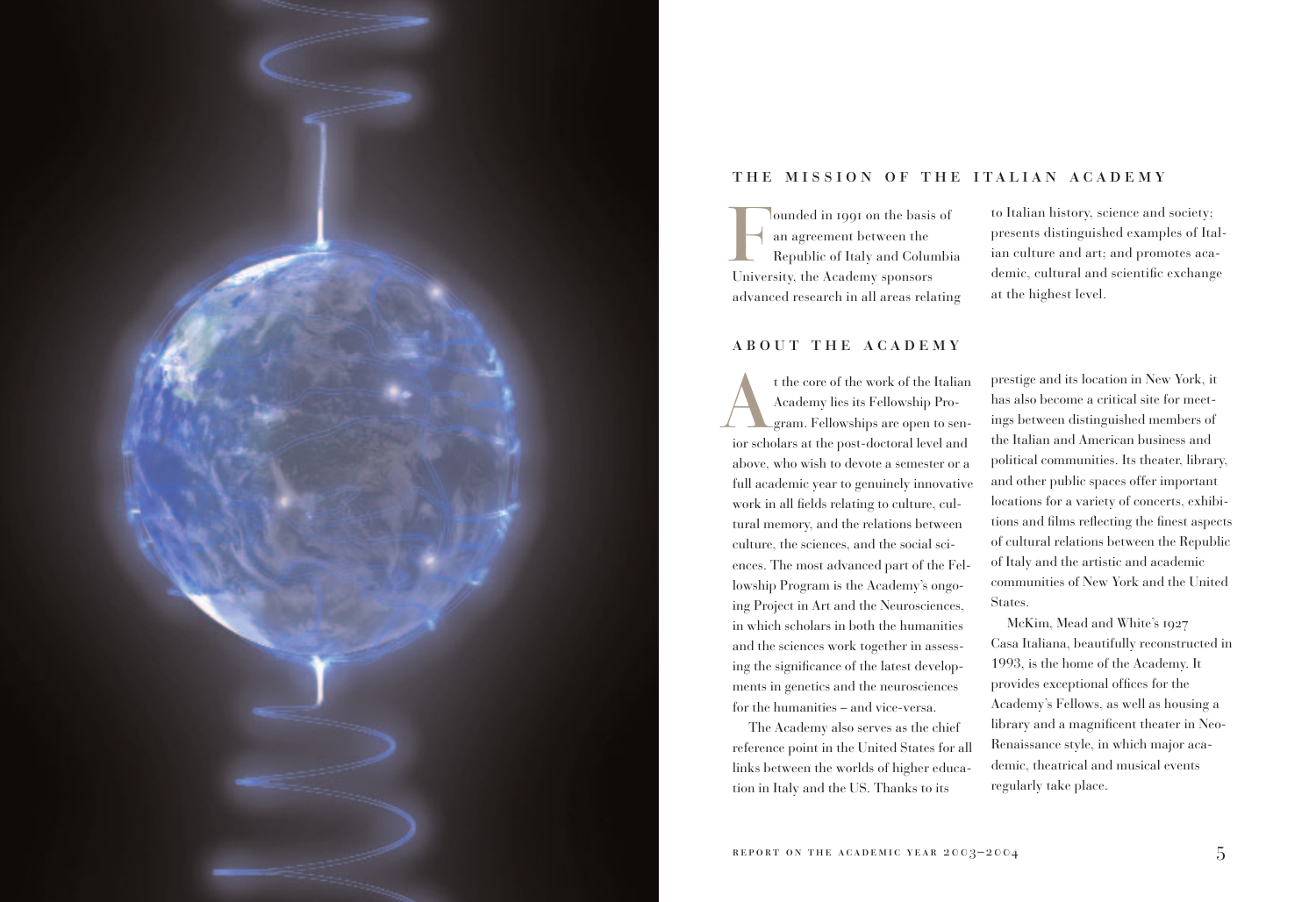## THE MISSION OF THE ITALIAN ACADEMY

Founded in 1991 on the basis of an agreement between the Republic of Italy and Columbia University, the Academy sponsors advanced research in all areas relating to Italian history, science and society; presents distinguished examples of Italian culture and art; and promotes academic, cultural and scientific exchange at the highest level.

## ABOUT THE ACADEMY

At the core of the work of the Italian Academy lies its Fellowship Program. Fellowships are open to senior scholars at the post-doctoral level and above, who wish to devote a semester or a full academic year to genuinely innovative work in all fields relating to culture, cultural memory, and the relations between culture, the sciences, and the social sciences. The most advanced part of the Fellowship Program is the Academy's ongoing Project in Art and the Neurosciences, in which scholars in both the humanities and the sciences work together in assessing the significance of the latest developments in genetics and the neurosciences for the humanities – and vice-versa.

The Academy also serves as the chief reference point in the United States for all links between the worlds of higher education in Italy and the US. Thanks to its prestige and its location in New York, it has also become a critical site for meetings between distinguished members of the Italian and American business and political communities. Its theater, library, and other public spaces offer important locations for a variety of concerts, exhibitions and films reflecting the finest aspects of cultural relations between the Republic of Italy and the artistic and academic communities of New York and the United States.

McKim, Mead and White's 1927 Casa Italiana, beautifully reconstructed in 1993, is the home of the Academy. It provides exceptional offices for the Academy's Fellows, as well as housing a library and a magnificent theater in Neo-Renaissance style, in which major academic, theatrical and musical events regularly take place.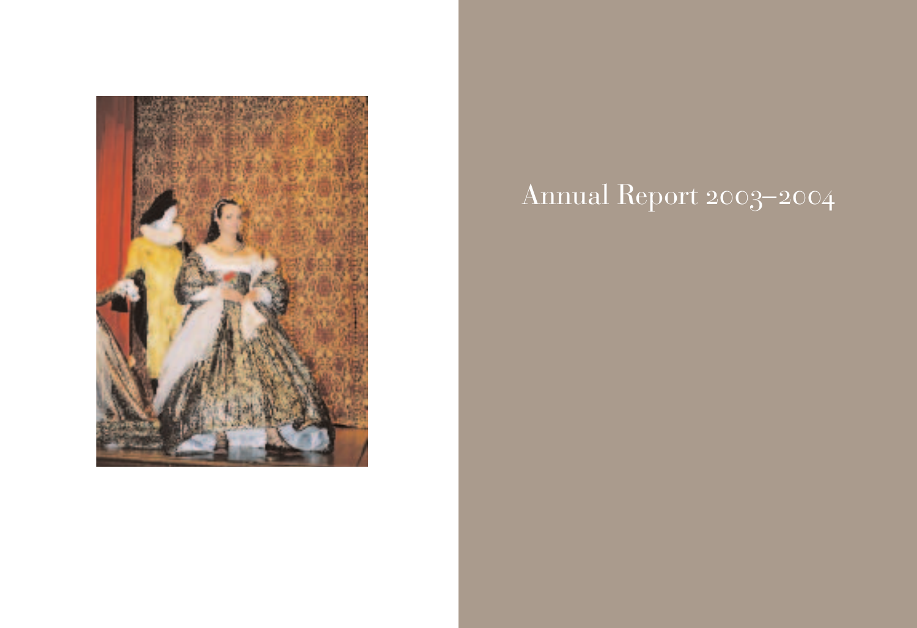# Annual Report 2003–2004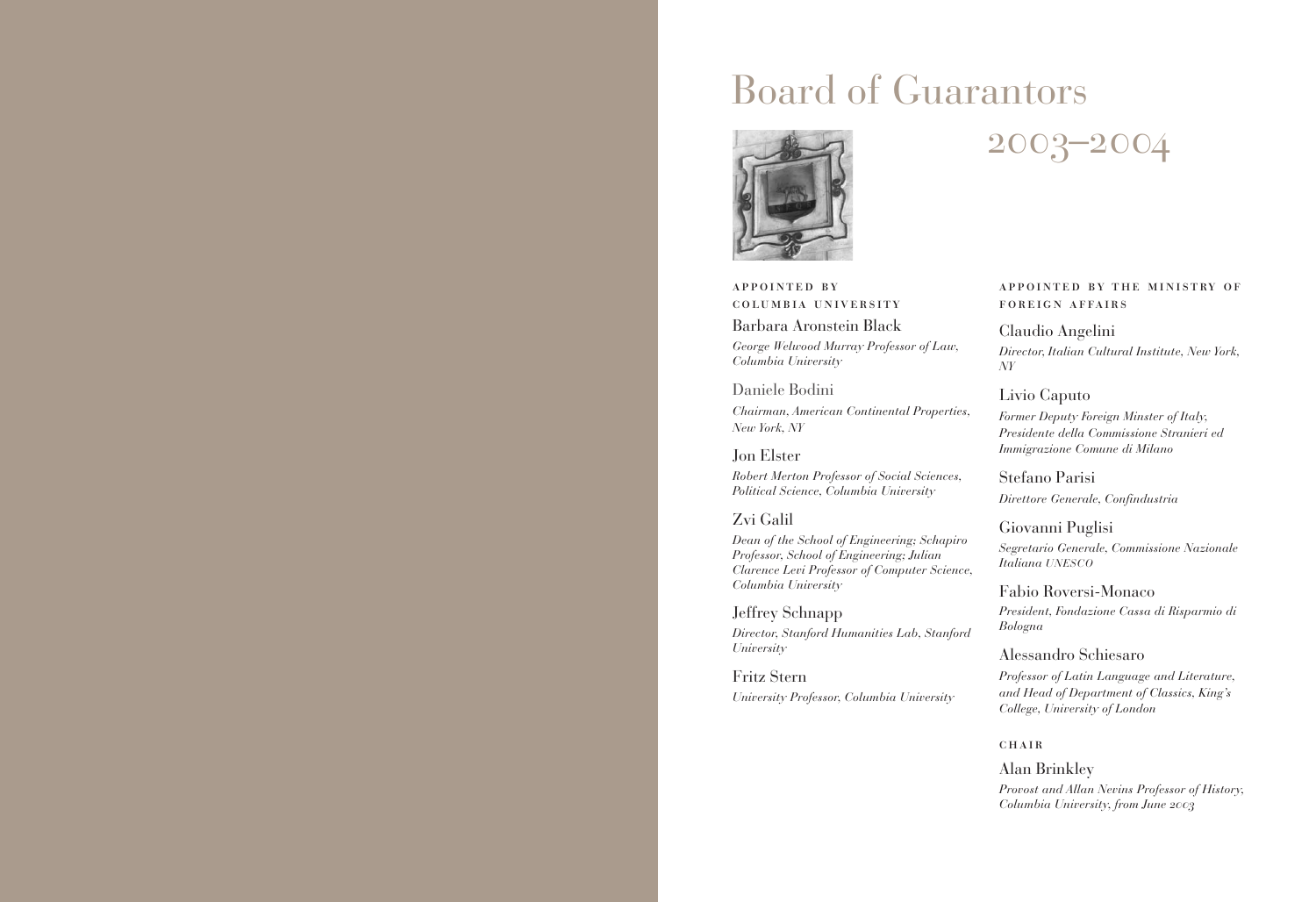# Board of Guarantors

## 2003–2004

APPOINTED BY COLUMBIA UNIVERSITY

Barbara Aronstein Black
*George Welwood Murray Professor of Law, Columbia University*

Daniele Bodini
*Chairman, American Continental Properties, New York, NY*

Jon Elster
*Robert Merton Professor of Social Sciences, Political Science, Columbia University*

Zvi Galil
*Dean of the School of Engineering; Schapiro Professor, School of Engineering; Julian Clarence Levi Professor of Computer Science, Columbia University*

Jeffrey Schnapp
*Director, Stanford Humanities Lab, Stanford University*

Fritz Stern
*University Professor, Columbia University*

APPOINTED BY THE MINISTRY OF FOREIGN AFFAIRS

Claudio Angelini
*Director, Italian Cultural Institute, New York, NY*

Livio Caputo
*Former Deputy Foreign Minster of Italy, Presidente della Commissione Stranieri ed Immigrazione Comune di Milano*

Stefano Parisi
*Direttore Generale, Confindustria*

Giovanni Puglisi
*Segretario Generale, Commissione Nazionale Italiana UNESCO*

Fabio Roversi-Monaco
*President, Fondazione Cassa di Risparmio di Bologna*

Alessandro Schiesaro
*Professor of Latin Language and Literature, and Head of Department of Classics, King's College, University of London*

CHAIR

Alan Brinkley
*Provost and Allan Nevins Professor of History, Columbia University, from June 2003*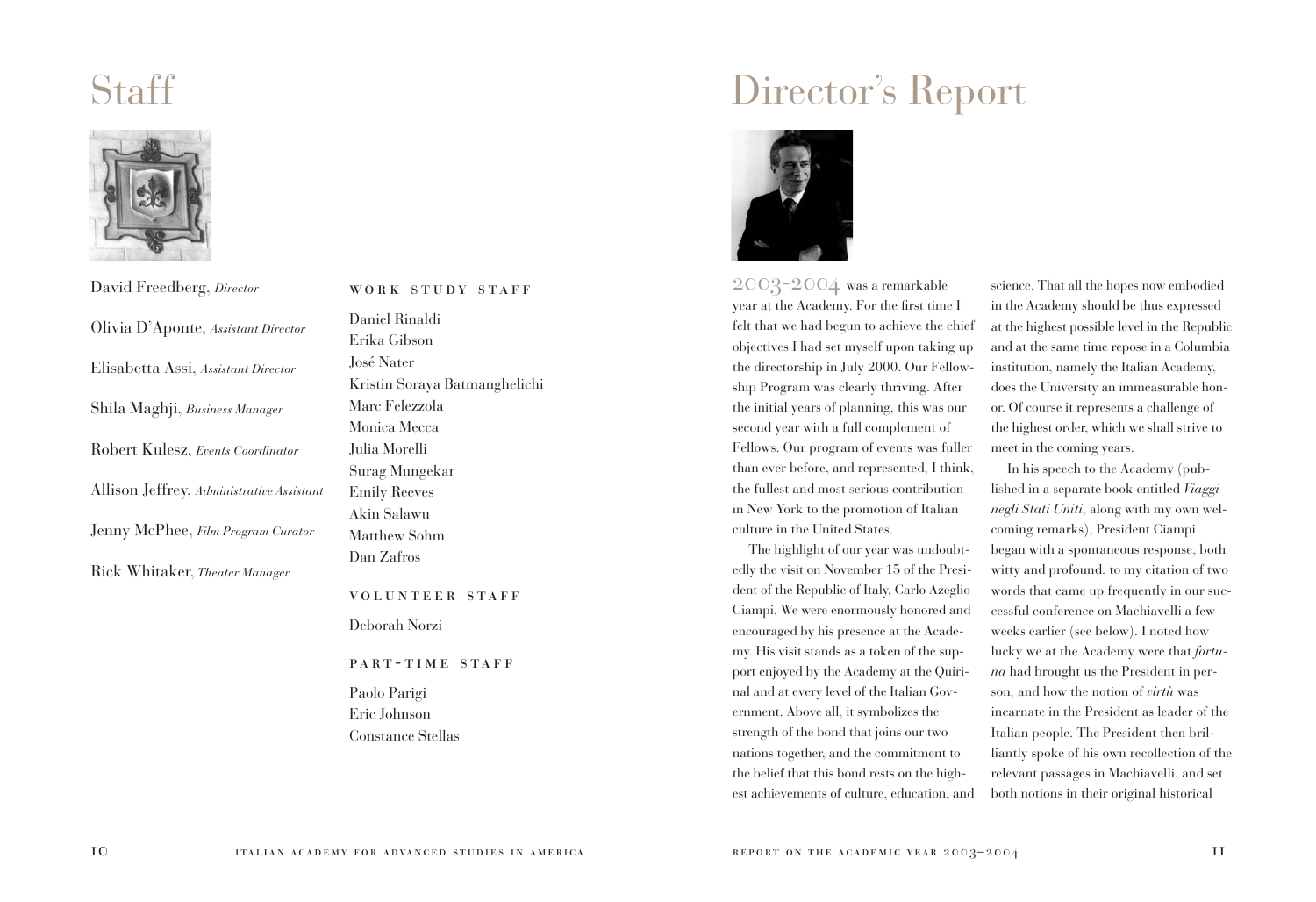# Staff

David Freedberg, *Director*

Olivia D'Aponte, *Assistant Director*

Elisabetta Assi, *Assistant Director*

Shila Maghji, *Business Manager*

Robert Kulesz, *Events Coordinator*

Allison Jeffrey, *Administrative Assistant*

Jenny McPhee, *Film Program Curator*

Rick Whitaker, *Theater Manager*

### WORK STUDY STAFF

Daniel Rinaldi
Erika Gibson
José Nater
Kristin Soraya Batmanghelichi
Marc Felezzola
Monica Mecca
Julia Morelli
Surag Mungekar
Emily Reeves
Akin Salawu
Matthew Sohm
Dan Zafros

### VOLUNTEER STAFF

Deborah Norzi

### PART-TIME STAFF

Paolo Parigi
Eric Johnson
Constance Stellas

# Director's Report

2003-2004 was a remarkable year at the Academy. For the first time I felt that we had begun to achieve the chief objectives I had set myself upon taking up the directorship in July 2000. Our Fellowship Program was clearly thriving. After the initial years of planning, this was our second year with a full complement of Fellows. Our program of events was fuller than ever before, and represented, I think, the fullest and most serious contribution in New York to the promotion of Italian culture in the United States.

The highlight of our year was undoubtedly the visit on November 15 of the President of the Republic of Italy, Carlo Azeglio Ciampi. We were enormously honored and encouraged by his presence at the Academy. His visit stands as a token of the support enjoyed by the Academy at the Quirinal and at every level of the Italian Government. Above all, it symbolizes the strength of the bond that joins our two nations together, and the commitment to the belief that this bond rests on the highest achievements of culture, education, and science. That all the hopes now embodied in the Academy should be thus expressed at the highest possible level in the Republic and at the same time repose in a Columbia institution, namely the Italian Academy, does the University an immeasurable honor. Of course it represents a challenge of the highest order, which we shall strive to meet in the coming years.

In his speech to the Academy (published in a separate book entitled *Viaggi negli Stati Uniti*, along with my own welcoming remarks), President Ciampi began with a spontaneous response, both witty and profound, to my citation of two words that came up frequently in our successful conference on Machiavelli a few weeks earlier (see below). I noted how lucky we at the Academy were that *fortuna* had brought us the President in person, and how the notion of *virtù* was incarnate in the President as leader of the Italian people. The President then brilliantly spoke of his own recollection of the relevant passages in Machiavelli, and set both notions in their original historical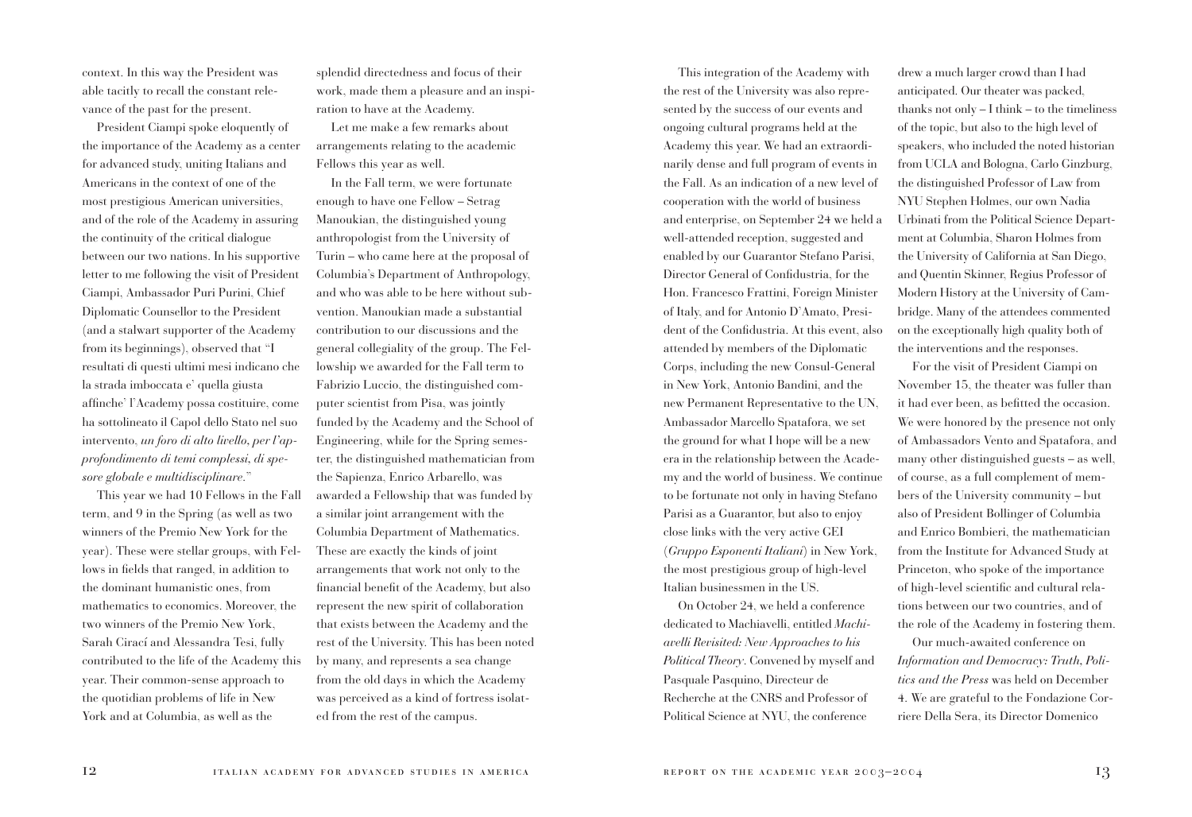context. In this way the President was able tacitly to recall the constant relevance of the past for the present.

President Ciampi spoke eloquently of the importance of the Academy as a center for advanced study, uniting Italians and Americans in the context of one of the most prestigious American universities, and of the role of the Academy in assuring the continuity of the critical dialogue between our two nations. In his supportive letter to me following the visit of President Ciampi, Ambassador Puri Purini, Chief Diplomatic Counsellor to the President (and a stalwart supporter of the Academy from its beginnings), observed that "I resultati di questi ultimi mesi indicano che la strada imboccata e' quella giusta affinche' l'Academy possa costituire, come ha sottolineato il Capol dello Stato nel suo intervento, *un foro di alto livello, per l'approfondimento di temi complessi, di spesore globale e multidisciplinare*."

This year we had 10 Fellows in the Fall term, and 9 in the Spring (as well as two winners of the Premio New York for the year). These were stellar groups, with Fellows in fields that ranged, in addition to the dominant humanistic ones, from mathematics to economics. Moreover, the two winners of the Premio New York, Sarah Cirací and Alessandra Tesi, fully contributed to the life of the Academy this year. Their common-sense approach to the quotidian problems of life in New York and at Columbia, as well as the splendid directedness and focus of their work, made them a pleasure and an inspiration to have at the Academy.

Let me make a few remarks about arrangements relating to the academic Fellows this year as well.

In the Fall term, we were fortunate enough to have one Fellow – Setrag Manoukian, the distinguished young anthropologist from the University of Turin – who came here at the proposal of Columbia's Department of Anthropology, and who was able to be here without subvention. Manoukian made a substantial contribution to our discussions and the general collegiality of the group. The Fellowship we awarded for the Fall term to Fabrizio Luccio, the distinguished computer scientist from Pisa, was jointly funded by the Academy and the School of Engineering, while for the Spring semester, the distinguished mathematician from the Sapienza, Enrico Arbarello, was awarded a Fellowship that was funded by a similar joint arrangement with the Columbia Department of Mathematics. These are exactly the kinds of joint arrangements that work not only to the financial benefit of the Academy, but also represent the new spirit of collaboration that exists between the Academy and the rest of the University. This has been noted by many, and represents a sea change from the old days in which the Academy was perceived as a kind of fortress isolated from the rest of the campus.

This integration of the Academy with the rest of the University was also represented by the success of our events and ongoing cultural programs held at the Academy this year. We had an extraordinarily dense and full program of events in the Fall. As an indication of a new level of cooperation with the world of business and enterprise, on September 24 we held a well-attended reception, suggested and enabled by our Guarantor Stefano Parisi, Director General of Confidustria, for the Hon. Francesco Frattini, Foreign Minister of Italy, and for Antonio D'Amato, President of the Confidustria. At this event, also attended by members of the Diplomatic Corps, including the new Consul-General in New York, Antonio Bandini, and the new Permanent Representative to the UN, Ambassador Marcello Spatafora, we set the ground for what I hope will be a new era in the relationship between the Academy and the world of business. We continue to be fortunate not only in having Stefano Parisi as a Guarantor, but also to enjoy close links with the very active GEI (*Gruppo Esponenti Italiani*) in New York, the most prestigious group of high-level Italian businessmen in the US.

On October 24, we held a conference dedicated to Machiavelli, entitled *Machiavelli Revisited: New Approaches to his Political Theory*. Convened by myself and Pasquale Pasquino, Directeur de Recherche at the CNRS and Professor of Political Science at NYU, the conference drew a much larger crowd than I had anticipated. Our theater was packed, thanks not only – I think – to the timeliness of the topic, but also to the high level of speakers, who included the noted historian from UCLA and Bologna, Carlo Ginzburg, the distinguished Professor of Law from NYU Stephen Holmes, our own Nadia Urbinati from the Political Science Department at Columbia, Sharon Holmes from the University of California at San Diego, and Quentin Skinner, Regius Professor of Modern History at the University of Cambridge. Many of the attendees commented on the exceptionally high quality both of the interventions and the responses.

For the visit of President Ciampi on November 15, the theater was fuller than it had ever been, as befitted the occasion. We were honored by the presence not only of Ambassadors Vento and Spatafora, and many other distinguished guests – as well, of course, as a full complement of members of the University community – but also of President Bollinger of Columbia and Enrico Bombieri, the mathematician from the Institute for Advanced Study at Princeton, who spoke of the importance of high-level scientific and cultural relations between our two countries, and of the role of the Academy in fostering them.

Our much-awaited conference on *Information and Democracy: Truth, Politics and the Press* was held on December 4. We are grateful to the Fondazione Corriere Della Sera, its Director Domenico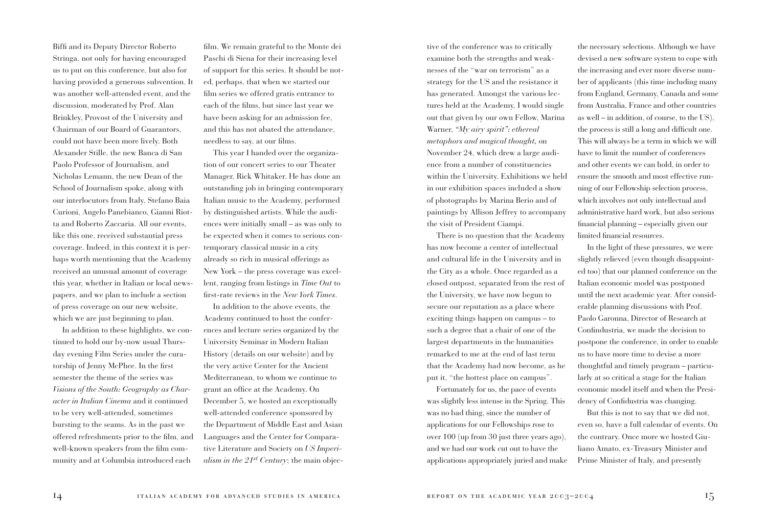Biffi and its Deputy Director Roberto Stringa, not only for having encouraged us to put on this conference, but also for having provided a generous subvention. It was another well-attended event, and the discussion, moderated by Prof. Alan Brinkley, Provost of the University and Chairman of our Board of Guarantors, could not have been more lively. Both Alexander Stille, the new Banca di San Paolo Professor of Journalism, and Nicholas Lemann, the new Dean of the School of Journalism spoke, along with our interlocutors from Italy, Stefano Baia Curioni, Angelo Panebianco, Gianni Riotta and Roberto Zaccaria. All our events, like this one, received substantial press coverage. Indeed, in this context it is perhaps worth mentioning that the Academy received an unusual amount of coverage this year, whether in Italian or local newspapers, and we plan to include a section of press coverage on our new website, which we are just beginning to plan.

In addition to these highlights, we continued to hold our by-now usual Thursday evening Film Series under the curatorship of Jenny McPhee. In the first semester the theme of the series was *Visions of the South: Geography as Character in Italian Cinema* and it continued to be very well-attended, sometimes bursting to the seams. As in the past we offered refreshments prior to the film, and well-known speakers from the film community and at Columbia introduced each film. We remain grateful to the Monte dei Paschi di Siena for their increasing level of support for this series. It should be noted, perhaps, that when we started our film series we offered gratis entrance to each of the films, but since last year we have been asking for an admission fee, and this has not abated the attendance, needless to say, at our films.

This year I handed over the organization of our concert series to our Theater Manager, Rick Whitaker. He has done an outstanding job in bringing contemporary Italian music to the Academy, performed by distinguished artists. While the audiences were initially small – as was only to be expected when it comes to serious contemporary classical music in a city already so rich in musical offerings as New York – the press coverage was excellent, ranging from listings in *Time Out* to first-rate reviews in the *New York Times*.

In addition to the above events, the Academy continued to host the conferences and lecture series organized by the University Seminar in Modern Italian History (details on our website) and by the very active Center for the Ancient Mediterranean, to whom we continue to grant an office at the Academy. On December 5, we hosted an exceptionally well-attended conference sponsored by the Department of Middle East and Asian Languages and the Center for Comparative Literature and Society on *US Imperialism in the 21st Century*; the main objective of the conference was to critically examine both the strengths and weaknesses of the "war on terrorism" as a strategy for the US and the resistance it has generated. Amongst the various lectures held at the Academy, I would single out that given by our own Fellow, Marina Warner, *"My airy spirit": ethereal metaphors and magical thought*, on November 24, which drew a large audience from a number of constituencies within the University. Exhibitions we held in our exhibition spaces included a show of photographs by Marina Berio and of paintings by Allison Jeffrey to accompany the visit of President Ciampi.

There is no question that the Academy has now become a center of intellectual and cultural life in the University and in the City as a whole. Once regarded as a closed outpost, separated from the rest of the University, we have now begun to secure our reputation as a place where exciting things happen on campus – to such a degree that a chair of one of the largest departments in the humanities remarked to me at the end of last term that the Academy had now become, as he put it, "the hottest place on campus".

Fortunately for us, the pace of events was slightly less intense in the Spring. This was no bad thing, since the number of applications for our Fellowships rose to over 100 (up from 30 just three years ago), and we had our work cut out to have the applications appropriately juried and make the necessary selections. Although we have devised a new software system to cope with the increasing and ever more diverse number of applicants (this time including many from England, Germany, Canada and some from Australia, France and other countries as well – in addition, of course, to the US), the process is still a long and difficult one. This will always be a term in which we will have to limit the number of conferences and other events we can hold, in order to ensure the smooth and most effective running of our Fellowship selection process, which involves not only intellectual and administrative hard work, but also serious financial planning – especially given our limited financial resources.

In the light of these pressures, we were slightly relieved (even though disappointed too) that our planned conference on the Italian economic model was postponed until the next academic year. After considerable planning discussions with Prof. Paolo Garonna, Director of Research at Confindustria, we made the decision to postpone the conference, in order to enable us to have more time to devise a more thoughtful and timely program – particularly at so critical a stage for the Italian economic model itself and when the Presidency of Confidustria was changing.

But this is not to say that we did not, even so, have a full calendar of events. On the contrary. Once more we hosted Giuliano Amato, ex-Treasury Minister and Prime Minister of Italy, and presently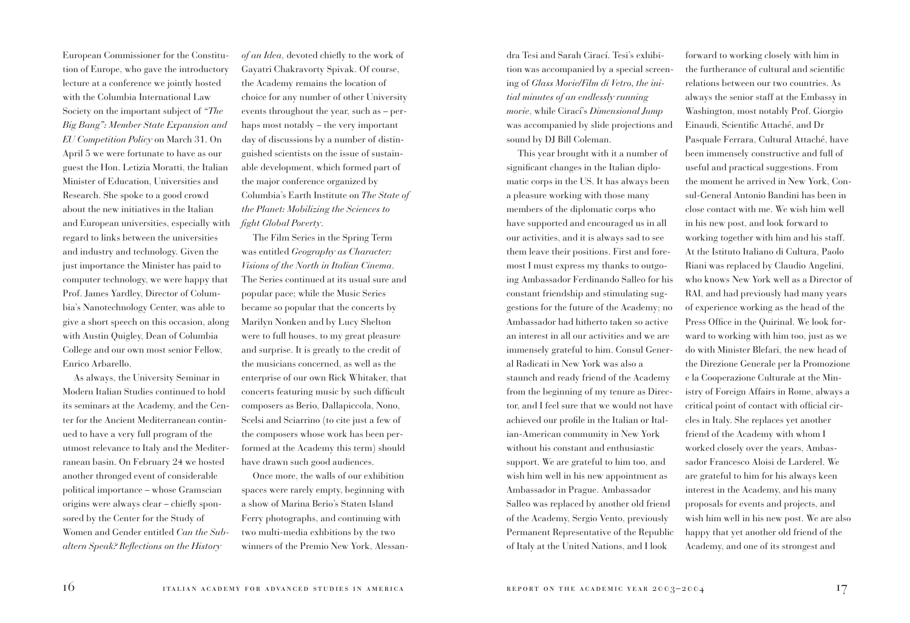European Commissioner for the Constitution of Europe, who gave the introductory lecture at a conference we jointly hosted with the Columbia International Law Society on the important subject of *"The Big Bang": Member State Expansion and EU Competition Policy* on March 31. On April 5 we were fortunate to have as our guest the Hon. Letizia Moratti, the Italian Minister of Education, Universities and Research. She spoke to a good crowd about the new initiatives in the Italian and European universities, especially with regard to links between the universities and industry and technology. Given the just importance the Minister has paid to computer technology, we were happy that Prof. James Yardley, Director of Columbia's Nanotechnology Center, was able to give a short speech on this occasion, along with Austin Quigley, Dean of Columbia College and our own most senior Fellow, Enrico Arbarello.

As always, the University Seminar in Modern Italian Studies continued to hold its seminars at the Academy, and the Center for the Ancient Mediterranean continued to have a very full program of the utmost relevance to Italy and the Mediterranean basin. On February 24 we hosted another thronged event of considerable political importance – whose Gramscian origins were always clear – chiefly sponsored by the Center for the Study of Women and Gender entitled *Can the Subaltern Speak? Reflections on the History of an Idea*, devoted chiefly to the work of Gayatri Chakravorty Spivak. Of course, the Academy remains the location of choice for any number of other University events throughout the year, such as – perhaps most notably – the very important day of discussions by a number of distinguished scientists on the issue of sustainable development, which formed part of the major conference organized by Columbia's Earth Institute on *The State of the Planet: Mobilizing the Sciences to fight Global Poverty*.

The Film Series in the Spring Term was entitled *Geography as Character: Visions of the North in Italian Cinema*. The Series continued at its usual sure and popular pace; while the Music Series became so popular that the concerts by Marilyn Nonken and by Lucy Shelton were to full houses, to my great pleasure and surprise. It is greatly to the credit of the musicians concerned, as well as the enterprise of our own Rick Whitaker, that concerts featuring music by such difficult composers as Berio, Dallapiccola, Nono, Scelsi and Sciarrino (to cite just a few of the composers whose work has been performed at the Academy this term) should have drawn such good audiences.

Once more, the walls of our exhibition spaces were rarely empty, beginning with a show of Marina Berio's Staten Island Ferry photographs, and continuing with two multi-media exhbitions by the two winners of the Premio New York, Alessandra Tesi and Sarah Cirací. Tesi's exhibition was accompanied by a special screening of *Glass Movie/Film di Vetro, the initial minutes of an endlessly running movie*, while Cirací's *Dimensional Jump* was accompanied by slide projections and sound by DJ Bill Coleman.

This year brought with it a number of significant changes in the Italian diplomatic corps in the US. It has always been a pleasure working with those many members of the diplomatic corps who have supported and encouraged us in all our activities, and it is always sad to see them leave their positions. First and foremost I must express my thanks to outgoing Ambassador Ferdinando Salleo for his constant friendship and stimulating suggestions for the future of the Academy; no Ambassador had hitherto taken so active an interest in all our activities and we are immensely grateful to him. Consul General Radicati in New York was also a staunch and ready friend of the Academy from the beginning of my tenure as Director, and I feel sure that we would not have achieved our profile in the Italian or Italian-American community in New York without his constant and enthusiastic support. We are grateful to him too, and wish him well in his new appointment as Ambassador in Prague. Ambassador Salleo was replaced by another old friend of the Academy, Sergio Vento, previously Permanent Representative of the Republic of Italy at the United Nations, and I look forward to working closely with him in the furtherance of cultural and scientific relations between our two countries. As always the senior staff at the Embassy in Washington, most notably Prof. Giorgio Einaudi, Scientific Attaché, and Dr Pasquale Ferrara, Cultural Attaché, have been immensely constructive and full of useful and practical suggestions. From the moment he arrived in New York, Consul-General Antonio Bandini has been in close contact with me. We wish him well in his new post, and look forward to working together with him and his staff. At the Istituto Italiano di Cultura, Paolo Riani was replaced by Claudio Angelini, who knows New York well as a Director of RAI, and had previously had many years of experience working as the head of the Press Office in the Quirinal. We look forward to working with him too, just as we do with Minister Blefari, the new head of the Direzione Generale per la Promozione e la Cooperazione Culturale at the Ministry of Foreign Affairs in Rome, always a critical point of contact with official circles in Italy. She replaces yet another friend of the Academy with whom I worked closely over the years, Ambassador Francesco Aloisi de Larderel. We are grateful to him for his always keen interest in the Academy, and his many proposals for events and projects, and wish him well in his new post. We are also happy that yet another old friend of the Academy, and one of its strongest and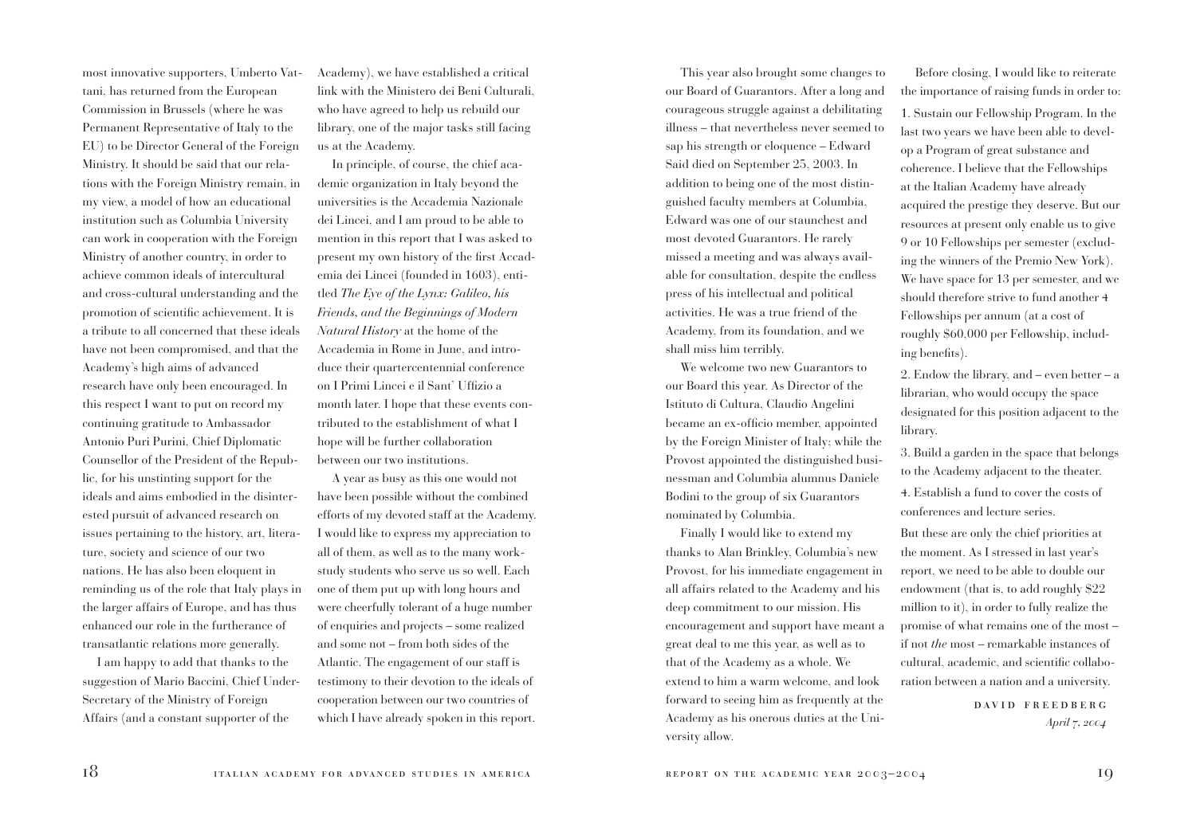most innovative supporters, Umberto Vattani, has returned from the European Commission in Brussels (where he was Permanent Representative of Italy to the EU) to be Director General of the Foreign Ministry. It should be said that our relations with the Foreign Ministry remain, in my view, a model of how an educational institution such as Columbia University can work in cooperation with the Foreign Ministry of another country, in order to achieve common ideals of intercultural and cross-cultural understanding and the promotion of scientific achievement. It is a tribute to all concerned that these ideals have not been compromised, and that the Academy's high aims of advanced research have only been encouraged. In this respect I want to put on record my continuing gratitude to Ambassador Antonio Puri Purini, Chief Diplomatic Counsellor of the President of the Republic, for his unstinting support for the ideals and aims embodied in the disinterested pursuit of advanced research on issues pertaining to the history, art, literature, society and science of our two nations. He has also been eloquent in reminding us of the role that Italy plays in the larger affairs of Europe, and has thus enhanced our role in the furtherance of transatlantic relations more generally.

I am happy to add that thanks to the suggestion of Mario Baccini, Chief Under-Secretary of the Ministry of Foreign Affairs (and a constant supporter of the Academy), we have established a critical link with the Ministero dei Beni Culturali, who have agreed to help us rebuild our library, one of the major tasks still facing us at the Academy.

In principle, of course, the chief academic organization in Italy beyond the universities is the Accademia Nazionale dei Lincei, and I am proud to be able to mention in this report that I was asked to present my own history of the first Accademia dei Lincei (founded in 1603), entitled *The Eye of the Lynx: Galileo, his Friends, and the Beginnings of Modern Natural History* at the home of the Accademia in Rome in June, and introduce their quartercentennial conference on I Primi Lincei e il Sant' Uffizio a month later. I hope that these events contributed to the establishment of what I hope will be further collaboration between our two institutions.

A year as busy as this one would not have been possible without the combined efforts of my devoted staff at the Academy. I would like to express my appreciation to all of them, as well as to the many work-study students who serve us so well. Each one of them put up with long hours and were cheerfully tolerant of a huge number of enquiries and projects – some realized and some not – from both sides of the Atlantic. The engagement of our staff is testimony to their devotion to the ideals of cooperation between our two countries of which I have already spoken in this report.

This year also brought some changes to our Board of Guarantors. After a long and courageous struggle against a debilitating illness – that nevertheless never seemed to sap his strength or eloquence – Edward Said died on September 25, 2003. In addition to being one of the most distinguished faculty members at Columbia, Edward was one of our staunchest and most devoted Guarantors. He rarely missed a meeting and was always available for consultation, despite the endless press of his intellectual and political activities. He was a true friend of the Academy, from its foundation, and we shall miss him terribly.

We welcome two new Guarantors to our Board this year. As Director of the Istituto di Cultura, Claudio Angelini became an ex-officio member, appointed by the Foreign Minister of Italy; while the Provost appointed the distinguished businessman and Columbia alumnus Daniele Bodini to the group of six Guarantors nominated by Columbia.

Finally I would like to extend my thanks to Alan Brinkley, Columbia's new Provost, for his immediate engagement in all affairs related to the Academy and his deep commitment to our mission. His encouragement and support have meant a great deal to me this year, as well as to that of the Academy as a whole. We extend to him a warm welcome, and look forward to seeing him as frequently at the Academy as his onerous duties at the University allow.

Before closing, I would like to reiterate the importance of raising funds in order to:

1. Sustain our Fellowship Program. In the last two years we have been able to develop a Program of great substance and coherence. I believe that the Fellowships at the Italian Academy have already acquired the prestige they deserve. But our resources at present only enable us to give 9 or 10 Fellowships per semester (excluding the winners of the Premio New York). We have space for 13 per semester, and we should therefore strive to fund another 4 Fellowships per annum (at a cost of roughly $60,000 per Fellowship, including benefits).
2. Endow the library, and – even better – a librarian, who would occupy the space designated for this position adjacent to the library.
3. Build a garden in the space that belongs to the Academy adjacent to the theater.
4. Establish a fund to cover the costs of conferences and lecture series.

But these are only the chief priorities at the moment. As I stressed in last year's report, we need to be able to double our endowment (that is, to add roughly $22 million to it), in order to fully realize the promise of what remains one of the most – if not *the* most – remarkable instances of cultural, academic, and scientific collaboration between a nation and a university.

DAVID FREEDBERG
*April 7, 2004*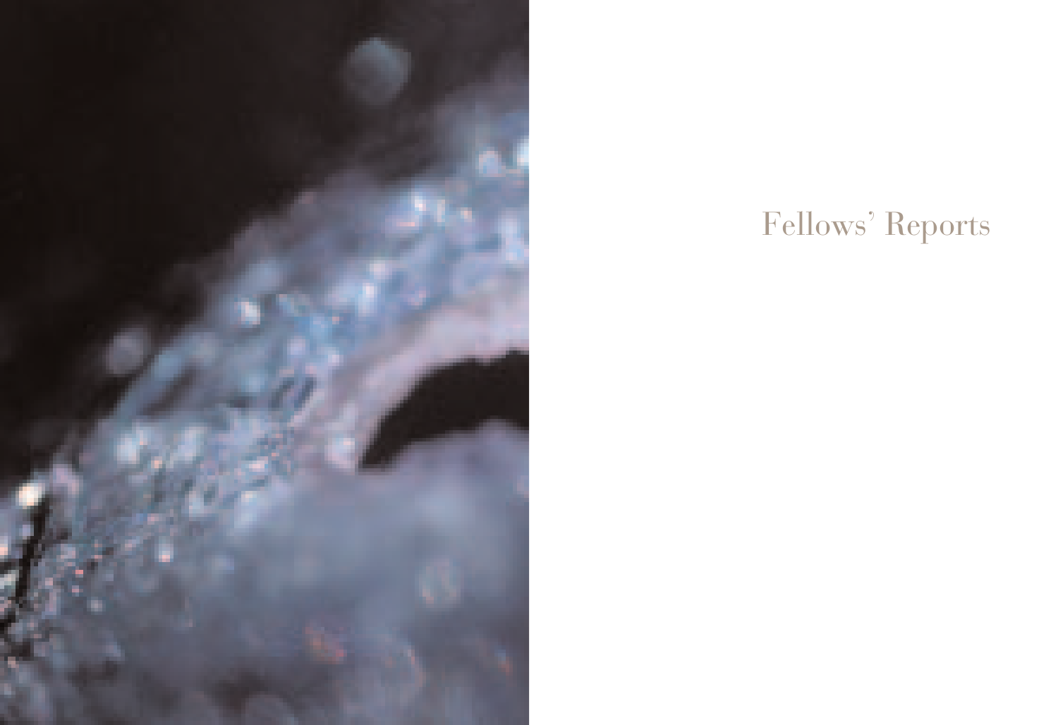# Fellows' Reports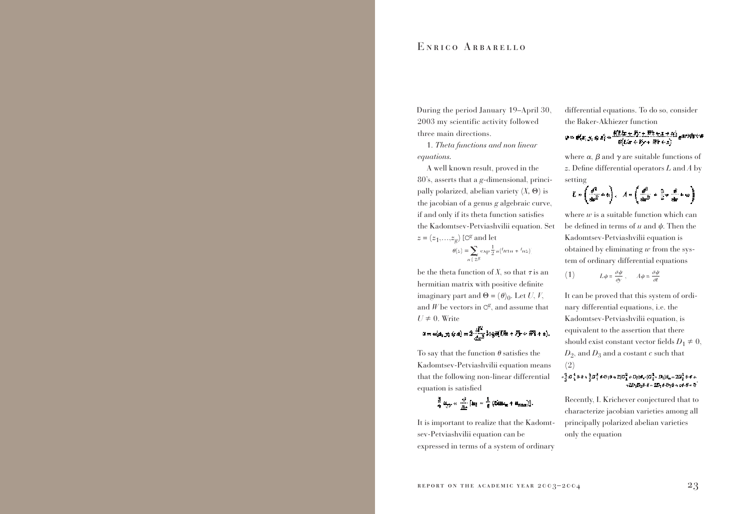# Enrico Arbarello

During the period January 19–April 30, 2003 my scientific activity followed three main directions.

1. *Theta functions and non linear equations.*

A well known result, proved in the 80's, asserts that a $g$-dimensional, principally polarized, abelian variety $(X, \Theta)$ is the jacobian of a genus $g$ algebraic curve, if and only if its theta function satisfies the Kadomtsev-Petviashvilii equation. Set $z = (z_1, \ldots, z_g) \in \mathbb{C}^g$ and let

$$\theta(z) = \sum_{n \in \mathbb{Z}^g} \exp \frac{1}{2} n({}^t n \tau n + {}^t nz)$$

be the theta function of $X$, so that $\tau$ is an hermitian matrix with positive definite imaginary part and $\Theta = (\theta)_0$. Let $U$, $V$, and $W$ be vectors in $\mathbb{C}^g$, and assume that $U \neq 0$. Write

$$u = u(x, y, t; z) = 2\frac{\partial^2}{\partial x^2}\log\theta(Ux + Vy + Wt + z).$$

To say that the function $\theta$ satisfies the Kadomtsev-Petviashvilii equation means that the following non-linear differential equation is satisfied

$$\frac{3}{4}u_{yy} = \frac{\partial}{\partial x}\left[u_t - \frac{1}{4}(6uu_x + u_{xxx})\right].$$

It is important to realize that the Kadomtsev-Petviashvilii equation can be expressed in terms of a system of ordinary differential equations. To do so, consider the Baker-Akhiezer function

$$\psi = \psi(x, y, t; z) = \frac{\theta(Ux + Vy + Wt + z + \alpha)}{\theta(Ux + Vy + Wt + z)}e^{\beta x + \gamma y}$$

where $\alpha$, $\beta$ and $\gamma$ are suitable functions of $z$. Define differential operators $L$ and $A$ by setting

$$L = \left(\frac{\partial^2}{\partial x^2} + u\right), \quad A = \left(\frac{\partial^3}{\partial x^3} + \frac{3}{2}u\frac{\partial}{\partial x} + w\right)$$

where $w$ is a suitable function which can be defined in terms of $u$ and $\psi$. Then the Kadomtsev-Petviashvilii equation is obtained by eliminating $w$ from the system of ordinary differential equations

$$(1) \qquad L\psi = \frac{\partial\psi}{\partial y}, \quad A\psi = \frac{\partial\psi}{\partial t}$$

It can be proved that this system of ordinary differential equations, i.e. the Kadomtsev-Petviashvilii equation, is equivalent to the assertion that there should exist constant vector fields $D_1 \neq 0$, $D_2$, and $D_3$ and a costant $c$ such that

(2)

$$-\frac{1}{2}\theta\cdot D_1^4\theta + 2D_1^3\theta\cdot D_1\theta + 2(D_1^2\theta\cdot D_2\theta)\theta - (D_1^2\theta\cdot D_2\theta)\theta_x - 2(D_2^2\theta)\theta + 2(D_2\theta)^2 - 2D_1\theta\cdot D_3\theta + c\theta^2 = 0$$

Recently, I. Krichever conjectured that to characterize jacobian varieties among all principally polarized abelian varieties only the equation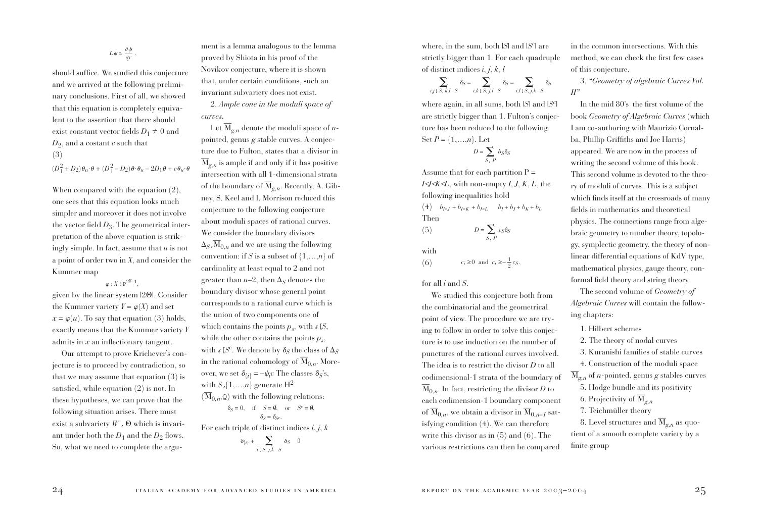$$L\psi = \frac{\partial \psi}{\partial y},$$

should suffice. We studied this conjecture and we arrived at the following preliminary conclusions. First of all, we showed that this equation is completely equivalent to the assertion that there should exist constant vector fields $D_1 \neq 0$ and $D_2$, and a costant $c$ such that

(3)

$$(D_1^2 + D_2)\theta_u \cdot \theta + (D_1^2 - D_2)\theta \cdot \theta_u - 2D_1\theta + c\theta_u \cdot \theta$$

When compared with the equation (2), one sees that this equation looks much simpler and moreover it does not involve the vector field $D_3$. The geometrical interpretation of the above equation is strikingly simple. In fact, assume that $u$ is not a point of order two in $X$, and consider the Kummer map

$$\varphi : X \to \mathbb{P}^{2^g-1},$$

given by the linear system $|2\Theta|$. Consider the Kummer variety $Y = \varphi(X)$ and set $x = \varphi(u)$. To say that equation (3) holds, exactly means that the Kummer variety $Y$ admits in $x$ an inflectionary tangent.

Our attempt to prove Krichever's conjecture is to proceed by contradiction, so that we may assume that equation (3) is satisfied, while equation (2) is not. In these hypotheses, we can prove that the following situation arises. There must exist a subvariety $W \subset \Theta$ which is invariant under both the $D_1$ and the $D_2$ flows. So, what we need to complete the argument is a lemma analogous to the lemma proved by Shiota in his proof of the Novikov conjecture, where it is shown that, under certain conditions, such an invariant subvariety does not exist.

2. *Ample cone in the moduli space of curves.*

Let $\overline{M}_{g,n}$ denote the moduli space of $n$-pointed, genus $g$ stable curves. A conjecture due to Fulton, states that a divisor in $\overline{M}_{g,n}$ is ample if and only if it has positive intersection with all 1-dimensional strata of the boundary of $\overline{M}_{g,n}$. Recently, A. Gibney, S. Keel and I. Morrison reduced this conjecture to the following conjecture about moduli spaces of rational curves. We consider the boundary divisors $\Delta_S \subset \overline{M}_{0,n}$ and we are using the following convention: if $S$ is a subset of $\{1,\ldots,n\}$ of cardinality at least equal to 2 and not greater than $n-2$, then $\Delta_S$ denotes the boundary divisor whose general point corresponds to a rational curve which is the union of two components one of which contains the points $p_s$, with $s \in S$, while the other contains the points $p_s$, with $s \in S^c$. We denote by $\delta_S$ the class of $\Delta_S$ in the rational cohomology of $\overline{M}_{0,n}$. Moreover, we set $\delta_{\{i\}} = -\psi_i$. The classes $\delta_S$'s, with $S \subset \{1,\ldots,n\}$ generate $H^2(\overline{M}_{0,n}, \mathbb{Q})$ with the following relations:

$$\delta_S = 0, \quad \text{if} \quad S = \emptyset, \quad \text{or} \quad S^c = \emptyset,$$
$$\delta_S = \delta_{S^c}.$$

For each triple of distinct indices $i, j, k$

$$\delta_{\{i\}} + \sum_{i \in S,\, j,k \notin S} \delta_S = 0$$

where, in the sum, both $|S|$ and $|S^c|$ are strictly bigger than 1. For each quadruple of distinct indices $i, j, k, l$

$$\sum_{i,j \in S,\, k,l \notin S} \delta_S = \sum_{i,k \in S,\, j,l \notin S} \delta_S = \sum_{i,l \in S,\, j,k \notin S} \delta_S$$

where again, in all sums, both $|S|$ and $|S^c|$ are strictly bigger than 1. Fulton's conjecture has been reduced to the following. Set $P = \{1,\ldots,n\}$. Let

$$D = \sum_{S \subset P} b_S \delta_S$$

Assume that for each partition $P = I \cup J \cup K \cup L$, with non-empty $I, J, K, L$, the following inequalities hold

(4) $\quad b_{I \cup J} + b_{I \cup K} + b_{I \cup L} \geq b_I + b_J + b_K + b_L$

Then

(5) $$D = \sum_{S \subset P} c_S \delta_S$$

with

(6) $$c_i \geq 0 \text{ and } c_i \geq -\frac{1}{2} c_S,$$

for all $i$ and $S$.

We studied this conjecture both from the combinatorial and the geometrical point of view. The procedure we are trying to follow in order to solve this conjecture is to use induction on the number of punctures of the rational curves involved. The idea is to restrict the divisor $D$ to all codimensional-1 strata of the boundary of $\overline{M}_{0,n}$. In fact, restricting the divisor $D$ to each codimension-1 boundary component of $\overline{M}_{0,n}$, we obtain a divisor in $\overline{M}_{0,n-1}$ satisfying condition (4). We can therefore write this divisor as in (5) and (6). The various restrictions can then be compared in the common intersections. With this method, we can check the first few cases of this conjecture.

3. *"Geometry of algebraic Curves Vol. II"*

In the mid 80's the first volume of the book *Geometry of Algebraic Curves* (which I am co-authoring with Maurizio Cornalba, Phillip Griffiths and Joe Harris) appeared. We are now in the process of writing the second volume of this book. This second volume is devoted to the theory of moduli of curves. This is a subject which finds itself at the crossroads of many fields in mathematics and theoretical physics. The connections range from algebraic geometry to number theory, topology, symplectic geometry, the theory of nonlinear differential equations of KdV type, mathematical physics, gauge theory, conformal field theory and string theory.

The second volume of *Geometry of Algebraic Curves* will contain the following chapters:

1. Hilbert schemes
2. The theory of nodal curves
3. Kuranishi families of stable curves
4. Construction of the moduli space $\overline{M}_{g,n}$ of $n$-pointed, genus $g$ stables curves
5. Hodge bundle and its positivity
6. Projectivity of $\overline{M}_{g,n}$
7. Teichmüller theory
8. Level structures and $\overline{M}_{g,n}$ as quotient of a smooth complete variety by a finite group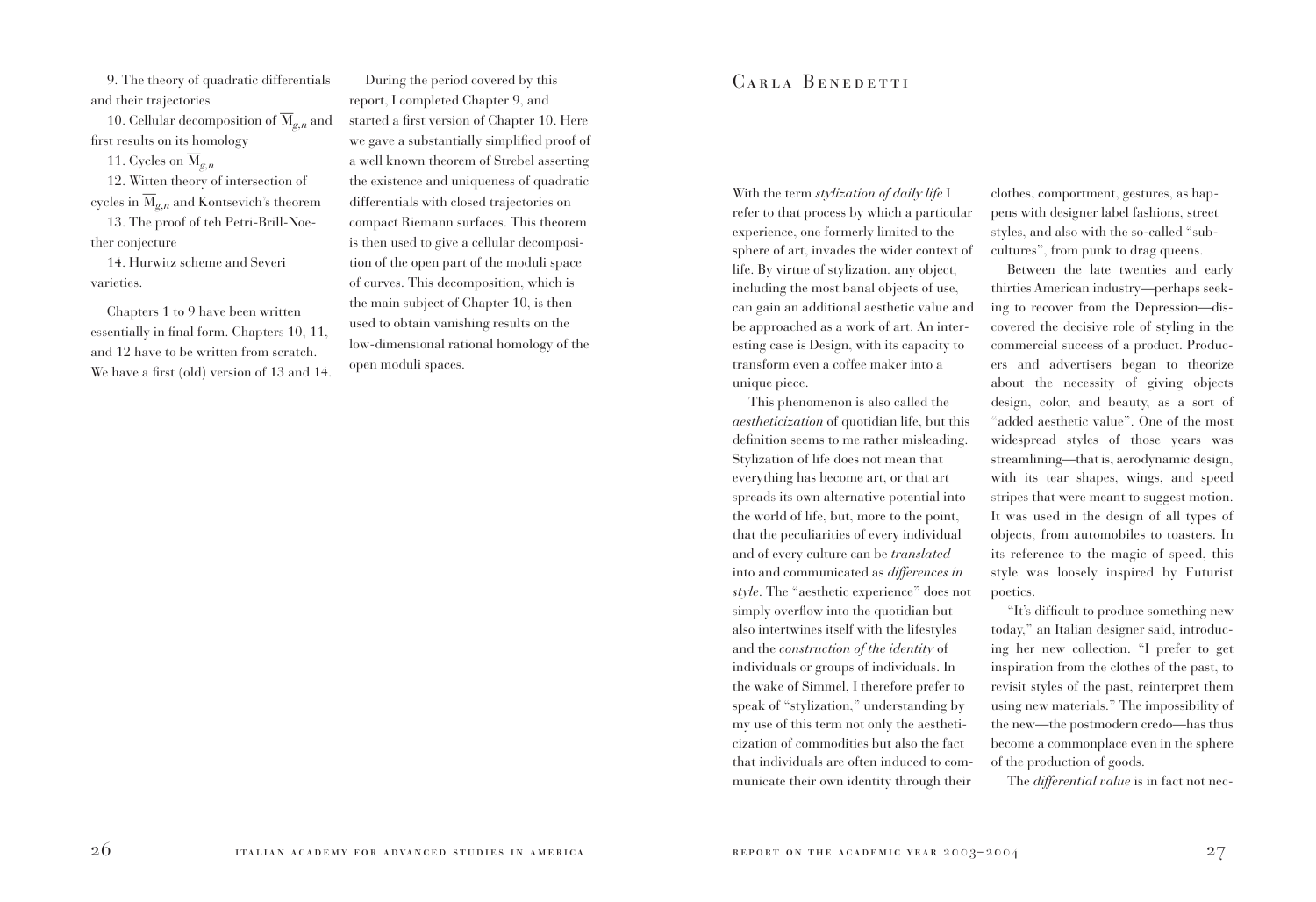9. The theory of quadratic differentials and their trajectories

10. Cellular decomposition of $\overline{M}_{g,n}$ and first results on its homology

11. Cycles on $\overline{M}_{g,n}$

12. Witten theory of intersection of cycles in $\overline{M}_{g,n}$ and Kontsevich's theorem

13. The proof of teh Petri-Brill-Noether conjecture

14. Hurwitz scheme and Severi varieties.

Chapters 1 to 9 have been written essentially in final form. Chapters 10, 11, and 12 have to be written from scratch. We have a first (old) version of 13 and 14.

During the period covered by this report, I completed Chapter 9, and started a first version of Chapter 10. Here we gave a substantially simplified proof of a well known theorem of Strebel asserting the existence and uniqueness of quadratic differentials with closed trajectories on compact Riemann surfaces. This theorem is then used to give a cellular decomposition of the open part of the moduli space of curves. This decomposition, which is the main subject of Chapter 10, is then used to obtain vanishing results on the low-dimensional rational homology of the open moduli spaces.

## Carla Benedetti

With the term *stylization of daily life* I refer to that process by which a particular experience, one formerly limited to the sphere of art, invades the wider context of life. By virtue of stylization, any object, including the most banal objects of use, can gain an additional aesthetic value and be approached as a work of art. An interesting case is Design, with its capacity to transform even a coffee maker into a unique piece.

This phenomenon is also called the *aestheticization* of quotidian life, but this definition seems to me rather misleading. Stylization of life does not mean that everything has become art, or that art spreads its own alternative potential into the world of life, but, more to the point, that the peculiarities of every individual and of every culture can be *translated* into and communicated as *differences in style*. The "aesthetic experience" does not simply overflow into the quotidian but also intertwines itself with the lifestyles and the *construction of the identity* of individuals or groups of individuals. In the wake of Simmel, I therefore prefer to speak of "stylization," understanding by my use of this term not only the aestheticization of commodities but also the fact that individuals are often induced to communicate their own identity through their clothes, comportment, gestures, as happens with designer label fashions, street styles, and also with the so-called "subcultures", from punk to drag queens.

Between the late twenties and early thirties American industry—perhaps seeking to recover from the Depression—discovered the decisive role of styling in the commercial success of a product. Producers and advertisers began to theorize about the necessity of giving objects design, color, and beauty, as a sort of "added aesthetic value". One of the most widespread styles of those years was streamlining—that is, aerodynamic design, with its tear shapes, wings, and speed stripes that were meant to suggest motion. It was used in the design of all types of objects, from automobiles to toasters. In its reference to the magic of speed, this style was loosely inspired by Futurist poetics.

"It's difficult to produce something new today," an Italian designer said, introducing her new collection. "I prefer to get inspiration from the clothes of the past, to revisit styles of the past, reinterpret them using new materials." The impossibility of the new—the postmodern credo—has thus become a commonplace even in the sphere of the production of goods.

The *differential value* is in fact not nec-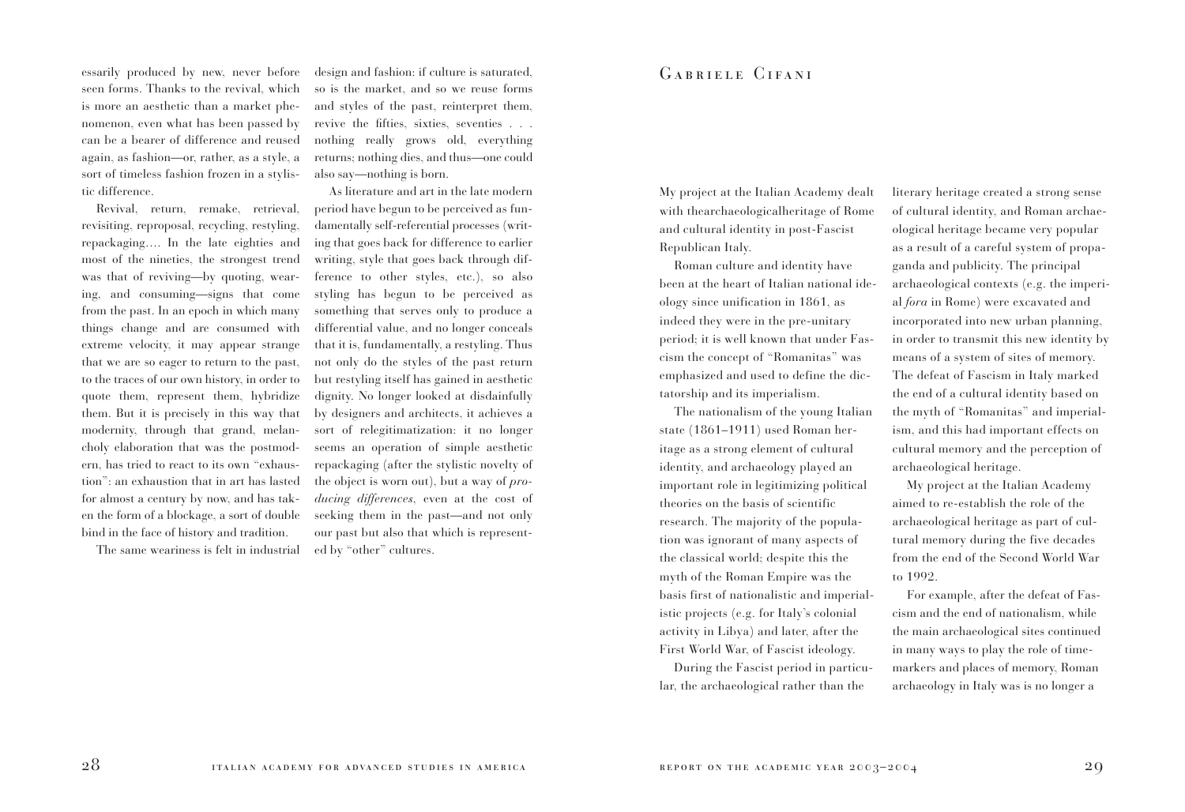essarily produced by new, never before seen forms. Thanks to the revival, which is more an aesthetic than a market phenomenon, even what has been passed by can be a bearer of difference and reused again, as fashion—or, rather, as a style, a sort of timeless fashion frozen in a stylistic difference.

Revival, return, remake, retrieval, revisiting, reproposal, recycling, restyling, repackaging…. In the late eighties and most of the nineties, the strongest trend was that of reviving—by quoting, wearing, and consuming—signs that come from the past. In an epoch in which many things change and are consumed with extreme velocity, it may appear strange that we are so eager to return to the past, to the traces of our own history, in order to quote them, represent them, hybridize them. But it is precisely in this way that modernity, through that grand, melancholy elaboration that was the postmodern, has tried to react to its own "exhaustion": an exhaustion that in art has lasted for almost a century by now, and has taken the form of a blockage, a sort of double bind in the face of history and tradition.

The same weariness is felt in industrial design and fashion: if culture is saturated, so is the market, and so we reuse forms and styles of the past, reinterpret them, revive the fifties, sixties, seventies . . . nothing really grows old, everything returns; nothing dies, and thus—one could also say—nothing is born.

As literature and art in the late modern period have begun to be perceived as fundamentally self-referential processes (writing that goes back for difference to earlier writing, style that goes back through difference to other styles, etc.), so also styling has begun to be perceived as something that serves only to produce a differential value, and no longer conceals that it is, fundamentally, a restyling. Thus not only do the styles of the past return but restyling itself has gained in aesthetic dignity. No longer looked at disdainfully by designers and architects, it achieves a sort of relegitimatization: it no longer seems an operation of simple aesthetic repackaging (after the stylistic novelty of the object is worn out), but a way of *producing differences*, even at the cost of seeking them in the past—and not only our past but also that which is represented by "other" cultures.

# Gabriele Cifani

My project at the Italian Academy dealt with thearchaeologicalheritage of Rome and cultural identity in post-Fascist Republican Italy.

Roman culture and identity have been at the heart of Italian national ideology since unification in 1861, as indeed they were in the pre-unitary period; it is well known that under Fascism the concept of "Romanitas" was emphasized and used to define the dictatorship and its imperialism.

The nationalism of the young Italian state (1861–1911) used Roman heritage as a strong element of cultural identity, and archaeology played an important role in legitimizing political theories on the basis of scientific research. The majority of the population was ignorant of many aspects of the classical world; despite this the myth of the Roman Empire was the basis first of nationalistic and imperialistic projects (e.g. for Italy's colonial activity in Libya) and later, after the First World War, of Fascist ideology.

During the Fascist period in particular, the archaeological rather than the literary heritage created a strong sense of cultural identity, and Roman archaeological heritage became very popular as a result of a careful system of propaganda and publicity. The principal archaeological contexts (e.g. the imperial *fora* in Rome) were excavated and incorporated into new urban planning, in order to transmit this new identity by means of a system of sites of memory. The defeat of Fascism in Italy marked the end of a cultural identity based on the myth of "Romanitas" and imperialism, and this had important effects on cultural memory and the perception of archaeological heritage.

My project at the Italian Academy aimed to re-establish the role of the archaeological heritage as part of cultural memory during the five decades from the end of the Second World War to 1992.

For example, after the defeat of Fascism and the end of nationalism, while the main archaeological sites continued in many ways to play the role of time-markers and places of memory, Roman archaeology in Italy was is no longer a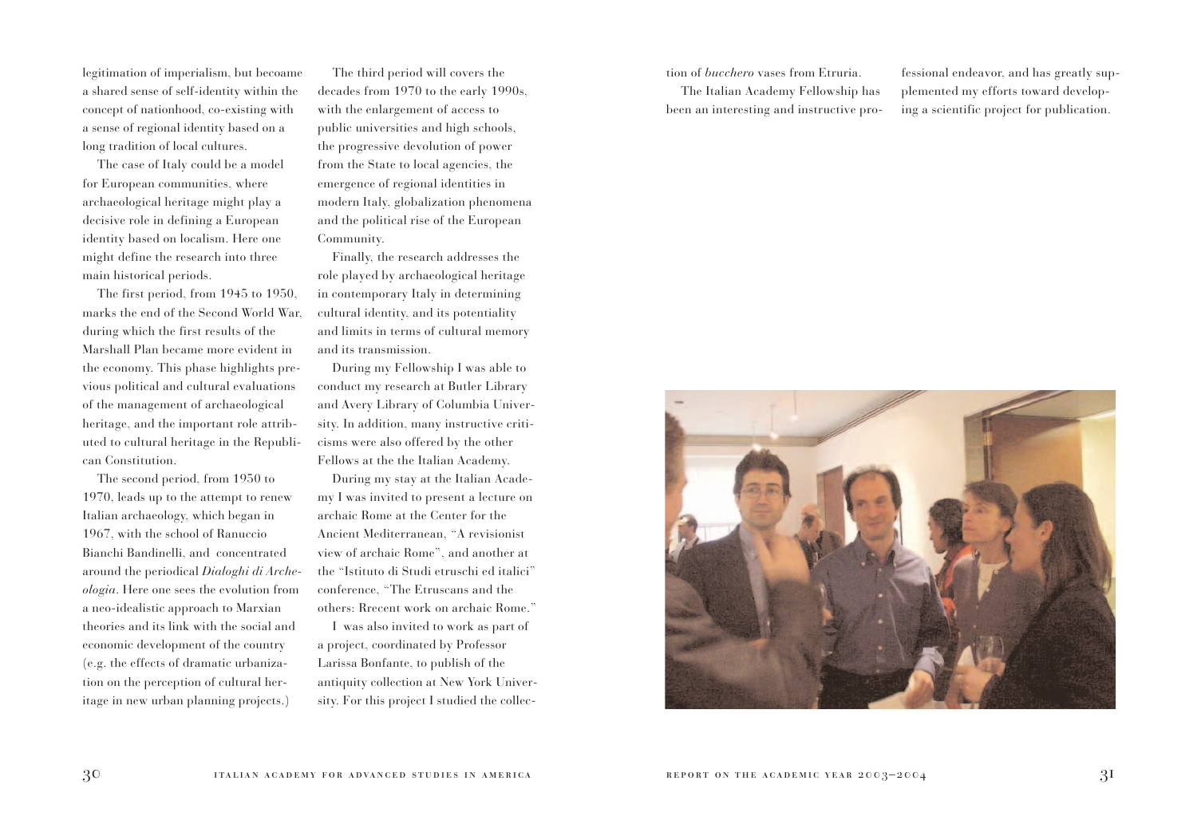legitimation of imperialism, but becoame a shared sense of self-identity within the concept of nationhood, co-existing with a sense of regional identity based on a long tradition of local cultures.

The case of Italy could be a model for European communities, where archaeological heritage might play a decisive role in defining a European identity based on localism. Here one might define the research into three main historical periods.

The first period, from 1945 to 1950, marks the end of the Second World War, during which the first results of the Marshall Plan became more evident in the economy. This phase highlights previous political and cultural evaluations of the management of archaeological heritage, and the important role attributed to cultural heritage in the Republican Constitution.

The second period, from 1950 to 1970, leads up to the attempt to renew Italian archaeology, which began in 1967, with the school of Ranuccio Bianchi Bandinelli, and concentrated around the periodical *Dialoghi di Archeologia*. Here one sees the evolution from a neo-idealistic approach to Marxian theories and its link with the social and economic development of the country (e.g. the effects of dramatic urbanization on the perception of cultural heritage in new urban planning projects.)

The third period will covers the decades from 1970 to the early 1990s, with the enlargement of access to public universities and high schools, the progressive devolution of power from the State to local agencies, the emergence of regional identities in modern Italy, globalization phenomena and the political rise of the European Community.

Finally, the research addresses the role played by archaeological heritage in contemporary Italy in determining cultural identity, and its potentiality and limits in terms of cultural memory and its transmission.

During my Fellowship I was able to conduct my research at Butler Library and Avery Library of Columbia University. In addition, many instructive criticisms were also offered by the other Fellows at the the Italian Academy.

During my stay at the Italian Academy I was invited to present a lecture on archaic Rome at the Center for the Ancient Mediterranean, "A revisionist view of archaic Rome", and another at the "Istituto di Studi etruschi ed italici" conference, "The Etruscans and the others: Rrecent work on archaic Rome."

I was also invited to work as part of a project, coordinated by Professor Larissa Bonfante, to publish of the antiquity collection at New York University. For this project I studied the collection of *bucchero* vases from Etruria.

The Italian Academy Fellowship has been an interesting and instructive professional endeavor, and has greatly supplemented my efforts toward developing a scientific project for publication.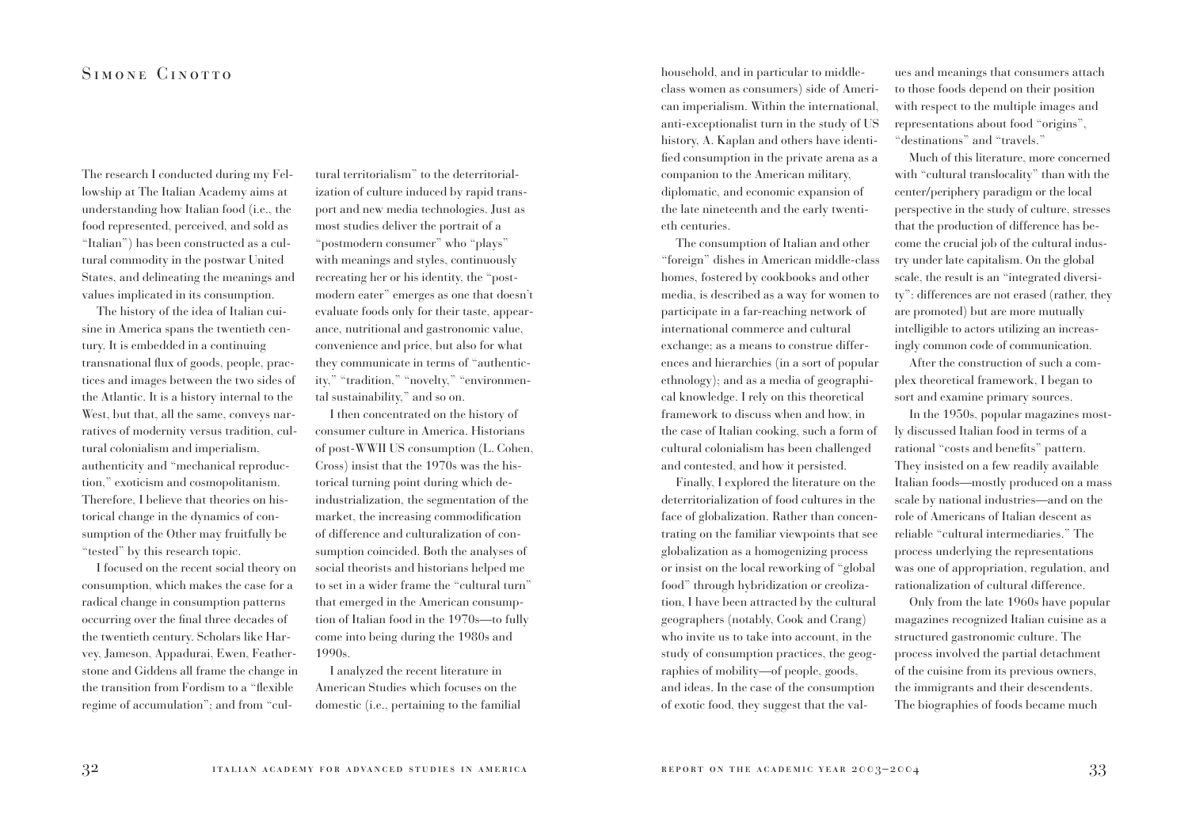# Simone Cinotto

The research I conducted during my Fellowship at The Italian Academy aims at understanding how Italian food (i.e., the food represented, perceived, and sold as "Italian") has been constructed as a cultural commodity in the postwar United States, and delineating the meanings and values implicated in its consumption.

The history of the idea of Italian cuisine in America spans the twentieth century. It is embedded in a continuing transnational flux of goods, people, practices and images between the two sides of the Atlantic. It is a history internal to the West, but that, all the same, conveys narratives of modernity versus tradition, cultural colonialism and imperialism, authenticity and "mechanical reproduction," exoticism and cosmopolitanism. Therefore, I believe that theories on historical change in the dynamics of consumption of the Other may fruitfully be "tested" by this research topic.

I focused on the recent social theory on consumption, which makes the case for a radical change in consumption patterns occurring over the final three decades of the twentieth century. Scholars like Harvey, Jameson, Appadurai, Ewen, Featherstone and Giddens all frame the change in the transition from Fordism to a "flexible regime of accumulation"; and from "cultural territorialism" to the deterritorialization of culture induced by rapid transport and new media technologies. Just as most studies deliver the portrait of a "postmodern consumer" who "plays" with meanings and styles, continuously recreating her or his identity, the "postmodern eater" emerges as one that doesn't evaluate foods only for their taste, appearance, nutritional and gastronomic value, convenience and price, but also for what they communicate in terms of "authenticity," "tradition," "novelty," "environmental sustainability," and so on.

I then concentrated on the history of consumer culture in America. Historians of post-WWII US consumption (L. Cohen, Cross) insist that the 1970s was the historical turning point during which deindustrialization, the segmentation of the market, the increasing commodification of difference and culturalization of consumption coincided. Both the analyses of social theorists and historians helped me to set in a wider frame the "cultural turn" that emerged in the American consumption of Italian food in the 1970s—to fully come into being during the 1980s and 1990s.

I analyzed the recent literature in American Studies which focuses on the domestic (i.e., pertaining to the familial household, and in particular to middle-class women as consumers) side of American imperialism. Within the international, anti-exceptionalist turn in the study of US history, A. Kaplan and others have identified consumption in the private arena as a companion to the American military, diplomatic, and economic expansion of the late nineteenth and the early twentieth centuries.

The consumption of Italian and other "foreign" dishes in American middle-class homes, fostered by cookbooks and other media, is described as a way for women to participate in a far-reaching network of international commerce and cultural exchange; as a means to construe differences and hierarchies (in a sort of popular ethnology); and as a media of geographical knowledge. I rely on this theoretical framework to discuss when and how, in the case of Italian cooking, such a form of cultural colonialism has been challenged and contested, and how it persisted.

Finally, I explored the literature on the deterritorialization of food cultures in the face of globalization. Rather than concentrating on the familiar viewpoints that see globalization as a homogenizing process or insist on the local reworking of "global food" through hybridization or creolization, I have been attracted by the cultural geographers (notably, Cook and Crang) who invite us to take into account, in the study of consumption practices, the geographies of mobility—of people, goods, and ideas. In the case of the consumption of exotic food, they suggest that the values and meanings that consumers attach to those foods depend on their position with respect to the multiple images and representations about food "origins", "destinations" and "travels."

Much of this literature, more concerned with "cultural translocality" than with the center/periphery paradigm or the local perspective in the study of culture, stresses that the production of difference has become the crucial job of the cultural industry under late capitalism. On the global scale, the result is an "integrated diversity": differences are not erased (rather, they are promoted) but are more mutually intelligible to actors utilizing an increasingly common code of communication.

After the construction of such a complex theoretical framework, I began to sort and examine primary sources.

In the 1950s, popular magazines mostly discussed Italian food in terms of a rational "costs and benefits" pattern. They insisted on a few readily available Italian foods—mostly produced on a mass scale by national industries—and on the role of Americans of Italian descent as reliable "cultural intermediaries." The process underlying the representations was one of appropriation, regulation, and rationalization of cultural difference.

Only from the late 1960s have popular magazines recognized Italian cuisine as a structured gastronomic culture. The process involved the partial detachment of the cuisine from its previous owners, the immigrants and their descendents. The biographies of foods became much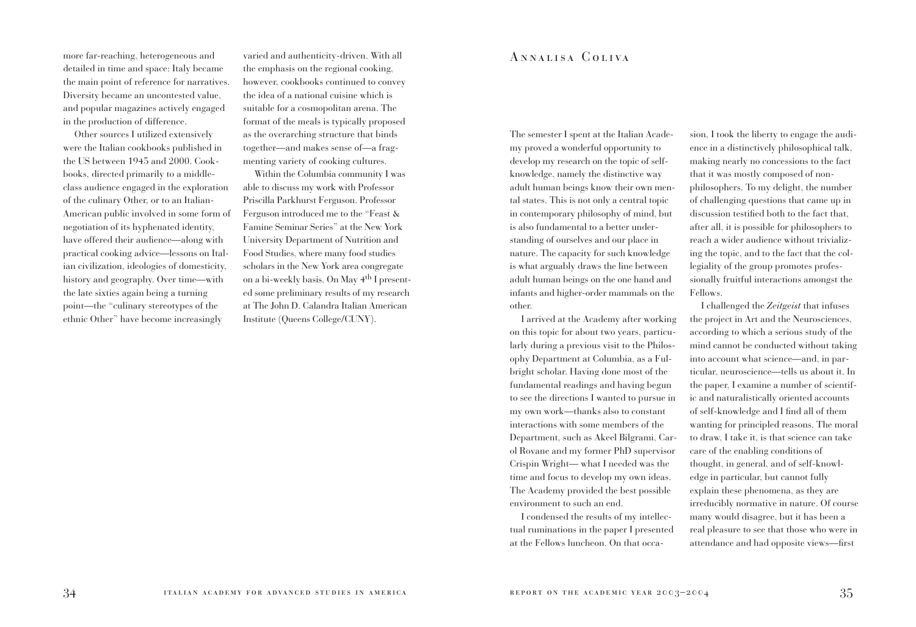more far-reaching, heterogeneous and detailed in time and space: Italy became the main point of reference for narratives. Diversity became an uncontested value, and popular magazines actively engaged in the production of difference.

Other sources I utilized extensively were the Italian cookbooks published in the US between 1945 and 2000. Cookbooks, directed primarily to a middle-class audience engaged in the exploration of the culinary Other, or to an Italian-American public involved in some form of negotiation of its hyphenated identity, have offered their audience—along with practical cooking advice—lessons on Italian civilization, ideologies of domesticity, history and geography. Over time—with the late sixties again being a turning point—the "culinary stereotypes of the ethnic Other" have become increasingly varied and authenticity-driven. With all the emphasis on the regional cooking, however, cookbooks continued to convey the idea of a national cuisine which is suitable for a cosmopolitan arena. The format of the meals is typically proposed as the overarching structure that binds together—and makes sense of—a fragmenting variety of cooking cultures.

Within the Columbia community I was able to discuss my work with Professor Priscilla Parkhurst Ferguson. Professor Ferguson introduced me to the "Feast & Famine Seminar Series" at the New York University Department of Nutrition and Food Studies, where many food studies scholars in the New York area congregate on a bi-weekly basis. On May 4th I presented some preliminary results of my research at The John D. Calandra Italian American Institute (Queens College/CUNY).

## Annalisa Coliva

The semester I spent at the Italian Academy proved a wonderful opportunity to develop my research on the topic of self-knowledge, namely the distinctive way adult human beings know their own mental states. This is not only a central topic in contemporary philosophy of mind, but is also fundamental to a better understanding of ourselves and our place in nature. The capacity for such knowledge is what arguably draws the line between adult human beings on the one hand and infants and higher-order mammals on the other.

I arrived at the Academy after working on this topic for about two years, particularly during a previous visit to the Philosophy Department at Columbia, as a Fulbright scholar. Having done most of the fundamental readings and having begun to see the directions I wanted to pursue in my own work—thanks also to constant interactions with some members of the Department, such as Akeel Bilgrami, Carol Rovane and my former PhD supervisor Crispin Wright— what I needed was the time and focus to develop my own ideas. The Academy provided the best possible environment to such an end.

I condensed the results of my intellectual ruminations in the paper I presented at the Fellows luncheon. On that occasion, I took the liberty to engage the audience in a distinctively philosophical talk, making nearly no concessions to the fact that it was mostly composed of non-philosophers. To my delight, the number of challenging questions that came up in discussion testified both to the fact that, after all, it is possible for philosophers to reach a wider audience without trivializing the topic, and to the fact that the collegiality of the group promotes professionally fruitful interactions amongst the Fellows.

I challenged the *Zeitgeist* that infuses the project in Art and the Neurosciences, according to which a serious study of the mind cannot be conducted without taking into account what science—and, in particular, neuroscience—tells us about it. In the paper, I examine a number of scientific and naturalistically oriented accounts of self-knowledge and I find all of them wanting for principled reasons. The moral to draw, I take it, is that science can take care of the enabling conditions of thought, in general, and of self-knowledge in particular, but cannot fully explain these phenomena, as they are irreducibly normative in nature. Of course many would disagree, but it has been a real pleasure to see that those who were in attendance and had opposite views—first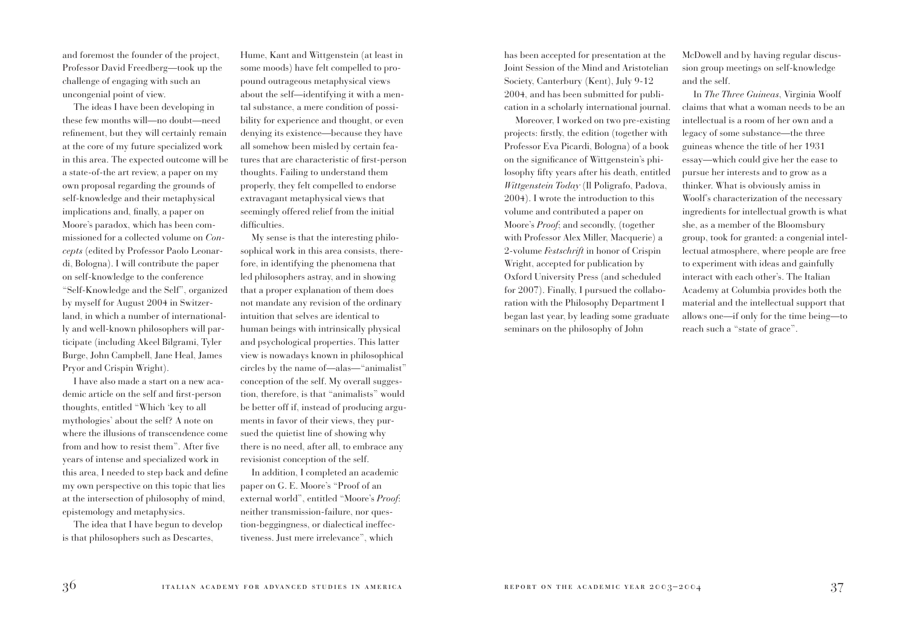and foremost the founder of the project, Professor David Freedberg—took up the challenge of engaging with such an uncongenial point of view.

The ideas I have been developing in these few months will—no doubt—need refinement, but they will certainly remain at the core of my future specialized work in this area. The expected outcome will be a state-of-the art review, a paper on my own proposal regarding the grounds of self-knowledge and their metaphysical implications and, finally, a paper on Moore's paradox, which has been commissioned for a collected volume on *Concepts* (edited by Professor Paolo Leonardi, Bologna). I will contribute the paper on self-knowledge to the conference "Self-Knowledge and the Self", organized by myself for August 2004 in Switzerland, in which a number of internationally and well-known philosophers will participate (including Akeel Bilgrami, Tyler Burge, John Campbell, Jane Heal, James Pryor and Crispin Wright).

I have also made a start on a new academic article on the self and first-person thoughts, entitled "Which 'key to all mythologies' about the self? A note on where the illusions of transcendence come from and how to resist them". After five years of intense and specialized work in this area, I needed to step back and define my own perspective on this topic that lies at the intersection of philosophy of mind, epistemology and metaphysics.

The idea that I have begun to develop is that philosophers such as Descartes, Hume, Kant and Wittgenstein (at least in some moods) have felt compelled to propound outrageous metaphysical views about the self—identifying it with a mental substance, a mere condition of possibility for experience and thought, or even denying its existence—because they have all somehow been misled by certain features that are characteristic of first-person thoughts. Failing to understand them properly, they felt compelled to endorse extravagant metaphysical views that seemingly offered relief from the initial difficulties.

My sense is that the interesting philosophical work in this area consists, therefore, in identifying the phenomena that led philosophers astray, and in showing that a proper explanation of them does not mandate any revision of the ordinary intuition that selves are identical to human beings with intrinsically physical and psychological properties. This latter view is nowadays known in philosophical circles by the name of—alas—"animalist" conception of the self. My overall suggestion, therefore, is that "animalists" would be better off if, instead of producing arguments in favor of their views, they pursued the quietist line of showing why there is no need, after all, to embrace any revisionist conception of the self.

In addition, I completed an academic paper on G. E. Moore's "Proof of an external world", entitled "Moore's *Proof*: neither transmission-failure, nor question-beggingness, or dialectical ineffectiveness. Just mere irrelevance", which has been accepted for presentation at the Joint Session of the Mind and Aristotelian Society, Canterbury (Kent), July 9-12 2004, and has been submitted for publication in a scholarly international journal.

Moreover, I worked on two pre-existing projects: firstly, the edition (together with Professor Eva Picardi, Bologna) of a book on the significance of Wittgenstein's philosophy fifty years after his death, entitled *Wittgenstein Today* (Il Poligrafo, Padova, 2004). I wrote the introduction to this volume and contributed a paper on Moore's *Proof*; and secondly, (together with Professor Alex Miller, Macquerie) a 2-volume *Festschrift* in honor of Crispin Wright, accepted for publication by Oxford University Press (and scheduled for 2007). Finally, I pursued the collaboration with the Philosophy Department I began last year, by leading some graduate seminars on the philosophy of John McDowell and by having regular discussion group meetings on self-knowledge and the self.

In *The Three Guineas*, Virginia Woolf claims that what a woman needs to be an intellectual is a room of her own and a legacy of some substance—the three guineas whence the title of her 1931 essay—which could give her the ease to pursue her interests and to grow as a thinker. What is obviously amiss in Woolf's characterization of the necessary ingredients for intellectual growth is what she, as a member of the Bloomsbury group, took for granted: a congenial intellectual atmosphere, where people are free to experiment with ideas and gainfully interact with each other's. The Italian Academy at Columbia provides both the material and the intellectual support that allows one—if only for the time being—to reach such a "state of grace".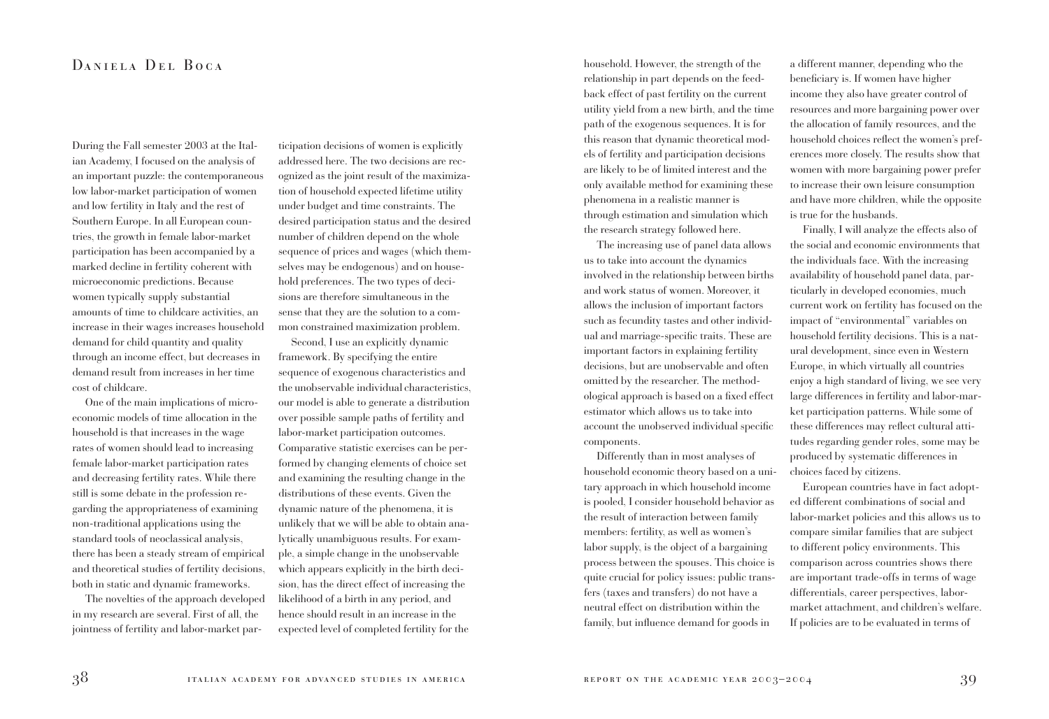# Daniela Del Boca

During the Fall semester 2003 at the Italian Academy, I focused on the analysis of an important puzzle: the contemporaneous low labor-market participation of women and low fertility in Italy and the rest of Southern Europe. In all European countries, the growth in female labor-market participation has been accompanied by a marked decline in fertility coherent with microeconomic predictions. Because women typically supply substantial amounts of time to childcare activities, an increase in their wages increases household demand for child quantity and quality through an income effect, but decreases in demand result from increases in her time cost of childcare.

One of the main implications of microeconomic models of time allocation in the household is that increases in the wage rates of women should lead to increasing female labor-market participation rates and decreasing fertility rates. While there still is some debate in the profession regarding the appropriateness of examining non-traditional applications using the standard tools of neoclassical analysis, there has been a steady stream of empirical and theoretical studies of fertility decisions, both in static and dynamic frameworks.

The novelties of the approach developed in my research are several. First of all, the jointness of fertility and labor-market participation decisions of women is explicitly addressed here. The two decisions are recognized as the joint result of the maximization of household expected lifetime utility under budget and time constraints. The desired participation status and the desired number of children depend on the whole sequence of prices and wages (which themselves may be endogenous) and on household preferences. The two types of decisions are therefore simultaneous in the sense that they are the solution to a common constrained maximization problem.

Second, I use an explicitly dynamic framework. By specifying the entire sequence of exogenous characteristics and the unobservable individual characteristics, our model is able to generate a distribution over possible sample paths of fertility and labor-market participation outcomes. Comparative statistic exercises can be performed by changing elements of choice set and examining the resulting change in the distributions of these events. Given the dynamic nature of the phenomena, it is unlikely that we will be able to obtain analytically unambiguous results. For example, a simple change in the unobservable which appears explicitly in the birth decision, has the direct effect of increasing the likelihood of a birth in any period, and hence should result in an increase in the expected level of completed fertility for the household. However, the strength of the relationship in part depends on the feedback effect of past fertility on the current utility yield from a new birth, and the time path of the exogenous sequences. It is for this reason that dynamic theoretical models of fertility and participation decisions are likely to be of limited interest and the only available method for examining these phenomena in a realistic manner is through estimation and simulation which the research strategy followed here.

The increasing use of panel data allows us to take into account the dynamics involved in the relationship between births and work status of women. Moreover, it allows the inclusion of important factors such as fecundity tastes and other individual and marriage-specific traits. These are important factors in explaining fertility decisions, but are unobservable and often omitted by the researcher. The methodological approach is based on a fixed effect estimator which allows us to take into account the unobserved individual specific components.

Differently than in most analyses of household economic theory based on a unitary approach in which household income is pooled, I consider household behavior as the result of interaction between family members: fertility, as well as women's labor supply, is the object of a bargaining process between the spouses. This choice is quite crucial for policy issues: public transfers (taxes and transfers) do not have a neutral effect on distribution within the family, but influence demand for goods in a different manner, depending who the beneficiary is. If women have higher income they also have greater control of resources and more bargaining power over the allocation of family resources, and the household choices reflect the women's preferences more closely. The results show that women with more bargaining power prefer to increase their own leisure consumption and have more children, while the opposite is true for the husbands.

Finally, I will analyze the effects also of the social and economic environments that the individuals face. With the increasing availability of household panel data, particularly in developed economies, much current work on fertility has focused on the impact of "environmental" variables on household fertility decisions. This is a natural development, since even in Western Europe, in which virtually all countries enjoy a high standard of living, we see very large differences in fertility and labor-market participation patterns. While some of these differences may reflect cultural attitudes regarding gender roles, some may be produced by systematic differences in choices faced by citizens.

European countries have in fact adopted different combinations of social and labor-market policies and this allows us to compare similar families that are subject to different policy environments. This comparison across countries shows there are important trade-offs in terms of wage differentials, career perspectives, labor-market attachment, and children's welfare. If policies are to be evaluated in terms of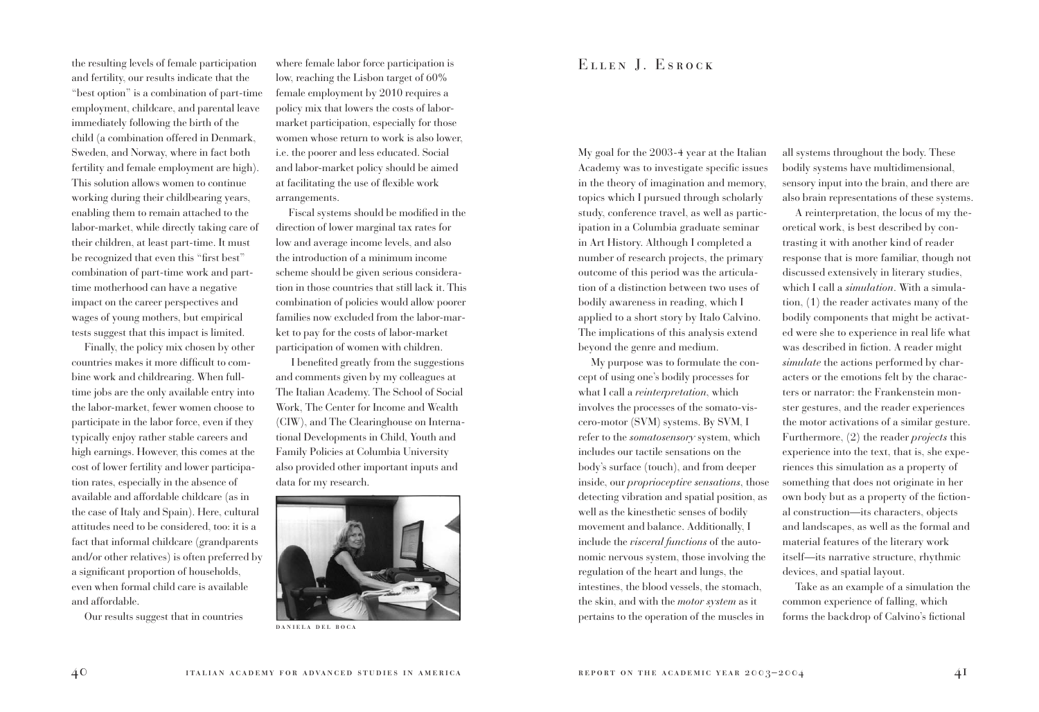the resulting levels of female participation and fertility, our results indicate that the "best option" is a combination of part-time employment, childcare, and parental leave immediately following the birth of the child (a combination offered in Denmark, Sweden, and Norway, where in fact both fertility and female employment are high). This solution allows women to continue working during their childbearing years, enabling them to remain attached to the labor-market, while directly taking care of their children, at least part-time. It must be recognized that even this "first best" combination of part-time work and part-time motherhood can have a negative impact on the career perspectives and wages of young mothers, but empirical tests suggest that this impact is limited.

Finally, the policy mix chosen by other countries makes it more difficult to combine work and childrearing. When full-time jobs are the only available entry into the labor-market, fewer women choose to participate in the labor force, even if they typically enjoy rather stable careers and high earnings. However, this comes at the cost of lower fertility and lower participation rates, especially in the absence of available and affordable childcare (as in the case of Italy and Spain). Here, cultural attitudes need to be considered, too: it is a fact that informal childcare (grandparents and/or other relatives) is often preferred by a significant proportion of households, even when formal child care is available and affordable.

Our results suggest that in countries where female labor force participation is low, reaching the Lisbon target of 60% female employment by 2010 requires a policy mix that lowers the costs of labor-market participation, especially for those women whose return to work is also lower, i.e. the poorer and less educated. Social and labor-market policy should be aimed at facilitating the use of flexible work arrangements.

Fiscal systems should be modified in the direction of lower marginal tax rates for low and average income levels, and also the introduction of a minimum income scheme should be given serious consideration in those countries that still lack it. This combination of policies would allow poorer families now excluded from the labor-market to pay for the costs of labor-market participation of women with children.

I benefited greatly from the suggestions and comments given by my colleagues at The Italian Academy. The School of Social Work, The Center for Income and Wealth (CIW), and The Clearinghouse on International Developments in Child, Youth and Family Policies at Columbia University also provided other important inputs and data for my research.

DANIELA DEL BOCA

## Ellen J. Esrock

My goal for the 2003-4 year at the Italian Academy was to investigate specific issues in the theory of imagination and memory, topics which I pursued through scholarly study, conference travel, as well as participation in a Columbia graduate seminar in Art History. Although I completed a number of research projects, the primary outcome of this period was the articulation of a distinction between two uses of bodily awareness in reading, which I applied to a short story by Italo Calvino. The implications of this analysis extend beyond the genre and medium.

My purpose was to formulate the concept of using one's bodily processes for what I call a *reinterpretation*, which involves the processes of the somato-viscero-motor (SVM) systems. By SVM, I refer to the *somatosensory* system, which includes our tactile sensations on the body's surface (touch), and from deeper inside, our *proprioceptive sensations*, those detecting vibration and spatial position, as well as the kinesthetic senses of bodily movement and balance. Additionally, I include the *visceral functions* of the autonomic nervous system, those involving the regulation of the heart and lungs, the intestines, the blood vessels, the stomach, the skin, and with the *motor system* as it pertains to the operation of the muscles in all systems throughout the body. These bodily systems have multidimensional, sensory input into the brain, and there are also brain representations of these systems.

A reinterpretation, the locus of my theoretical work, is best described by contrasting it with another kind of reader response that is more familiar, though not discussed extensively in literary studies, which I call a *simulation*. With a simulation, (1) the reader activates many of the bodily components that might be activated were she to experience in real life what was described in fiction. A reader might *simulate* the actions performed by characters or the emotions felt by the characters or narrator: the Frankenstein monster gestures, and the reader experiences the motor activations of a similar gesture. Furthermore, (2) the reader *projects* this experience into the text, that is, she experiences this simulation as a property of something that does not originate in her own body but as a property of the fictional construction—its characters, objects and landscapes, as well as the formal and material features of the literary work itself—its narrative structure, rhythmic devices, and spatial layout.

Take as an example of a simulation the common experience of falling, which forms the backdrop of Calvino's fictional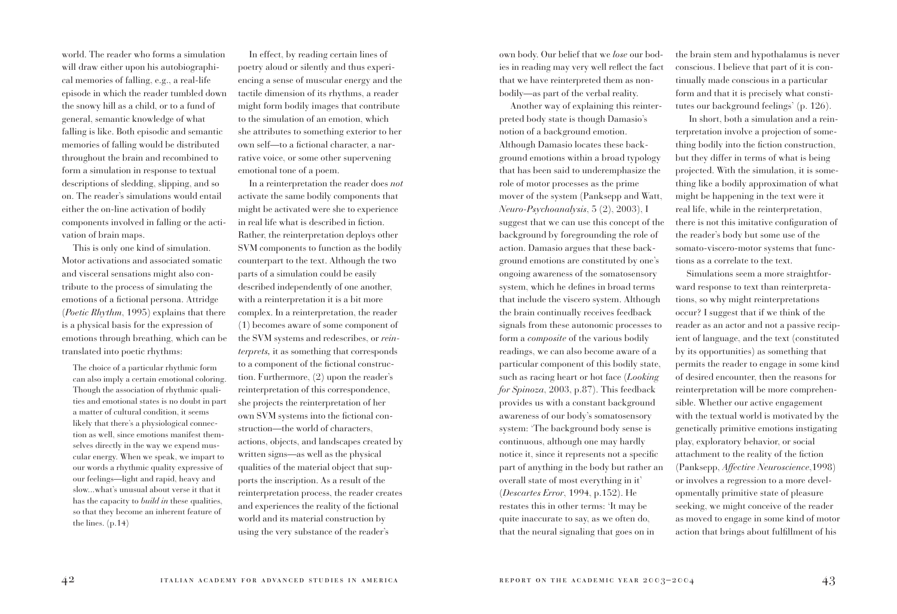world. The reader who forms a simulation will draw either upon his autobiographical memories of falling, e.g., a real-life episode in which the reader tumbled down the snowy hill as a child, or to a fund of general, semantic knowledge of what falling is like. Both episodic and semantic memories of falling would be distributed throughout the brain and recombined to form a simulation in response to textual descriptions of sledding, slipping, and so on. The reader's simulations would entail either the on-line activation of bodily components involved in falling or the activation of brain maps.

This is only one kind of simulation. Motor activations and associated somatic and visceral sensations might also contribute to the process of simulating the emotions of a fictional persona. Attridge (*Poetic Rhythm*, 1995) explains that there is a physical basis for the expression of emotions through breathing, which can be translated into poetic rhythms:

> The choice of a particular rhythmic form can also imply a certain emotional coloring. Though the association of rhythmic qualities and emotional states is no doubt in part a matter of cultural condition, it seems likely that there's a physiological connection as well, since emotions manifest themselves directly in the way we expend muscular energy. When we speak, we impart to our words a rhythmic quality expressive of our feelings—light and rapid, heavy and slow...what's unusual about verse it that it has the capacity to *build in* these qualities, so that they become an inherent feature of the lines. (p.14)

In effect, by reading certain lines of poetry aloud or silently and thus experiencing a sense of muscular energy and the tactile dimension of its rhythms, a reader might form bodily images that contribute to the simulation of an emotion, which she attributes to something exterior to her own self—to a fictional character, a narrative voice, or some other supervening emotional tone of a poem.

In a reinterpretation the reader does *not* activate the same bodily components that might be activated were she to experience in real life what is described in fiction. Rather, the reinterpretation deploys other SVM components to function as the bodily counterpart to the text. Although the two parts of a simulation could be easily described independently of one another, with a reinterpretation it is a bit more complex. In a reinterpretation, the reader (1) becomes aware of some component of the SVM systems and redescribes, or *reinterprets*, it as something that corresponds to a component of the fictional construction. Furthermore, (2) upon the reader's reinterpretation of this correspondence, she projects the reinterpretation of her own SVM systems into the fictional construction—the world of characters, actions, objects, and landscapes created by written signs—as well as the physical qualities of the material object that supports the inscription. As a result of the reinterpretation process, the reader creates and experiences the reality of the fictional world and its material construction by using the very substance of the reader's own body. Our belief that we *lose* our bodies in reading may very well reflect the fact that we have reinterpreted them as nonbodily—as part of the verbal reality.

Another way of explaining this reinterpreted body state is though Damasio's notion of a background emotion. Although Damasio locates these background emotions within a broad typology that has been said to underemphasize the role of motor processes as the prime mover of the system (Panksepp and Watt, *Neuro-Psychoanalysis*, 5 (2), 2003), I suggest that we can use this concept of the background by foregrounding the role of action. Damasio argues that these background emotions are constituted by one's ongoing awareness of the somatosensory system, which he defines in broad terms that include the viscero system. Although the brain continually receives feedback signals from these autonomic processes to form a *composite* of the various bodily readings, we can also become aware of a particular component of this bodily state, such as racing heart or hot face (*Looking for Spinoza*, 2003, p.87). This feedback provides us with a constant background awareness of our body's somatosensory system: 'The background body sense is continuous, although one may hardly notice it, since it represents not a specific part of anything in the body but rather an overall state of most everything in it' (*Descartes Error*, 1994, p.152). He restates this in other terms: 'It may be quite inaccurate to say, as we often do, that the neural signaling that goes on in the brain stem and hypothalamus is never conscious. I believe that part of it is continually made conscious in a particular form and that it is precisely what constitutes our background feelings' (p. 126).

In short, both a simulation and a reinterpretation involve a projection of something bodily into the fiction construction, but they differ in terms of what is being projected. With the simulation, it is something like a bodily approximation of what might be happening in the text were it real life, while in the reinterpretation, there is not this imitative configuration of the reader's body but some use of the somato-viscero-motor systems that functions as a correlate to the text.

Simulations seem a more straightforward response to text than reinterpretations, so why might reinterpretations occur? I suggest that if we think of the reader as an actor and not a passive recipient of language, and the text (constituted by its opportunities) as something that permits the reader to engage in some kind of desired encounter, then the reasons for reinterpretation will be more comprehensible. Whether our active engagement with the textual world is motivated by the genetically primitive emotions instigating play, exploratory behavior, or social attachment to the reality of the fiction (Panksepp, *Affective Neuroscience*,1998) or involves a regression to a more developmentally primitive state of pleasure seeking, we might conceive of the reader as moved to engage in some kind of motor action that brings about fulfillment of his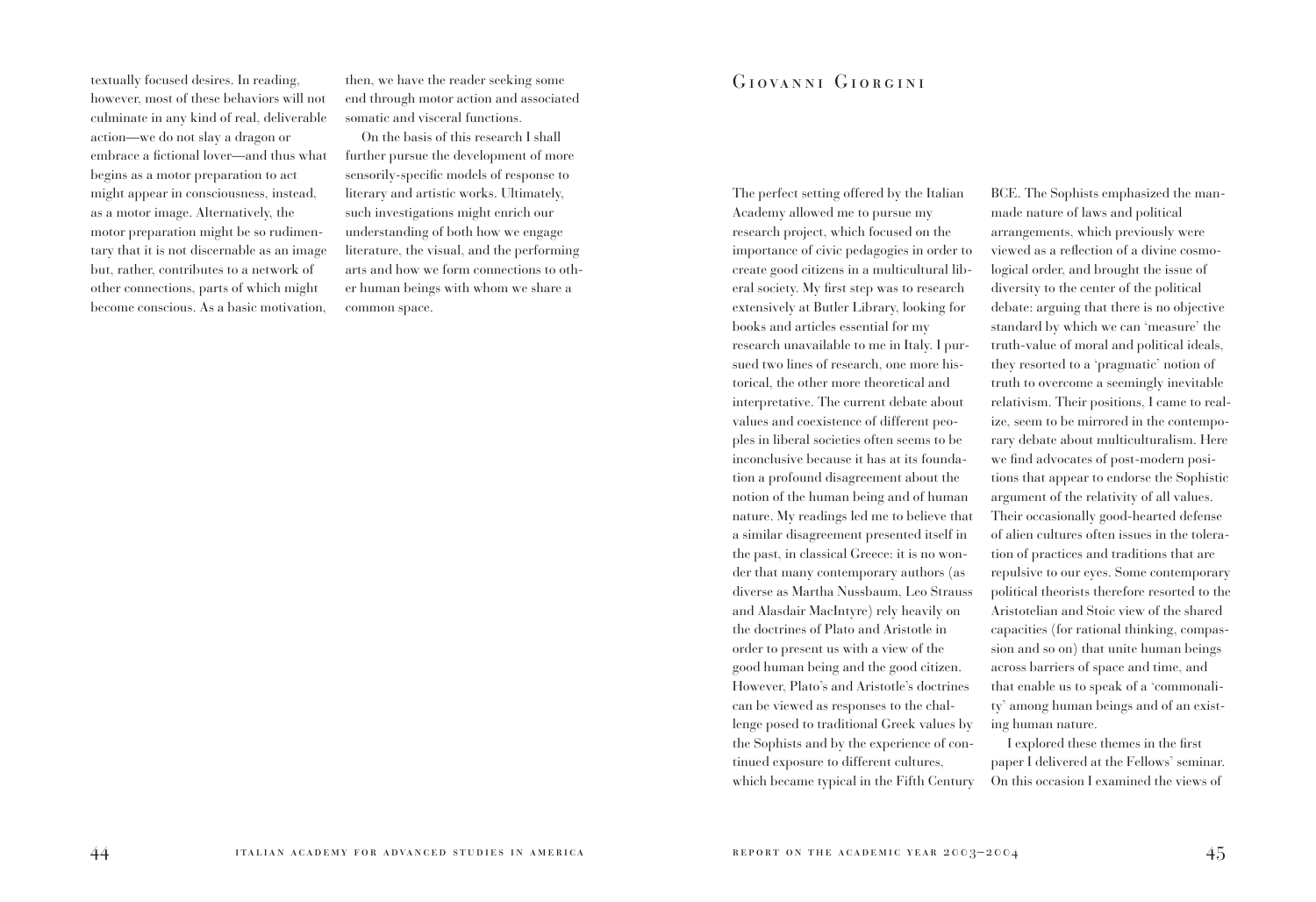textually focused desires. In reading, however, most of these behaviors will not culminate in any kind of real, deliverable action—we do not slay a dragon or embrace a fictional lover—and thus what begins as a motor preparation to act might appear in consciousness, instead, as a motor image. Alternatively, the motor preparation might be so rudimentary that it is not discernable as an image but, rather, contributes to a network of other connections, parts of which might become conscious. As a basic motivation, then, we have the reader seeking some end through motor action and associated somatic and visceral functions.

On the basis of this research I shall further pursue the development of more sensorily-specific models of response to literary and artistic works. Ultimately, such investigations might enrich our understanding of both how we engage literature, the visual, and the performing arts and how we form connections to other human beings with whom we share a common space.

## Giovanni Giorgini

The perfect setting offered by the Italian Academy allowed me to pursue my research project, which focused on the importance of civic pedagogies in order to create good citizens in a multicultural liberal society. My first step was to research extensively at Butler Library, looking for books and articles essential for my research unavailable to me in Italy. I pursued two lines of research, one more historical, the other more theoretical and interpretative. The current debate about values and coexistence of different peoples in liberal societies often seems to be inconclusive because it has at its foundation a profound disagreement about the notion of the human being and of human nature. My readings led me to believe that a similar disagreement presented itself in the past, in classical Greece: it is no wonder that many contemporary authors (as diverse as Martha Nussbaum, Leo Strauss and Alasdair MacIntyre) rely heavily on the doctrines of Plato and Aristotle in order to present us with a view of the good human being and the good citizen. However, Plato's and Aristotle's doctrines can be viewed as responses to the challenge posed to traditional Greek values by the Sophists and by the experience of continued exposure to different cultures, which became typical in the Fifth Century BCE. The Sophists emphasized the man-made nature of laws and political arrangements, which previously were viewed as a reflection of a divine cosmological order, and brought the issue of diversity to the center of the political debate: arguing that there is no objective standard by which we can 'measure' the truth-value of moral and political ideals, they resorted to a 'pragmatic' notion of truth to overcome a seemingly inevitable relativism. Their positions, I came to realize, seem to be mirrored in the contemporary debate about multiculturalism. Here we find advocates of post-modern positions that appear to endorse the Sophistic argument of the relativity of all values. Their occasionally good-hearted defense of alien cultures often issues in the toleration of practices and traditions that are repulsive to our eyes. Some contemporary political theorists therefore resorted to the Aristotelian and Stoic view of the shared capacities (for rational thinking, compassion and so on) that unite human beings across barriers of space and time, and that enable us to speak of a 'commonality' among human beings and of an existing human nature.

I explored these themes in the first paper I delivered at the Fellows' seminar. On this occasion I examined the views of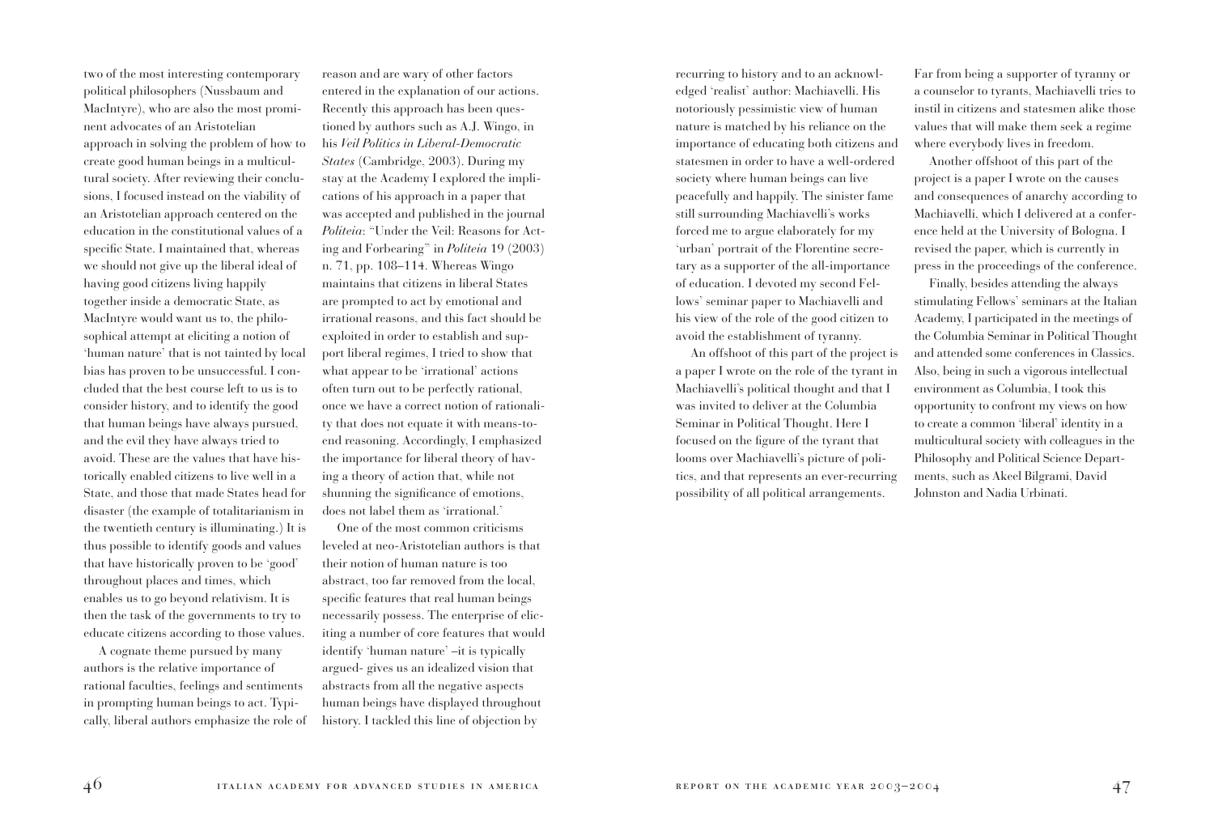two of the most interesting contemporary political philosophers (Nussbaum and MacIntyre), who are also the most prominent advocates of an Aristotelian approach in solving the problem of how to create good human beings in a multicultural society. After reviewing their conclusions, I focused instead on the viability of an Aristotelian approach centered on the education in the constitutional values of a specific State. I maintained that, whereas we should not give up the liberal ideal of having good citizens living happily together inside a democratic State, as MacIntyre would want us to, the philosophical attempt at eliciting a notion of 'human nature' that is not tainted by local bias has proven to be unsuccessful. I concluded that the best course left to us is to consider history, and to identify the good that human beings have always pursued, and the evil they have always tried to avoid. These are the values that have historically enabled citizens to live well in a State, and those that made States head for disaster (the example of totalitarianism in the twentieth century is illuminating.) It is thus possible to identify goods and values that have historically proven to be 'good' throughout places and times, which enables us to go beyond relativism. It is then the task of the governments to try to educate citizens according to those values.

A cognate theme pursued by many authors is the relative importance of rational faculties, feelings and sentiments in prompting human beings to act. Typically, liberal authors emphasize the role of reason and are wary of other factors entered in the explanation of our actions. Recently this approach has been questioned by authors such as A.J. Wingo, in his *Veil Politics in Liberal-Democratic States* (Cambridge, 2003). During my stay at the Academy I explored the implications of his approach in a paper that was accepted and published in the journal *Politeia*: "Under the Veil: Reasons for Acting and Forbearing" in *Politeia* 19 (2003) n. 71, pp. 108–114. Whereas Wingo maintains that citizens in liberal States are prompted to act by emotional and irrational reasons, and this fact should be exploited in order to establish and support liberal regimes, I tried to show that what appear to be 'irrational' actions often turn out to be perfectly rational, once we have a correct notion of rationality that does not equate it with means-to-end reasoning. Accordingly, I emphasized the importance for liberal theory of having a theory of action that, while not shunning the significance of emotions, does not label them as 'irrational.'

One of the most common criticisms leveled at neo-Aristotelian authors is that their notion of human nature is too abstract, too far removed from the local, specific features that real human beings necessarily possess. The enterprise of eliciting a number of core features that would identify 'human nature' –it is typically argued- gives us an idealized vision that abstracts from all the negative aspects human beings have displayed throughout history. I tackled this line of objection by recurring to history and to an acknowledged 'realist' author: Machiavelli. His notoriously pessimistic view of human nature is matched by his reliance on the importance of educating both citizens and statesmen in order to have a well-ordered society where human beings can live peacefully and happily. The sinister fame still surrounding Machiavelli's works forced me to argue elaborately for my 'urban' portrait of the Florentine secretary as a supporter of the all-importance of education. I devoted my second Fellows' seminar paper to Machiavelli and his view of the role of the good citizen to avoid the establishment of tyranny.

An offshoot of this part of the project is a paper I wrote on the role of the tyrant in Machiavelli's political thought and that I was invited to deliver at the Columbia Seminar in Political Thought. Here I focused on the figure of the tyrant that looms over Machiavelli's picture of politics, and that represents an ever-recurring possibility of all political arrangements. Far from being a supporter of tyranny or a counselor to tyrants, Machiavelli tries to instil in citizens and statesmen alike those values that will make them seek a regime where everybody lives in freedom.

Another offshoot of this part of the project is a paper I wrote on the causes and consequences of anarchy according to Machiavelli, which I delivered at a conference held at the University of Bologna. I revised the paper, which is currently in press in the proceedings of the conference.

Finally, besides attending the always stimulating Fellows' seminars at the Italian Academy, I participated in the meetings of the Columbia Seminar in Political Thought and attended some conferences in Classics. Also, being in such a vigorous intellectual environment as Columbia, I took this opportunity to confront my views on how to create a common 'liberal' identity in a multicultural society with colleagues in the Philosophy and Political Science Departments, such as Akeel Bilgrami, David Johnston and Nadia Urbinati.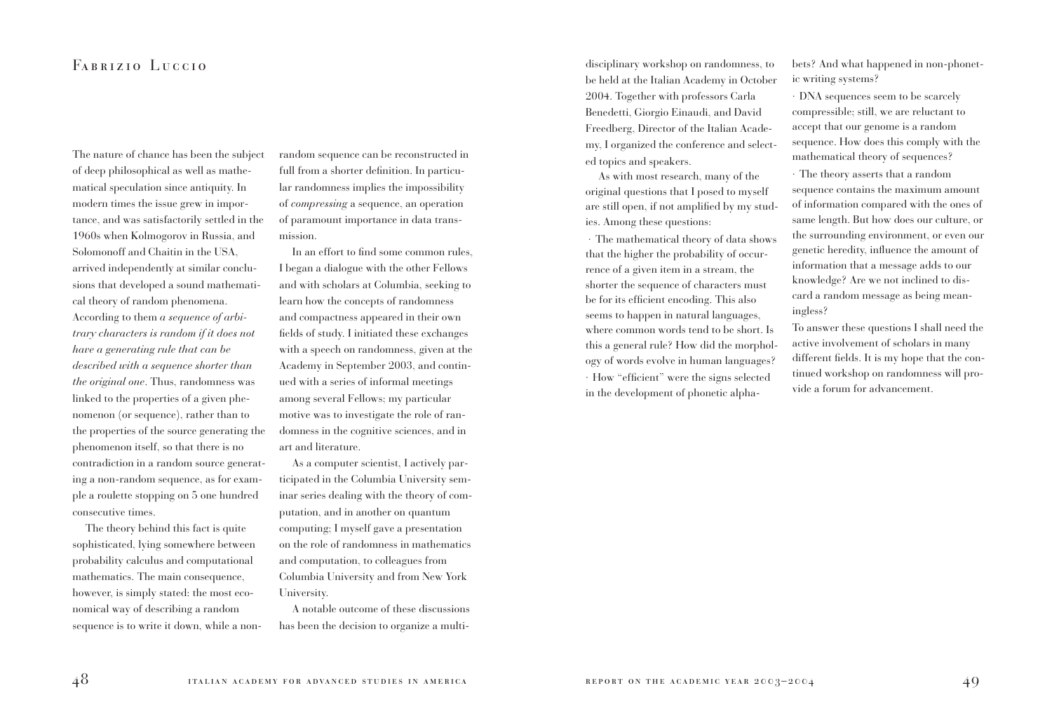# Fabrizio Luccio

The nature of chance has been the subject of deep philosophical as well as mathematical speculation since antiquity. In modern times the issue grew in importance, and was satisfactorily settled in the 1960s when Kolmogorov in Russia, and Solomonoff and Chaitin in the USA, arrived independently at similar conclusions that developed a sound mathematical theory of random phenomena. According to them *a sequence of arbitrary characters is random if it does not have a generating rule that can be described with a sequence shorter than the original one*. Thus, randomness was linked to the properties of a given phenomenon (or sequence), rather than to the properties of the source generating the phenomenon itself, so that there is no contradiction in a random source generating a non-random sequence, as for example a roulette stopping on 5 one hundred consecutive times.

The theory behind this fact is quite sophisticated, lying somewhere between probability calculus and computational mathematics. The main consequence, however, is simply stated: the most economical way of describing a random sequence is to write it down, while a non-random sequence can be reconstructed in full from a shorter definition. In particular randomness implies the impossibility of *compressing* a sequence, an operation of paramount importance in data transmission.

In an effort to find some common rules, I began a dialogue with the other Fellows and with scholars at Columbia, seeking to learn how the concepts of randomness and compactness appeared in their own fields of study. I initiated these exchanges with a speech on randomness, given at the Academy in September 2003, and continued with a series of informal meetings among several Fellows; my particular motive was to investigate the role of randomness in the cognitive sciences, and in art and literature.

As a computer scientist, I actively participated in the Columbia University seminar series dealing with the theory of computation, and in another on quantum computing; I myself gave a presentation on the role of randomness in mathematics and computation, to colleagues from Columbia University and from New York University.

A notable outcome of these discussions has been the decision to organize a multidisciplinary workshop on randomness, to be held at the Italian Academy in October 2004. Together with professors Carla Benedetti, Giorgio Einaudi, and David Freedberg, Director of the Italian Academy, I organized the conference and selected topics and speakers.

As with most research, many of the original questions that I posed to myself are still open, if not amplified by my studies. Among these questions:

· The mathematical theory of data shows that the higher the probability of occurrence of a given item in a stream, the shorter the sequence of characters must be for its efficient encoding. This also seems to happen in natural languages, where common words tend to be short. Is this a general rule? How did the morphology of words evolve in human languages?

· How "efficient" were the signs selected in the development of phonetic alphabets? And what happened in non-phonetic writing systems?

· DNA sequences seem to be scarcely compressible; still, we are reluctant to accept that our genome is a random sequence. How does this comply with the mathematical theory of sequences?

· The theory asserts that a random sequence contains the maximum amount of information compared with the ones of same length. But how does our culture, or the surrounding environment, or even our genetic heredity, influence the amount of information that a message adds to our knowledge? Are we not inclined to discard a random message as being meaningless?

To answer these questions I shall need the active involvement of scholars in many different fields. It is my hope that the continued workshop on randomness will provide a forum for advancement.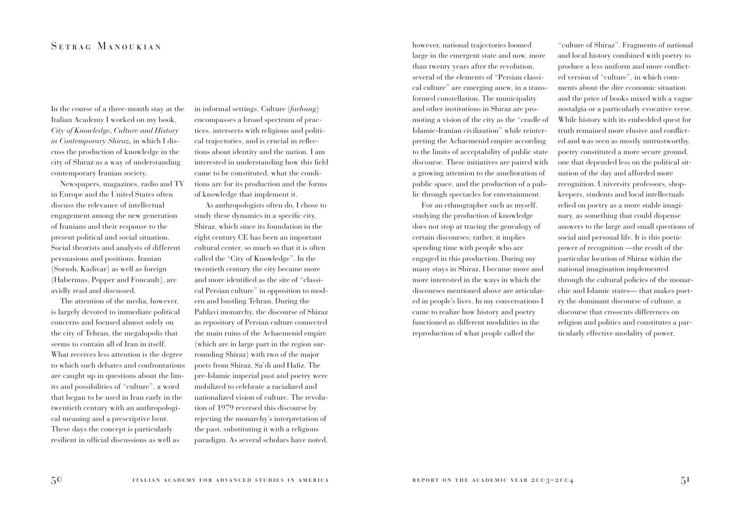# Setrag Manoukian

In the course of a three-month stay at the Italian Academy I worked on my book, *City of Knowledge, Culture and History in Contemporary Shiraz*, in which I discuss the production of knowledge in the city of Shiraz as a way of understanding contemporary Iranian society.

Newspapers, magazines, radio and TV in Europe and the United States often discuss the relevance of intellectual engagement among the new generation of Iranians and their response to the present political and social situation. Social theorists and analysts of different persuasions and positions, Iranian (Sorush, Kadivar) as well as foreign (Habermas, Popper and Foucault), are avidly read and discussed.

The attention of the media, however, is largely devoted to immediate political concerns and focused almost solely on the city of Tehran, the megalopolis that seems to contain all of Iran in itself. What receives less attention is the degree to which such debates and confrontations are caught up in questions about the limits and possibilities of "culture", a word that began to be used in Iran early in the twentieth century with an anthropological meaning and a prescriptive bent. These days the concept is particularly resilient in official discussions as well as in informal settings. Culture (*farhang*) encompasses a broad spectrum of practices, intersects with religious and political trajectories, and is crucial in reflections about identity and the nation. I am interested in understanding how this field came to be constituted, what the conditions are for its production and the forms of knowledge that implement it.

As anthropologists often do, I chose to study these dynamics in a specific city, Shiraz, which since its foundation in the eight century CE has been an important cultural center, so much so that it is often called the "City of Knowledge". In the twentieth century the city became more and more identified as the site of "classical Persian culture" in opposition to modern and bustling Tehran. During the Pahlavi monarchy, the discourse of Shiraz as repository of Persian culture connected the main ruins of the Achaemenid empire (which are in large part in the region surrounding Shiraz) with two of the major poets from Shiraz, Sa'di and Hafiz. The pre-Islamic imperial past and poetry were mobilized to celebrate a racialized and nationalized vision of culture. The revolution of 1979 reversed this discourse by rejecting the monarchy's interpretation of the past, substituting it with a religious paradigm. As several scholars have noted, however, national trajectories loomed large in the emergent state and now, more than twenty years after the revolution, several of the elements of "Persian classical culture" are emerging anew, in a transformed constellation. The municipality and other institutions in Shiraz are promoting a vision of the city as the "cradle of Islamic-Iranian civilization" while reinterpreting the Achaemenid empire according to the limits of acceptability of public state discourse. These initiatives are paired with a growing attention to the amelioration of public space, and the production of a public through spectacles for entertainment.

For an ethnographer such as myself, studying the production of knowledge does not stop at tracing the genealogy of certain discourses; rather, it implies spending time with people who are engaged in this production. During my many stays in Shiraz, I became more and more interested in the ways in which the discourses mentioned above are articulated in people's lives. In my conversations I came to realize how history and poetry functioned as different modalities in the reproduction of what people called the "culture of Shiraz". Fragments of national and local history combined with poetry to produce a less uniform and more conflicted version of "culture", in which comments about the dire economic situation and the price of books mixed with a vague nostalgia or a particularly evocative verse. While history with its embedded quest for truth remained more elusive and conflicted and was seen as mostly untrustworthy, poetry constituted a more secure ground, one that depended less on the political situation of the day and afforded more recognition. University professors, shopkeepers, students and local intellectuals relied on poetry as a more stable imaginary, as something that could dispense answers to the large and small questions of social and personal life. It is this poetic power of recognition —the result of the particular location of Shiraz within the national imagination implemented through the cultural policies of the monarchic and Islamic states— that makes poetry the dominant discourse of culture, a discourse that crosscuts differences on religion and politics and constitutes a particularly effective modality of power.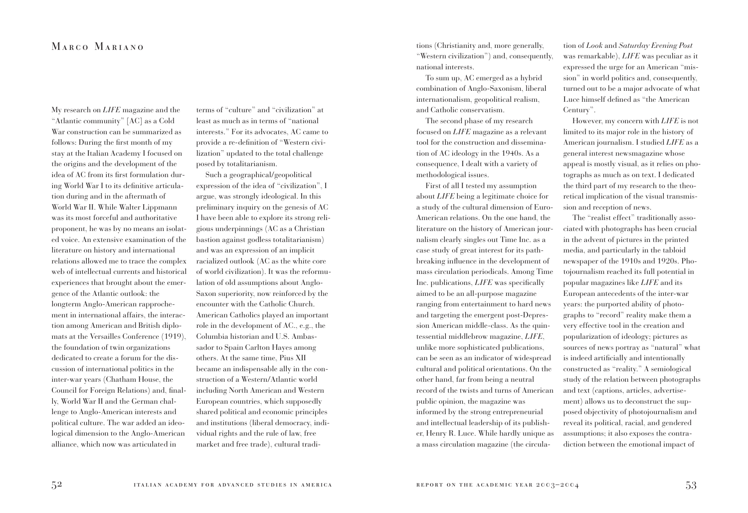# Marco Mariano

My research on *LIFE* magazine and the "Atlantic community" [AC] as a Cold War construction can be summarized as follows: During the first month of my stay at the Italian Academy I focused on the origins and the development of the idea of AC from its first formulation during World War I to its definitive articulation during and in the aftermath of World War II. While Walter Lippmann was its most forceful and authoritative proponent, he was by no means an isolated voice. An extensive examination of the literature on history and international relations allowed me to trace the complex web of intellectual currents and historical experiences that brought about the emergence of the Atlantic outlook: the longterm Anglo-American rapprochement in international affairs, the interaction among American and British diplomats at the Versailles Conference (1919), the foundation of twin organizations dedicated to create a forum for the discussion of international politics in the inter-war years (Chatham House, the Council for Foreign Relations) and, finally, World War II and the German challenge to Anglo-American interests and political culture. The war added an ideological dimension to the Anglo-American alliance, which now was articulated in terms of "culture" and "civilization" at least as much as in terms of "national interests." For its advocates, AC came to provide a re-definition of "Western civilization" updated to the total challenge posed by totalitarianism.

Such a geographical/geopolitical expression of the idea of "civilization", I argue, was strongly ideological. In this preliminary inquiry on the genesis of AC I have been able to explore its strong religious underpinnings (AC as a Christian bastion against godless totalitarianism) and was an expression of an implicit racialized outlook (AC as the white core of world civilization). It was the reformulation of old assumptions about Anglo-Saxon superiority, now reinforced by the encounter with the Catholic Church. American Catholics played an important role in the development of AC., e.g., the Columbia historian and U.S. Ambassador to Spain Carlton Hayes among others. At the same time, Pius XII became an indispensable ally in the construction of a Western/Atlantic world including North American and Western European countries, which supposedly shared political and economic principles and institutions (liberal democracy, individual rights and the rule of law, free market and free trade), cultural traditions (Christianity and, more generally, "Western civilization") and, consequently, national interests.

To sum up, AC emerged as a hybrid combination of Anglo-Saxonism, liberal internationalism, geopolitical realism, and Catholic conservatism.

The second phase of my research focused on *LIFE* magazine as a relevant tool for the construction and dissemination of AC ideology in the 1940s. As a consequence, I dealt with a variety of methodological issues.

First of all I tested my assumption about *LIFE* being a legitimate choice for a study of the cultural dimension of Euro-American relations. On the one hand, the literature on the history of American journalism clearly singles out Time Inc. as a case study of great interest for its pathbreaking influence in the development of mass circulation periodicals. Among Time Inc. publications, *LIFE* was specifically aimed to be an all-purpose magazine ranging from entertainment to hard news and targeting the emergent post-Depression American middle-class. As the quintessential middlebrow magazine, *LIFE*, unlike more sophisticated publications, can be seen as an indicator of widespread cultural and political orientations. On the other hand, far from being a neutral record of the twists and turns of American public opinion, the magazine was informed by the strong entrepreneurial and intellectual leadership of its publisher, Henry R. Luce. While hardly unique as a mass circulation magazine (the circulation of *Look* and *Saturday Evening Post* was remarkable), *LIFE* was peculiar as it expressed the urge for an American "mission" in world politics and, consequently, turned out to be a major advocate of what Luce himself defined as "the American Century".

However, my concern with *LIFE* is not limited to its major role in the history of American journalism. I studied *LIFE* as a general interest newsmagazine whose appeal is mostly visual, as it relies on photographs as much as on text. I dedicated the third part of my research to the theoretical implication of the visual transmission and reception of news.

The "realist effect" traditionally associated with photographs has been crucial in the advent of pictures in the printed media, and particularly in the tabloid newspaper of the 1910s and 1920s. Photojournalism reached its full potential in popular magazines like *LIFE* and its European antecedents of the inter-war years: the purported ability of photographs to "record" reality make them a very effective tool in the creation and popularization of ideology: pictures as sources of news portray as "natural" what is indeed artificially and intentionally constructed as "reality." A semiological study of the relation between photographs and text (captions, articles, advertisement) allows us to deconstruct the supposed objectivity of photojournalism and reveal its political, racial, and gendered assumptions; it also exposes the contradiction between the emotional impact of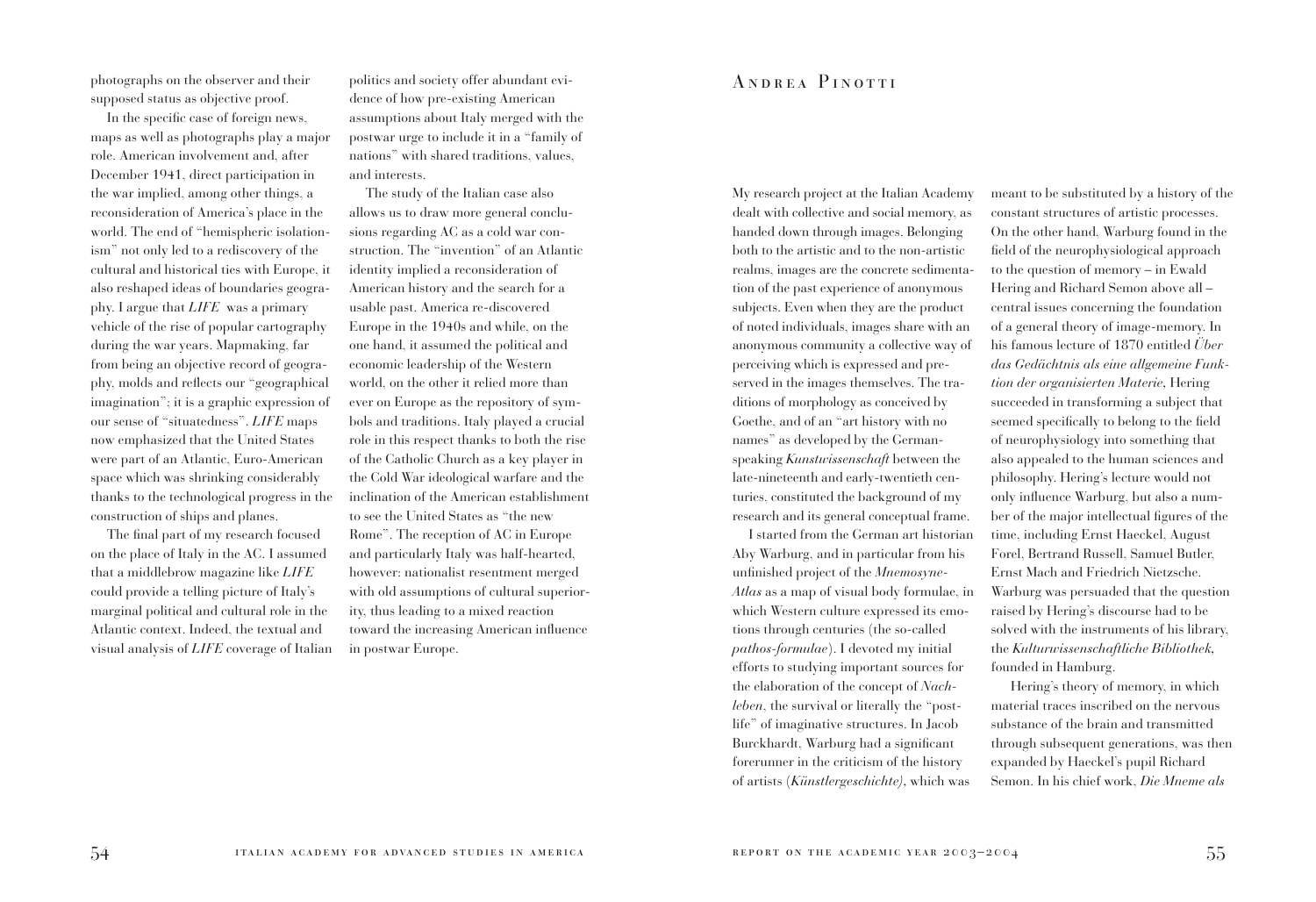photographs on the observer and their supposed status as objective proof.

In the specific case of foreign news, maps as well as photographs play a major role. American involvement and, after December 1941, direct participation in the war implied, among other things, a reconsideration of America's place in the world. The end of "hemispheric isolationism" not only led to a rediscovery of the cultural and historical ties with Europe, it also reshaped ideas of boundaries geography. I argue that *LIFE* was a primary vehicle of the rise of popular cartography during the war years. Mapmaking, far from being an objective record of geography, molds and reflects our "geographical imagination"; it is a graphic expression of our sense of "situatedness". *LIFE* maps now emphasized that the United States were part of an Atlantic, Euro-American space which was shrinking considerably thanks to the technological progress in the construction of ships and planes.

The final part of my research focused on the place of Italy in the AC. I assumed that a middlebrow magazine like *LIFE* could provide a telling picture of Italy's marginal political and cultural role in the Atlantic context. Indeed, the textual and visual analysis of *LIFE* coverage of Italian politics and society offer abundant evidence of how pre-existing American assumptions about Italy merged with the postwar urge to include it in a "family of nations" with shared traditions, values, and interests.

The study of the Italian case also allows us to draw more general conclusions regarding AC as a cold war construction. The "invention" of an Atlantic identity implied a reconsideration of American history and the search for a usable past. America re-discovered Europe in the 1940s and while, on the one hand, it assumed the political and economic leadership of the Western world, on the other it relied more than ever on Europe as the repository of symbols and traditions. Italy played a crucial role in this respect thanks to both the rise of the Catholic Church as a key player in the Cold War ideological warfare and the inclination of the American establishment to see the United States as "the new Rome". The reception of AC in Europe and particularly Italy was half-hearted, however: nationalist resentment merged with old assumptions of cultural superiority, thus leading to a mixed reaction toward the increasing American influence in postwar Europe.

## Andrea Pinotti

My research project at the Italian Academy dealt with collective and social memory, as handed down through images. Belonging both to the artistic and to the non-artistic realms, images are the concrete sedimentation of the past experience of anonymous subjects. Even when they are the product of noted individuals, images share with an anonymous community a collective way of perceiving which is expressed and preserved in the images themselves. The traditions of morphology as conceived by Goethe, and of an "art history with no names" as developed by the German-speaking *Kunstwissenschaft* between the late-nineteenth and early-twentieth centuries, constituted the background of my research and its general conceptual frame.

I started from the German art historian Aby Warburg, and in particular from his unfinished project of the *Mnemosyne-Atlas* as a map of visual body formulae, in which Western culture expressed its emotions through centuries (the so-called *pathos-formulae*). I devoted my initial efforts to studying important sources for the elaboration of the concept of *Nachleben*, the survival or literally the "post-life" of imaginative structures. In Jacob Burckhardt, Warburg had a significant forerunner in the criticism of the history of artists (*Künstlergeschichte)*, which was meant to be substituted by a history of the constant structures of artistic processes. On the other hand, Warburg found in the field of the neurophysiological approach to the question of memory – in Ewald Hering and Richard Semon above all – central issues concerning the foundation of a general theory of image-memory. In his famous lecture of 1870 entitled *Über das Gedächtnis als eine allgemeine Funktion der organisierten Materie*, Hering succeeded in transforming a subject that seemed specifically to belong to the field of neurophysiology into something that also appealed to the human sciences and philosophy. Hering's lecture would not only influence Warburg, but also a number of the major intellectual figures of the time, including Ernst Haeckel, August Forel, Bertrand Russell, Samuel Butler, Ernst Mach and Friedrich Nietzsche. Warburg was persuaded that the question raised by Hering's discourse had to be solved with the instruments of his library, the *Kulturwissenschaftliche Bibliothek*, founded in Hamburg.

Hering's theory of memory, in which material traces inscribed on the nervous substance of the brain and transmitted through subsequent generations, was then expanded by Haeckel's pupil Richard Semon. In his chief work, *Die Mneme als*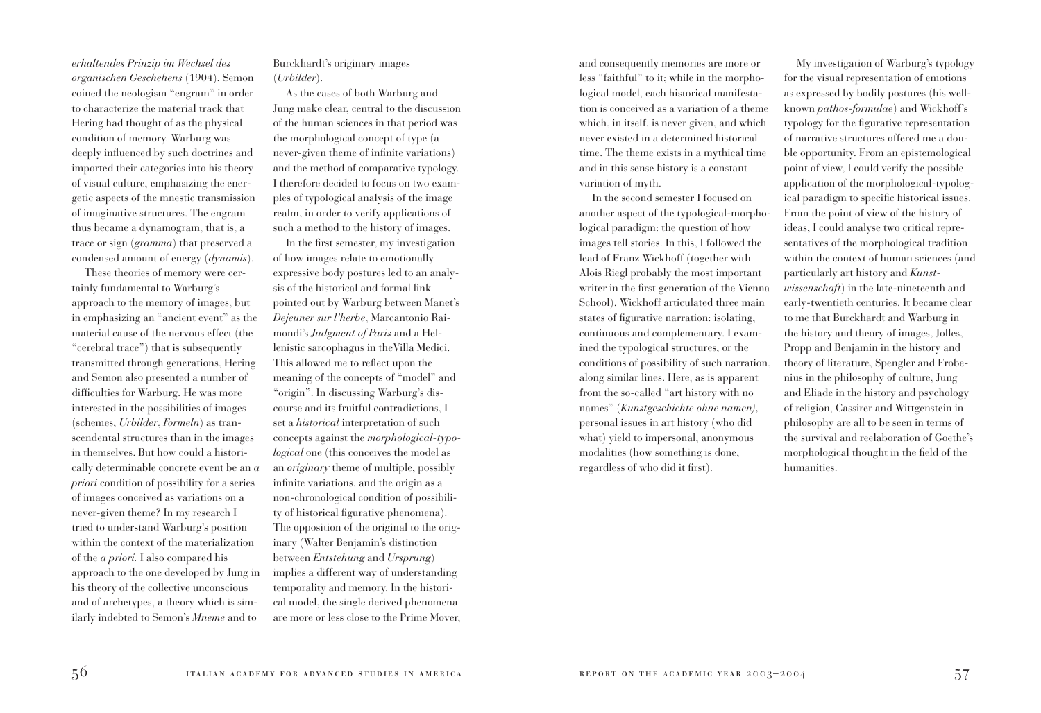*erhaltendes Prinzip im Wechsel des organischen Geschehens* (1904), Semon coined the neologism "engram" in order to characterize the material track that Hering had thought of as the physical condition of memory. Warburg was deeply influenced by such doctrines and imported their categories into his theory of visual culture, emphasizing the energetic aspects of the mnestic transmission of imaginative structures. The engram thus became a dynamogram, that is, a trace or sign (*gramma*) that preserved a condensed amount of energy (*dynamis*).

These theories of memory were certainly fundamental to Warburg's approach to the memory of images, but in emphasizing an "ancient event" as the material cause of the nervous effect (the "cerebral trace") that is subsequently transmitted through generations, Hering and Semon also presented a number of difficulties for Warburg. He was more interested in the possibilities of images (schemes, *Urbilder*, *Formeln*) as transcendental structures than in the images in themselves. But how could a historically determinable concrete event be an *a priori* condition of possibility for a series of images conceived as variations on a never-given theme? In my research I tried to understand Warburg's position within the context of the materialization of the *a priori*. I also compared his approach to the one developed by Jung in his theory of the collective unconscious and of archetypes, a theory which is similarly indebted to Semon's *Mneme* and to Burckhardt's originary images (*Urbilder*).

As the cases of both Warburg and Jung make clear, central to the discussion of the human sciences in that period was the morphological concept of type (a never-given theme of infinite variations) and the method of comparative typology. I therefore decided to focus on two examples of typological analysis of the image realm, in order to verify applications of such a method to the history of images.

In the first semester, my investigation of how images relate to emotionally expressive body postures led to an analysis of the historical and formal link pointed out by Warburg between Manet's *Dejeuner sur l'herbe*, Marcantonio Raimondi's *Judgment of Paris* and a Hellenistic sarcophagus in theVilla Medici. This allowed me to reflect upon the meaning of the concepts of "model" and "origin". In discussing Warburg's discourse and its fruitful contradictions, I set a *historical* interpretation of such concepts against the *morphological-typological* one (this conceives the model as an *originary* theme of multiple, possibly infinite variations, and the origin as a non-chronological condition of possibility of historical figurative phenomena). The opposition of the original to the originary (Walter Benjamin's distinction between *Entstehung* and *Ursprung*) implies a different way of understanding temporality and memory. In the historical model, the single derived phenomena are more or less close to the Prime Mover, and consequently memories are more or less "faithful" to it; while in the morphological model, each historical manifestation is conceived as a variation of a theme which, in itself, is never given, and which never existed in a determined historical time. The theme exists in a mythical time and in this sense history is a constant variation of myth.

In the second semester I focused on another aspect of the typological-morphological paradigm: the question of how images tell stories. In this, I followed the lead of Franz Wickhoff (together with Alois Riegl probably the most important writer in the first generation of the Vienna School). Wickhoff articulated three main states of figurative narration: isolating, continuous and complementary. I examined the typological structures, or the conditions of possibility of such narration, along similar lines. Here, as is apparent from the so-called "art history with no names" (*Kunstgeschichte ohne namen)*, personal issues in art history (who did what) yield to impersonal, anonymous modalities (how something is done, regardless of who did it first).

My investigation of Warburg's typology for the visual representation of emotions as expressed by bodily postures (his well-known *pathos-formulae*) and Wickhoff's typology for the figurative representation of narrative structures offered me a double opportunity. From an epistemological point of view, I could verify the possible application of the morphological-typological paradigm to specific historical issues. From the point of view of the history of ideas, I could analyse two critical representatives of the morphological tradition within the context of human sciences (and particularly art history and *Kunstwissenschaft*) in the late-nineteenth and early-twentieth centuries. It became clear to me that Burckhardt and Warburg in the history and theory of images, Jolles, Propp and Benjamin in the history and theory of literature, Spengler and Frobenius in the philosophy of culture, Jung and Eliade in the history and psychology of religion, Cassirer and Wittgenstein in philosophy are all to be seen in terms of the survival and reelaboration of Goethe's morphological thought in the field of the humanities.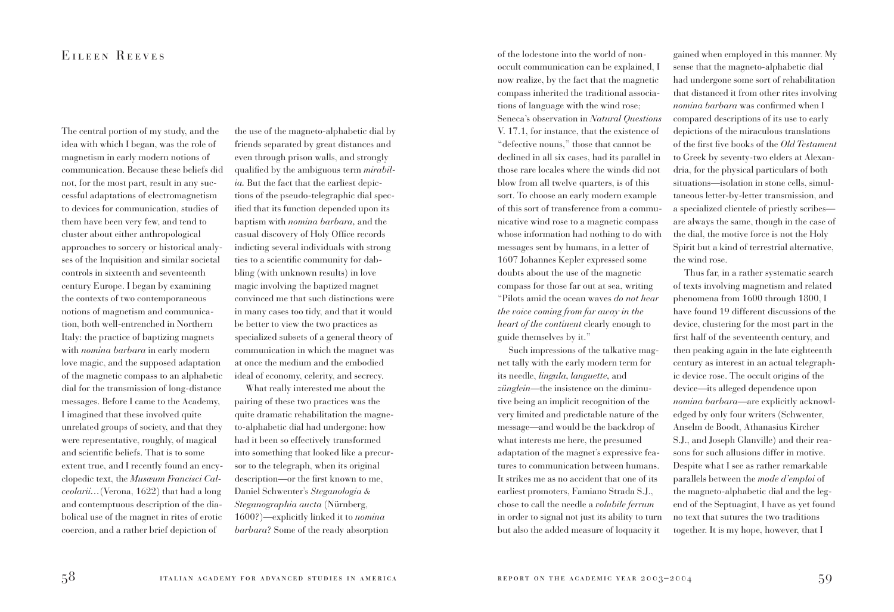# Eileen Reeves

The central portion of my study, and the idea with which I began, was the role of magnetism in early modern notions of communication. Because these beliefs did not, for the most part, result in any successful adaptations of electromagnetism to devices for communication, studies of them have been very few, and tend to cluster about either anthropological approaches to sorcery or historical analyses of the Inquisition and similar societal controls in sixteenth and seventeenth century Europe. I began by examining the contexts of two contemporaneous notions of magnetism and communication, both well-entrenched in Northern Italy: the practice of baptizing magnets with *nomina barbara* in early modern love magic, and the supposed adaptation of the magnetic compass to an alphabetic dial for the transmission of long-distance messages. Before I came to the Academy, I imagined that these involved quite unrelated groups of society, and that they were representative, roughly, of magical and scientific beliefs. That is to some extent true, and I recently found an encyclopedic text, the *Musæum Francisci Calceolarii…*(Verona, 1622) that had a long and contemptuous description of the diabolical use of the magnet in rites of erotic coercion, and a rather brief depiction of the use of the magneto-alphabetic dial by friends separated by great distances and even through prison walls, and strongly qualified by the ambiguous term *mirabilia*. But the fact that the earliest depictions of the pseudo-telegraphic dial specified that its function depended upon its baptism with *nomina barbara*, and the casual discovery of Holy Office records indicting several individuals with strong ties to a scientific community for dabbling (with unknown results) in love magic involving the baptized magnet convinced me that such distinctions were in many cases too tidy, and that it would be better to view the two practices as specialized subsets of a general theory of communication in which the magnet was at once the medium and the embodied ideal of economy, celerity, and secrecy.

What really interested me about the pairing of these two practices was the quite dramatic rehabilitation the magneto-alphabetic dial had undergone: how had it been so effectively transformed into something that looked like a precursor to the telegraph, when its original description—or the first known to me, Daniel Schwenter's *Steganologia & Steganographia aucta* (Nürnberg, 1600?)—explicitly linked it to *nomina barbara*? Some of the ready absorption of the lodestone into the world of non-occult communication can be explained, I now realize, by the fact that the magnetic compass inherited the traditional associations of language with the wind rose; Seneca's observation in *Natural Questions* V. 17.1, for instance, that the existence of "defective nouns," those that cannot be declined in all six cases, had its parallel in those rare locales where the winds did not blow from all twelve quarters, is of this sort. To choose an early modern example of this sort of transference from a communicative wind rose to a magnetic compass whose information had nothing to do with messages sent by humans, in a letter of 1607 Johannes Kepler expressed some doubts about the use of the magnetic compass for those far out at sea, writing "Pilots amid the ocean waves *do not hear the voice coming from far away in the heart of the continent* clearly enough to guide themselves by it."

Such impressions of the talkative magnet tally with the early modern term for its needle, *lingula*, *languette*, and *zünglein*—the insistence on the diminutive being an implicit recognition of the very limited and predictable nature of the message—and would be the backdrop of what interests me here, the presumed adaptation of the magnet's expressive features to communication between humans. It strikes me as no accident that one of its earliest promoters, Famiano Strada S.J., chose to call the needle a *volubile ferrum* in order to signal not just its ability to turn but also the added measure of loquacity it gained when employed in this manner. My sense that the magneto-alphabetic dial had undergone some sort of rehabilitation that distanced it from other rites involving *nomina barbara* was confirmed when I compared descriptions of its use to early depictions of the miraculous translations of the first five books of the *Old Testament* to Greek by seventy-two elders at Alexandria, for the physical particulars of both situations—isolation in stone cells, simultaneous letter-by-letter transmission, and a specialized clientele of priestly scribes—are always the same, though in the case of the dial, the motive force is not the Holy Spirit but a kind of terrestrial alternative, the wind rose.

Thus far, in a rather systematic search of texts involving magnetism and related phenomena from 1600 through 1800, I have found 19 different discussions of the device, clustering for the most part in the first half of the seventeenth century, and then peaking again in the late eighteenth century as interest in an actual telegraphic device rose. The occult origins of the device—its alleged dependence upon *nomina barbara*—are explicitly acknowledged by only four writers (Schwenter, Anselm de Boodt, Athanasius Kircher S.J., and Joseph Glanville) and their reasons for such allusions differ in motive. Despite what I see as rather remarkable parallels between the *mode d'emploi* of the magneto-alphabetic dial and the legend of the Septuagint, I have as yet found no text that sutures the two traditions together. It is my hope, however, that I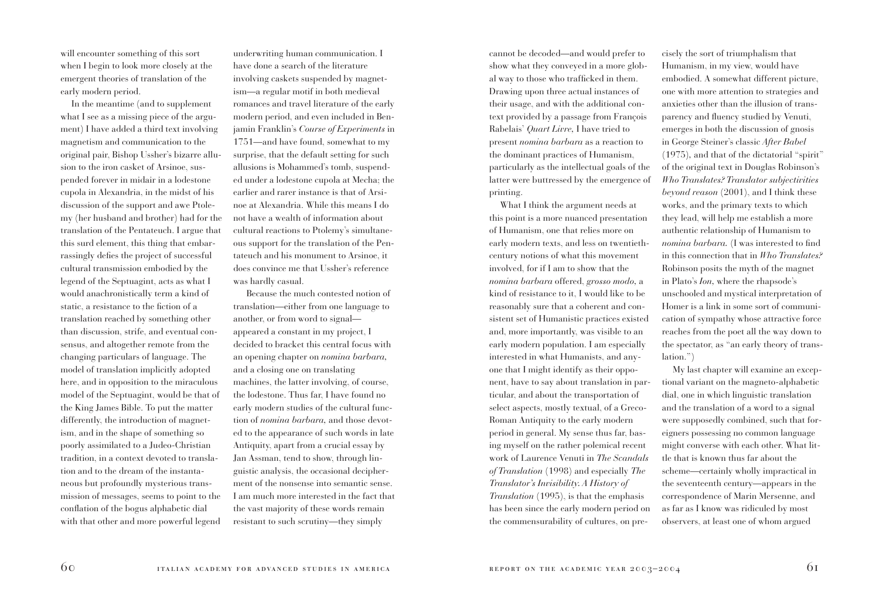will encounter something of this sort when I begin to look more closely at the emergent theories of translation of the early modern period.

In the meantime (and to supplement what I see as a missing piece of the argument) I have added a third text involving magnetism and communication to the original pair, Bishop Ussher's bizarre allusion to the iron casket of Arsinoe, suspended forever in midair in a lodestone cupola in Alexandria, in the midst of his discussion of the support and awe Ptolemy (her husband and brother) had for the translation of the Pentateuch. I argue that this surd element, this thing that embarrassingly defies the project of successful cultural transmission embodied by the legend of the Septuagint, acts as what I would anachronistically term a kind of static, a resistance to the fiction of a translation reached by something other than discussion, strife, and eventual consensus, and altogether remote from the changing particulars of language. The model of translation implicitly adopted here, and in opposition to the miraculous model of the Septuagint, would be that of the King James Bible. To put the matter differently, the introduction of magnetism, and in the shape of something so poorly assimilated to a Judeo-Christian tradition, in a context devoted to translation and to the dream of the instantaneous but profoundly mysterious transmission of messages, seems to point to the conflation of the bogus alphabetic dial with that other and more powerful legend underwriting human communication. I have done a search of the literature involving caskets suspended by magnetism—a regular motif in both medieval romances and travel literature of the early modern period, and even included in Benjamin Franklin's *Course of Experiments* in 1751—and have found, somewhat to my surprise, that the default setting for such allusions is Mohammed's tomb, suspended under a lodestone cupola at Mecha; the earlier and rarer instance is that of Arsinoe at Alexandria. While this means I do not have a wealth of information about cultural reactions to Ptolemy's simultaneous support for the translation of the Pentateuch and his monument to Arsinoe, it does convince me that Ussher's reference was hardly casual.

Because the much contested notion of translation—either from one language to another, or from word to signal—appeared a constant in my project, I decided to bracket this central focus with an opening chapter on *nomina barbara*, and a closing one on translating machines, the latter involving, of course, the lodestone. Thus far, I have found no early modern studies of the cultural function of *nomina barbara*, and those devoted to the appearance of such words in late Antiquity, apart from a crucial essay by Jan Assman, tend to show, through linguistic analysis, the occasional decipherment of the nonsense into semantic sense. I am much more interested in the fact that the vast majority of these words remain resistant to such scrutiny—they simply cannot be decoded—and would prefer to show what they conveyed in a more global way to those who trafficked in them. Drawing upon three actual instances of their usage, and with the additional context provided by a passage from François Rabelais' *Quart Livre*, I have tried to present *nomina barbara* as a reaction to the dominant practices of Humanism, particularly as the intellectual goals of the latter were buttressed by the emergence of printing.

What I think the argument needs at this point is a more nuanced presentation of Humanism, one that relies more on early modern texts, and less on twentieth-century notions of what this movement involved, for if I am to show that the *nomina barbara* offered, *grosso modo*, a kind of resistance to it, I would like to be reasonably sure that a coherent and consistent set of Humanistic practices existed and, more importantly, was visible to an early modern population. I am especially interested in what Humanists, and anyone that I might identify as their opponent, have to say about translation in particular, and about the transportation of select aspects, mostly textual, of a Greco-Roman Antiquity to the early modern period in general. My sense thus far, basing myself on the rather polemical recent work of Laurence Venuti in *The Scandals of Translation* (1998) and especially *The Translator's Invisibility: A History of Translation* (1995), is that the emphasis has been since the early modern period on the commensurability of cultures, on precisely the sort of triumphalism that Humanism, in my view, would have embodied. A somewhat different picture, one with more attention to strategies and anxieties other than the illusion of transparency and fluency studied by Venuti, emerges in both the discussion of gnosis in George Steiner's classic *After Babel* (1975), and that of the dictatorial "spirit" of the original text in Douglas Robinson's *Who Translates? Translator subjectivities beyond reason* (2001), and I think these works, and the primary texts to which they lead, will help me establish a more authentic relationship of Humanism to *nomina barbara*. (I was interested to find in this connection that in *Who Translates?* Robinson posits the myth of the magnet in Plato's *Ion*, where the rhapsode's unschooled and mystical interpretation of Homer is a link in some sort of communication of sympathy whose attractive force reaches from the poet all the way down to the spectator, as "an early theory of translation.")

My last chapter will examine an exceptional variant on the magneto-alphabetic dial, one in which linguistic translation and the translation of a word to a signal were supposedly combined, such that foreigners possessing no common language might converse with each other. What little that is known thus far about the scheme—certainly wholly impractical in the seventeenth century—appears in the correspondence of Marin Mersenne, and as far as I know was ridiculed by most observers, at least one of whom argued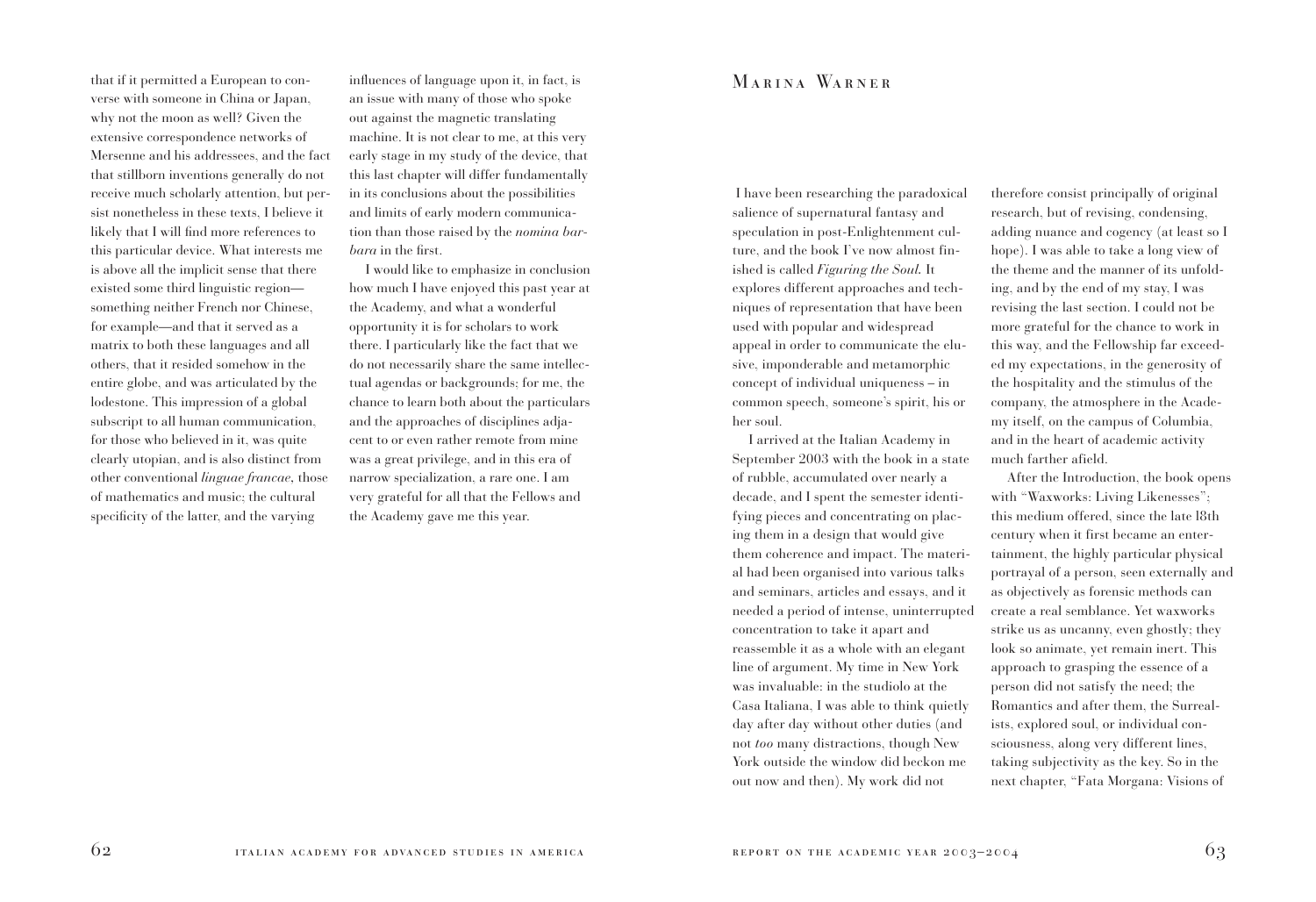that if it permitted a European to converse with someone in China or Japan, why not the moon as well? Given the extensive correspondence networks of Mersenne and his addressees, and the fact that stillborn inventions generally do not receive much scholarly attention, but persist nonetheless in these texts, I believe it likely that I will find more references to this particular device. What interests me is above all the implicit sense that there existed some third linguistic region—something neither French nor Chinese, for example—and that it served as a matrix to both these languages and all others, that it resided somehow in the entire globe, and was articulated by the lodestone. This impression of a global subscript to all human communication, for those who believed in it, was quite clearly utopian, and is also distinct from other conventional *linguae francae*, those of mathematics and music: the cultural specificity of the latter, and the varying influences of language upon it, in fact, is an issue with many of those who spoke out against the magnetic translating machine. It is not clear to me, at this very early stage in my study of the device, that this last chapter will differ fundamentally in its conclusions about the possibilities and limits of early modern communication than those raised by the *nomina barbara* in the first.

I would like to emphasize in conclusion how much I have enjoyed this past year at the Academy, and what a wonderful opportunity it is for scholars to work there. I particularly like the fact that we do not necessarily share the same intellectual agendas or backgrounds; for me, the chance to learn both about the particulars and the approaches of disciplines adjacent to or even rather remote from mine was a great privilege, and in this era of narrow specialization, a rare one. I am very grateful for all that the Fellows and the Academy gave me this year.

## Marina Warner

I have been researching the paradoxical salience of supernatural fantasy and speculation in post-Enlightenment culture, and the book I've now almost finished is called *Figuring the Soul*. It explores different approaches and techniques of representation that have been used with popular and widespread appeal in order to communicate the elusive, imponderable and metamorphic concept of individual uniqueness – in common speech, someone's spirit, his or her soul.

I arrived at the Italian Academy in September 2003 with the book in a state of rubble, accumulated over nearly a decade, and I spent the semester identifying pieces and concentrating on placing them in a design that would give them coherence and impact. The material had been organised into various talks and seminars, articles and essays, and it needed a period of intense, uninterrupted concentration to take it apart and reassemble it as a whole with an elegant line of argument. My time in New York was invaluable: in the studiolo at the Casa Italiana, I was able to think quietly day after day without other duties (and not *too* many distractions, though New York outside the window did beckon me out now and then). My work did not therefore consist principally of original research, but of revising, condensing, adding nuance and cogency (at least so I hope). I was able to take a long view of the theme and the manner of its unfolding, and by the end of my stay, I was revising the last section. I could not be more grateful for the chance to work in this way, and the Fellowship far exceeded my expectations, in the generosity of the hospitality and the stimulus of the company, the atmosphere in the Academy itself, on the campus of Columbia, and in the heart of academic activity much farther afield.

After the Introduction, the book opens with "Waxworks: Living Likenesses"; this medium offered, since the late 18th century when it first became an entertainment, the highly particular physical portrayal of a person, seen externally and as objectively as forensic methods can create a real semblance. Yet waxworks strike us as uncanny, even ghostly: they look so animate, yet remain inert. This approach to grasping the essence of a person did not satisfy the need; the Romantics and after them, the Surrealists, explored soul, or individual consciousness, along very different lines, taking subjectivity as the key. So in the next chapter, "Fata Morgana: Visions of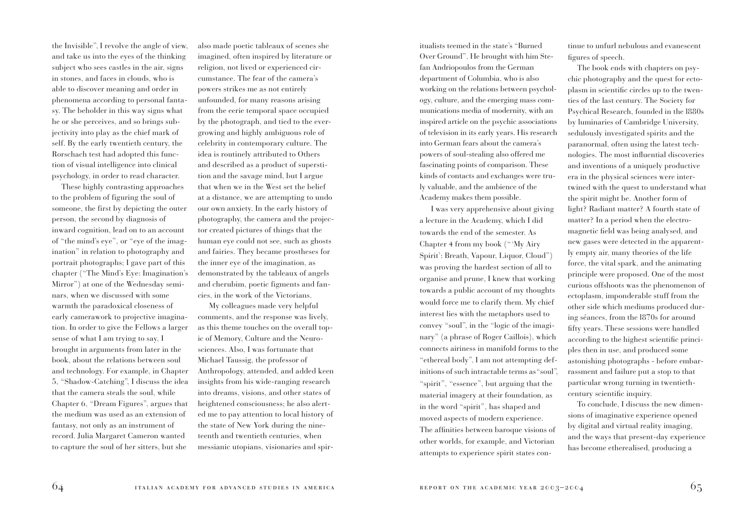the Invisible", I revolve the angle of view, and take us into the eyes of the thinking subject who sees castles in the air, signs in stones, and faces in clouds, who is able to discover meaning and order in phenomena according to personal fantasy. The beholder in this way signs what he or she perceives, and so brings subjectivity into play as the chief mark of self. By the early twentieth century, the Rorschach test had adopted this function of visual intelligence into clinical psychology, in order to read character.

These highly contrasting approaches to the problem of figuring the soul of someone, the first by depicting the outer person, the second by diagnosis of inward cognition, lead on to an account of "the mind's eye", or "eye of the imagination" in relation to photography and portrait photographs; I gave part of this chapter ("The Mind's Eye: Imagination's Mirror") at one of the Wednesday seminars, when we discussed with some warmth the paradoxical closeness of early camerawork to projective imagination. In order to give the Fellows a larger sense of what I am trying to say, I brought in arguments from later in the book, about the relations between soul and technology. For example, in Chapter 5, "Shadow-Catching", I discuss the idea that the camera steals the soul, while Chapter 6, "Dream Figures", argues that the medium was used as an extension of fantasy, not only as an instrument of record. Julia Margaret Cameron wanted to capture the soul of her sitters, but she also made poetic tableaux of scenes she imagined, often inspired by literature or religion, not lived or experienced circumstance. The fear of the camera's powers strikes me as not entirely unfounded, for many reasons arising from the eerie temporal space occupied by the photograph, and tied to the ever-growing and highly ambiguous role of celebrity in contemporary culture. The idea is routinely attributed to Others and described as a product of superstition and the savage mind, but I argue that when we in the West set the belief at a distance, we are attempting to undo our own anxiety. In the early history of photography, the camera and the projector created pictures of things that the human eye could not see, such as ghosts and fairies. They became prostheses for the inner eye of the imagination, as demonstrated by the tableaux of angels and cherubim, poetic figments and fancies, in the work of the Victorians.

My colleagues made very helpful comments, and the response was lively, as this theme touches on the overall topic of Memory, Culture and the Neurosciences. Also, I was fortunate that Michael Taussig, the professor of Anthropology, attended, and added keen insights from his wide-ranging research into dreams, visions, and other states of heightened consciousness; he also alerted me to pay attention to local history of the state of New York during the nineteenth and twentieth centuries, when messianic utopians, visionaries and spiritualists teemed in the state's "Burned Over Ground". He brought with him Stefan Andriopoulos from the German department of Columbia, who is also working on the relations between psychology, culture, and the emerging mass communications media of modernity, with an inspired article on the psychic associations of television in its early years. His research into German fears about the camera's powers of soul-stealing also offered me fascinating points of comparison. These kinds of contacts and exchanges were truly valuable, and the ambience of the Academy makes them possible.

I was very apprehensive about giving a lecture in the Academy, which I did towards the end of the semester. As Chapter 4 from my book ("'My Airy Spirit': Breath, Vapour, Liquor, Cloud") was proving the hardest section of all to organise and prune, I knew that working towards a public account of my thoughts would force me to clarify them. My chief interest lies with the metaphors used to convey "soul", in the "logic of the imaginary" (a phrase of Roger Caillois), which connects airiness in manifold forms to the "ethereal body". I am not attempting definitions of such intractable terms as "soul", "spirit", "essence", but arguing that the material imagery at their foundation, as in the word "spirit", has shaped and moved aspects of modern experience. The affinities between baroque visions of other worlds, for example, and Victorian attempts to experience spirit states continue to unfurl nebulous and evanescent figures of speech.

The book ends with chapters on psychic photography and the quest for ectoplasm in scientific circles up to the twenties of the last century. The Society for Psychical Research, founded in the 1880s by luminaries of Cambridge University, sedulously investigated spirits and the paranormal, often using the latest technologies. The most influential discoveries and inventions of a uniquely productive era in the physical sciences were intertwined with the quest to understand what the spirit might be. Another form of light? Radiant matter? A fourth state of matter? In a period when the electromagnetic field was being analysed, and new gases were detected in the apparently empty air, many theories of the life force, the vital spark, and the animating principle were proposed. One of the most curious offshoots was the phenomenon of ectoplasm, imponderable stuff from the other side which mediums produced during séances, from the 1870s for around fifty years. These sessions were handled according to the highest scientific principles then in use, and produced some astonishing photographs - before embarrassment and failure put a stop to that particular wrong turning in twentieth-century scientific inquiry.

To conclude, I discuss the new dimensions of imaginative experience opened by digital and virtual reality imaging, and the ways that present-day experience has become etherealised, producing a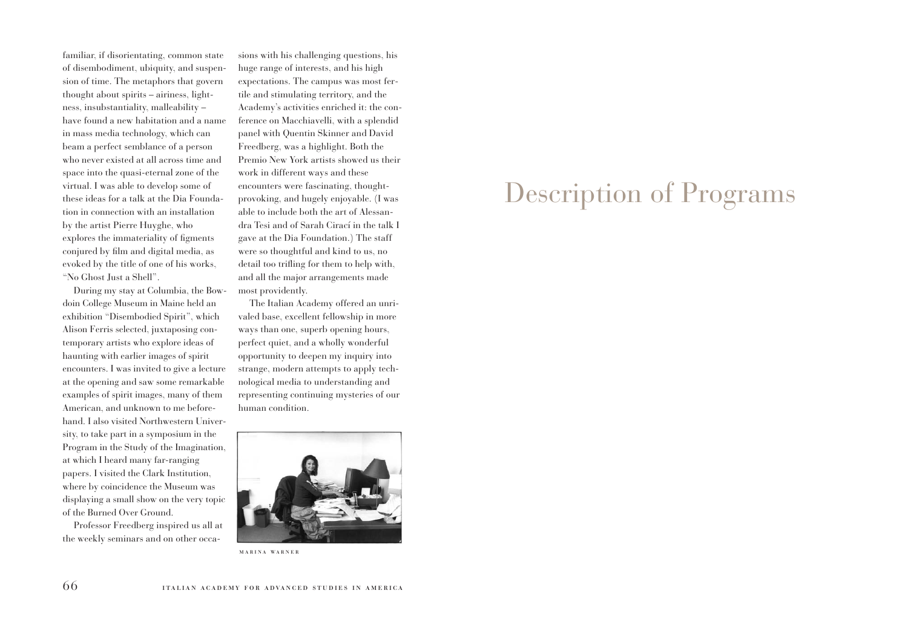familiar, if disorientating, common state of disembodiment, ubiquity, and suspension of time. The metaphors that govern thought about spirits – airiness, lightness, insubstantiality, malleability – have found a new habitation and a name in mass media technology, which can beam a perfect semblance of a person who never existed at all across time and space into the quasi-eternal zone of the virtual. I was able to develop some of these ideas for a talk at the Dia Foundation in connection with an installation by the artist Pierre Huyghe, who explores the immateriality of figments conjured by film and digital media, as evoked by the title of one of his works, "No Ghost Just a Shell".

During my stay at Columbia, the Bowdoin College Museum in Maine held an exhibition "Disembodied Spirit", which Alison Ferris selected, juxtaposing contemporary artists who explore ideas of haunting with earlier images of spirit encounters. I was invited to give a lecture at the opening and saw some remarkable examples of spirit images, many of them American, and unknown to me beforehand. I also visited Northwestern University, to take part in a symposium in the Program in the Study of the Imagination, at which I heard many far-ranging papers. I visited the Clark Institution, where by coincidence the Museum was displaying a small show on the very topic of the Burned Over Ground.

Professor Freedberg inspired us all at the weekly seminars and on other occasions with his challenging questions, his huge range of interests, and his high expectations. The campus was most fertile and stimulating territory, and the Academy's activities enriched it: the conference on Macchiavelli, with a splendid panel with Quentin Skinner and David Freedberg, was a highlight. Both the Premio New York artists showed us their work in different ways and these encounters were fascinating, thought-provoking, and hugely enjoyable. (I was able to include both the art of Alessandra Tesi and of Sarah Cirací in the talk I gave at the Dia Foundation.) The staff were so thoughtful and kind to us, no detail too trifling for them to help with, and all the major arrangements made most providently.

The Italian Academy offered an unrivaled base, excellent fellowship in more ways than one, superb opening hours, perfect quiet, and a wholly wonderful opportunity to deepen my inquiry into strange, modern attempts to apply technological media to understanding and representing continuing mysteries of our human condition.

MARINA WARNER

# Description of Programs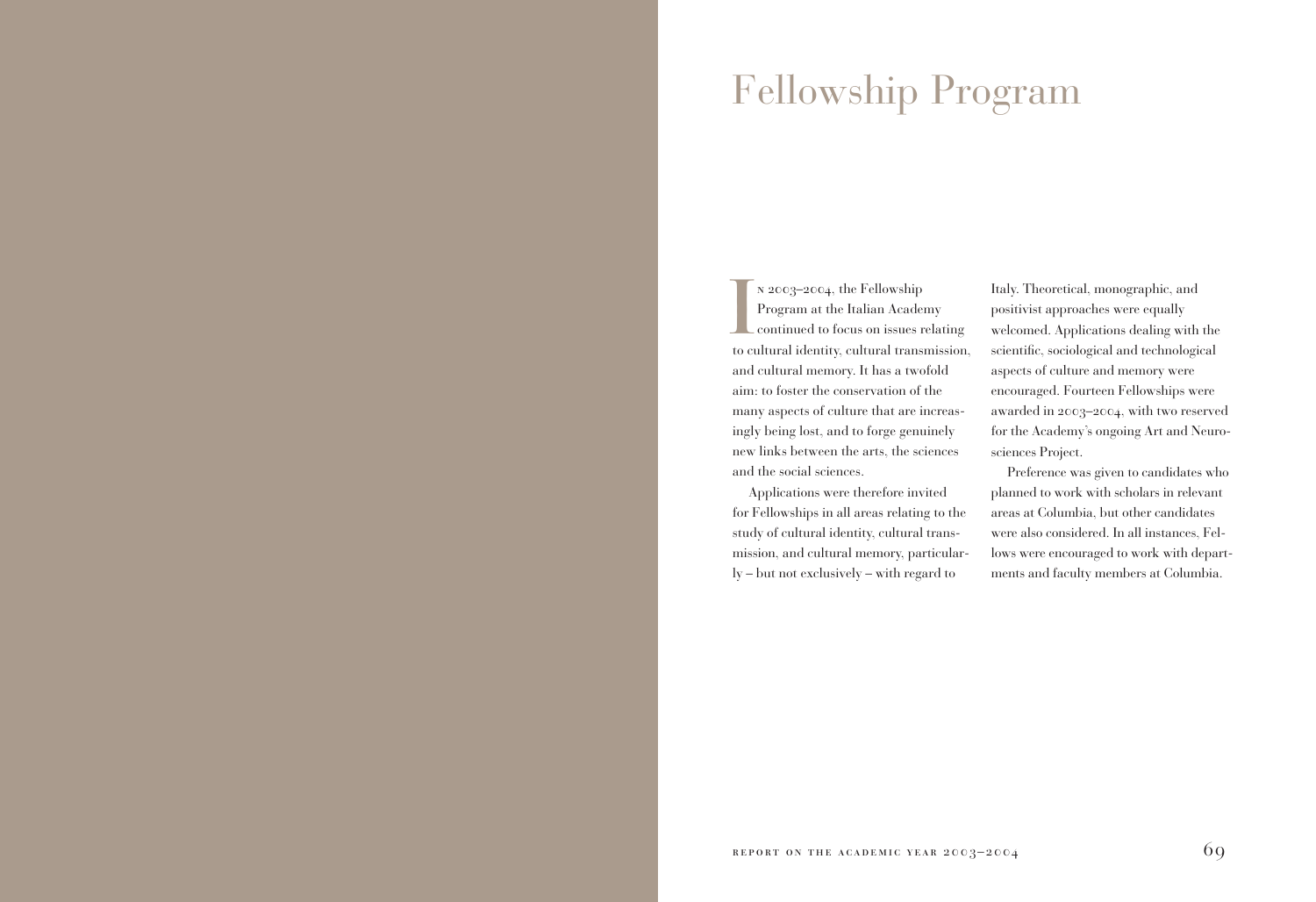# Fellowship Program

In 2003–2004, the Fellowship Program at the Italian Academy continued to focus on issues relating to cultural identity, cultural transmission, and cultural memory. It has a twofold aim: to foster the conservation of the many aspects of culture that are increasingly being lost, and to forge genuinely new links between the arts, the sciences and the social sciences.

Applications were therefore invited for Fellowships in all areas relating to the study of cultural identity, cultural transmission, and cultural memory, particularly – but not exclusively – with regard to Italy. Theoretical, monographic, and positivist approaches were equally welcomed. Applications dealing with the scientific, sociological and technological aspects of culture and memory were encouraged. Fourteen Fellowships were awarded in 2003–2004, with two reserved for the Academy's ongoing Art and Neurosciences Project.

Preference was given to candidates who planned to work with scholars in relevant areas at Columbia, but other candidates were also considered. In all instances, Fellows were encouraged to work with departments and faculty members at Columbia.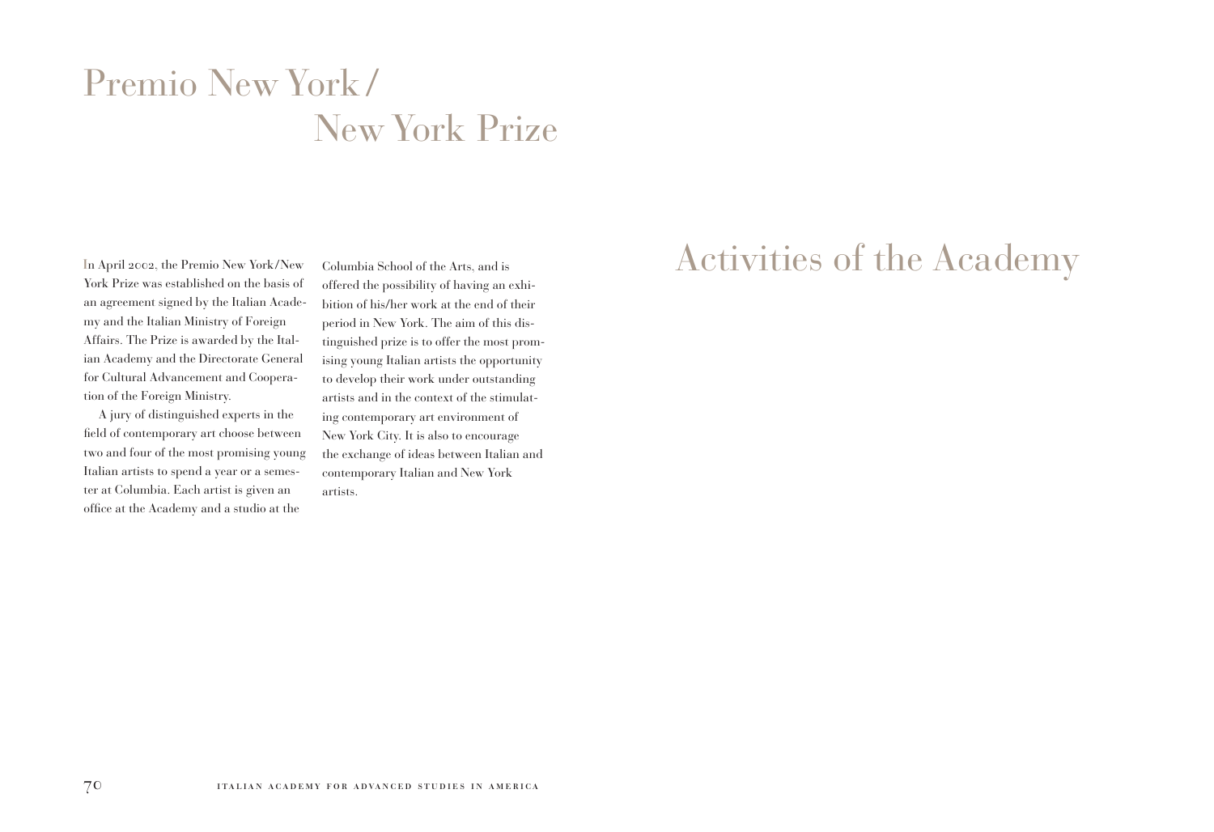# Premio New York / New York Prize

In April 2002, the Premio New York/New York Prize was established on the basis of an agreement signed by the Italian Academy and the Italian Ministry of Foreign Affairs. The Prize is awarded by the Italian Academy and the Directorate General for Cultural Advancement and Cooperation of the Foreign Ministry.

A jury of distinguished experts in the field of contemporary art choose between two and four of the most promising young Italian artists to spend a year or a semester at Columbia. Each artist is given an office at the Academy and a studio at the Columbia School of the Arts, and is offered the possibility of having an exhibition of his/her work at the end of their period in New York. The aim of this distinguished prize is to offer the most promising young Italian artists the opportunity to develop their work under outstanding artists and in the context of the stimulating contemporary art environment of New York City. It is also to encourage the exchange of ideas between Italian and contemporary Italian and New York artists.

# Activities of the Academy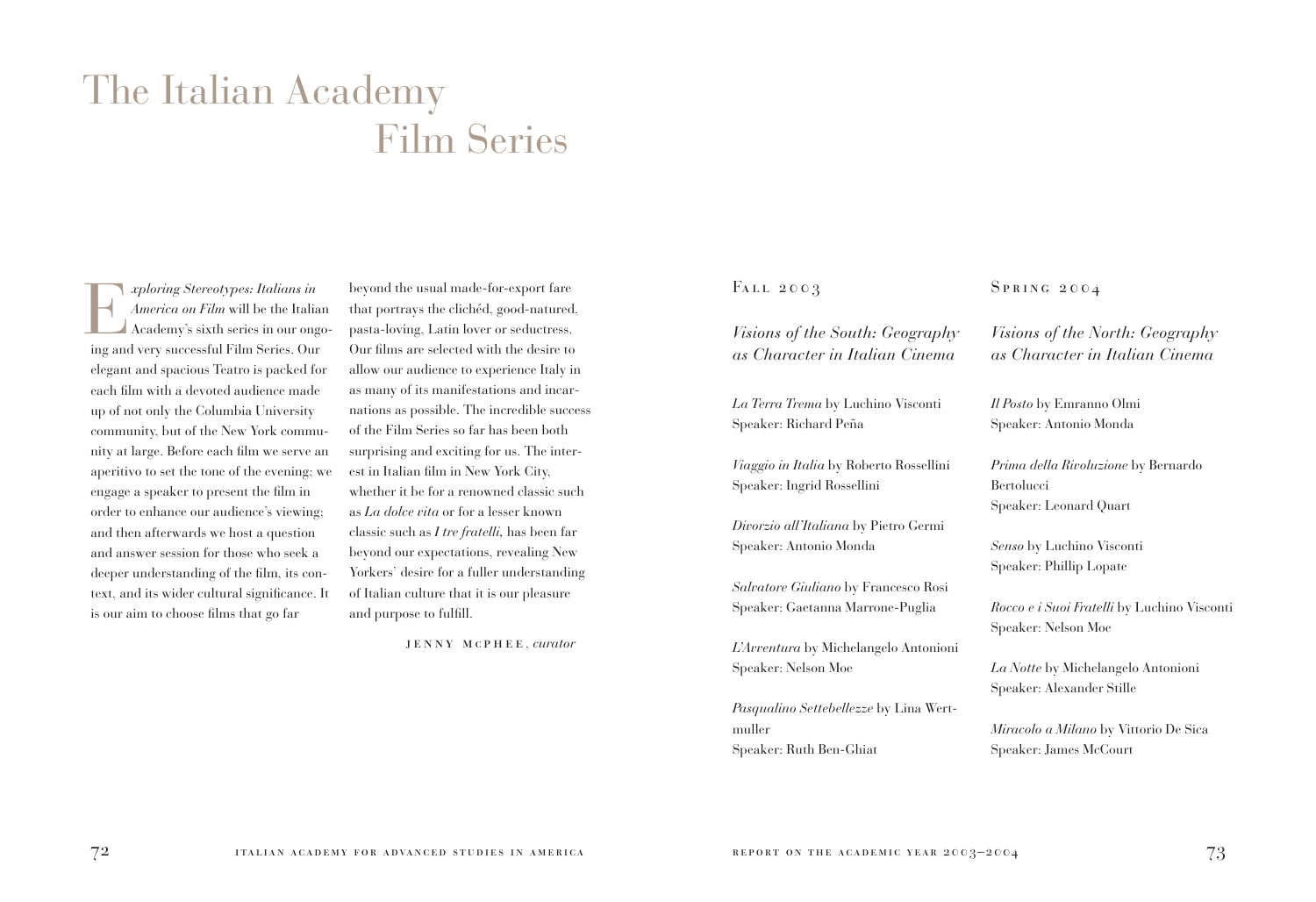# The Italian Academy Film Series

*Exploring Stereotypes: Italians in America on Film* will be the Italian Academy's sixth series in our ongoing and very successful Film Series. Our elegant and spacious Teatro is packed for each film with a devoted audience made up of not only the Columbia University community, but of the New York community at large. Before each film we serve an aperitivo to set the tone of the evening; we engage a speaker to present the film in order to enhance our audience's viewing; and then afterwards we host a question and answer session for those who seek a deeper understanding of the film, its context, and its wider cultural significance. It is our aim to choose films that go far beyond the usual made-for-export fare that portrays the clichéd, good-natured, pasta-loving, Latin lover or seductress. Our films are selected with the desire to allow our audience to experience Italy in as many of its manifestations and incarnations as possible. The incredible success of the Film Series so far has been both surprising and exciting for us. The interest in Italian film in New York City, whether it be for a renowned classic such as *La dolce vita* or for a lesser known classic such as *I tre fratelli*, has been far beyond our expectations, revealing New Yorkers' desire for a fuller understanding of Italian culture that it is our pleasure and purpose to fulfill.

JENNY MCPHEE, *curator*

## Fall 2003

### *Visions of the South: Geography as Character in Italian Cinema*

*La Terra Trema* by Luchino Visconti
Speaker: Richard Peña

*Viaggio in Italia* by Roberto Rossellini
Speaker: Ingrid Rossellini

*Divorzio all'Italiana* by Pietro Germi
Speaker: Antonio Monda

*Salvatore Giuliano* by Francesco Rosi
Speaker: Gaetanna Marrone-Puglia

*L'Avventura* by Michelangelo Antonioni
Speaker: Nelson Moe

*Pasqualino Settebellezze* by Lina Wertmuller
Speaker: Ruth Ben-Ghiat

## Spring 2004

### *Visions of the North: Geography as Character in Italian Cinema*

*Il Posto* by Emranno Olmi
Speaker: Antonio Monda

*Prima della Rivoluzione* by Bernardo Bertolucci
Speaker: Leonard Quart

*Senso* by Luchino Visconti
Speaker: Phillip Lopate

*Rocco e i Suoi Fratelli* by Luchino Visconti
Speaker: Nelson Moe

*La Notte* by Michelangelo Antonioni
Speaker: Alexander Stille

*Miracolo a Milano* by Vittorio De Sica
Speaker: James McCourt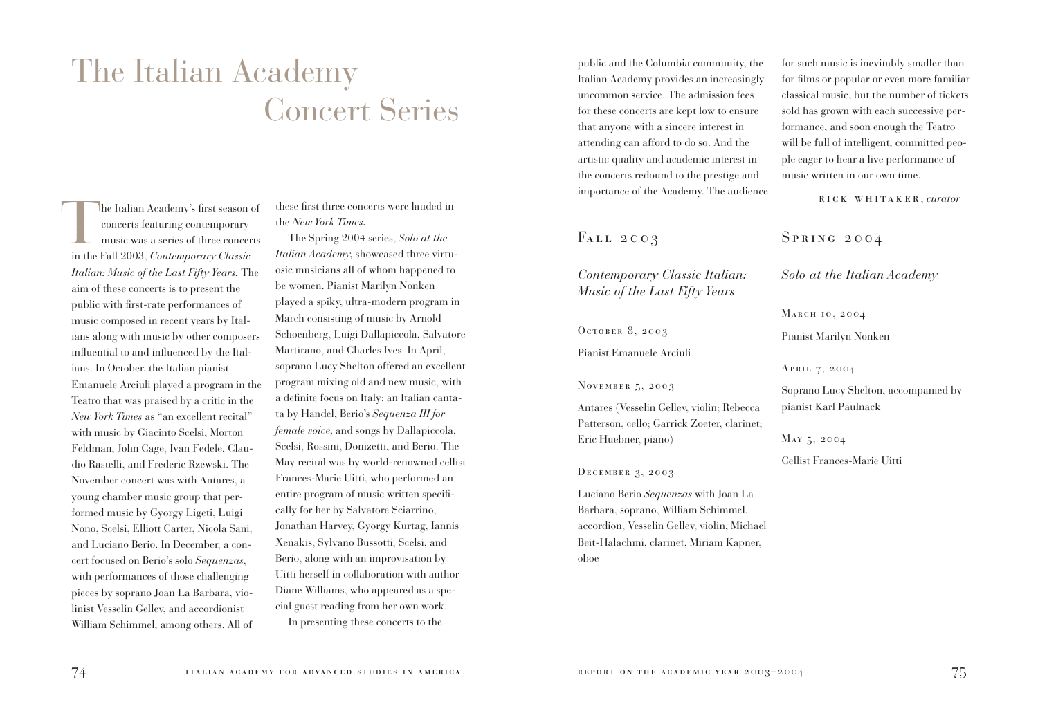# The Italian Academy Concert Series

The Italian Academy's first season of concerts featuring contemporary music was a series of three concerts in the Fall 2003, *Contemporary Classic Italian: Music of the Last Fifty Years*. The aim of these concerts is to present the public with first-rate performances of music composed in recent years by Italians along with music by other composers influential to and influenced by the Italians. In October, the Italian pianist Emanuele Arciuli played a program in the Teatro that was praised by a critic in the *New York Times* as "an excellent recital" with music by Giacinto Scelsi, Morton Feldman, John Cage, Ivan Fedele, Claudio Rastelli, and Frederic Rzewski. The November concert was with Antares, a young chamber music group that performed music by Gyorgy Ligeti, Luigi Nono, Scelsi, Elliott Carter, Nicola Sani, and Luciano Berio. In December, a concert focused on Berio's solo *Sequenzas*, with performances of those challenging pieces by soprano Joan La Barbara, violinist Vesselin Gellev, and accordionist William Schimmel, among others. All of these first three concerts were lauded in the *New York Times*.

The Spring 2004 series, *Solo at the Italian Academy*, showcased three virtuosic musicians all of whom happened to be women. Pianist Marilyn Nonken played a spiky, ultra-modern program in March consisting of music by Arnold Schoenberg, Luigi Dallapiccola, Salvatore Martirano, and Charles Ives. In April, soprano Lucy Shelton offered an excellent program mixing old and new music, with a definite focus on Italy: an Italian cantata by Handel, Berio's *Sequenza III for female voice*, and songs by Dallapiccola, Scelsi, Rossini, Donizetti, and Berio. The May recital was by world-renowned cellist Frances-Marie Uitti, who performed an entire program of music written specifically for her by Salvatore Sciarrino, Jonathan Harvey, Gyorgy Kurtag, Iannis Xenakis, Sylvano Bussotti, Scelsi, and Berio, along with an improvisation by Uitti herself in collaboration with author Diane Williams, who appeared as a special guest reading from her own work.

In presenting these concerts to the public and the Columbia community, the Italian Academy provides an increasingly uncommon service. The admission fees for these concerts are kept low to ensure that anyone with a sincere interest in attending can afford to do so. And the artistic quality and academic interest in the concerts redound to the prestige and importance of the Academy. The audience for such music is inevitably smaller than for films or popular or even more familiar classical music, but the number of tickets sold has grown with each successive performance, and soon enough the Teatro will be full of intelligent, committed people eager to hear a live performance of music written in our own time.

RICK WHITAKER, *curator*

## Fall 2003

*Contemporary Classic Italian: Music of the Last Fifty Years*

October 8, 2003

Pianist Emanuele Arciuli

November 5, 2003

Antares (Vesselin Gellev, violin; Rebecca Patterson, cello; Garrick Zoeter, clarinet; Eric Huebner, piano)

December 3, 2003

Luciano Berio *Sequenzas* with Joan La Barbara, soprano, William Schimmel, accordion, Vesselin Gellev, violin, Michael Beit-Halachmi, clarinet, Miriam Kapner, oboe

## Spring 2004

*Solo at the Italian Academy*

March 10, 2004

Pianist Marilyn Nonken

April 7, 2004

Soprano Lucy Shelton, accompanied by pianist Karl Paulnack

May 5, 2004

Cellist Frances-Marie Uitti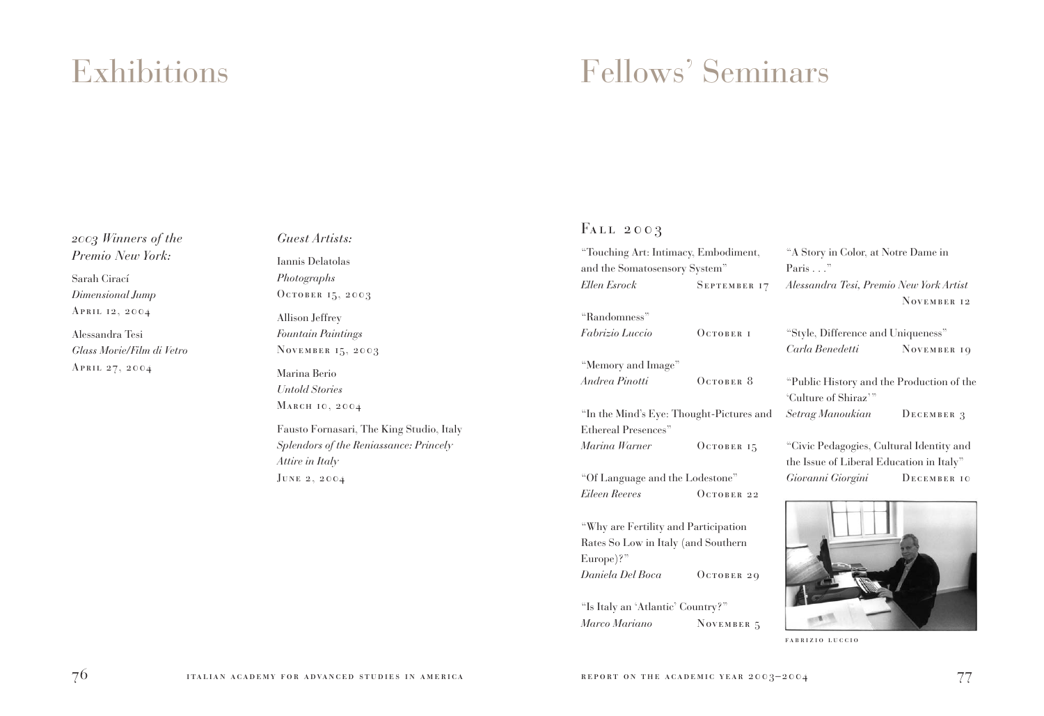# Exhibitions

*2003 Winners of the Premio New York:*

Sarah Cirací
*Dimensional Jump*
April 12, 2004

Alessandra Tesi
*Glass Movie/Film di Vetro*
April 27, 2004

*Guest Artists:*

Iannis Delatolas
*Photographs*
October 15, 2003

Allison Jeffrey
*Fountain Paintings*
November 15, 2003

Marina Berio
*Untold Stories*
March 10, 2004

Fausto Fornasari, The King Studio, Italy
*Splendors of the Reniassance: Princely Attire in Italy*
June 2, 2004

# Fellows' Seminars

## Fall 2003

"Touching Art: Intimacy, Embodiment, and the Somatosensory System"
*Ellen Esrock* September 17

"Randomness"
*Fabrizio Luccio* October 1

"Memory and Image"
*Andrea Pinotti* October 8

"In the Mind's Eye: Thought-Pictures and Ethereal Presences"
*Marina Warner* October 15

"Of Language and the Lodestone"
*Eileen Reeves* October 22

"Why are Fertility and Participation Rates So Low in Italy (and Southern Europe)?"
*Daniela Del Boca* October 29

"Is Italy an 'Atlantic' Country?"
*Marco Mariano* November 5

"A Story in Color, at Notre Dame in Paris . . ."
*Alessandra Tesi, Premio New York Artist* November 12

"Style, Difference and Uniqueness"
*Carla Benedetti* November 19

"Public History and the Production of the 'Culture of Shiraz'"
*Setrag Manoukian* December 3

"Civic Pedagogies, Cultural Identity and the Issue of Liberal Education in Italy"
*Giovanni Giorgini* December 10

Fabrizio Luccio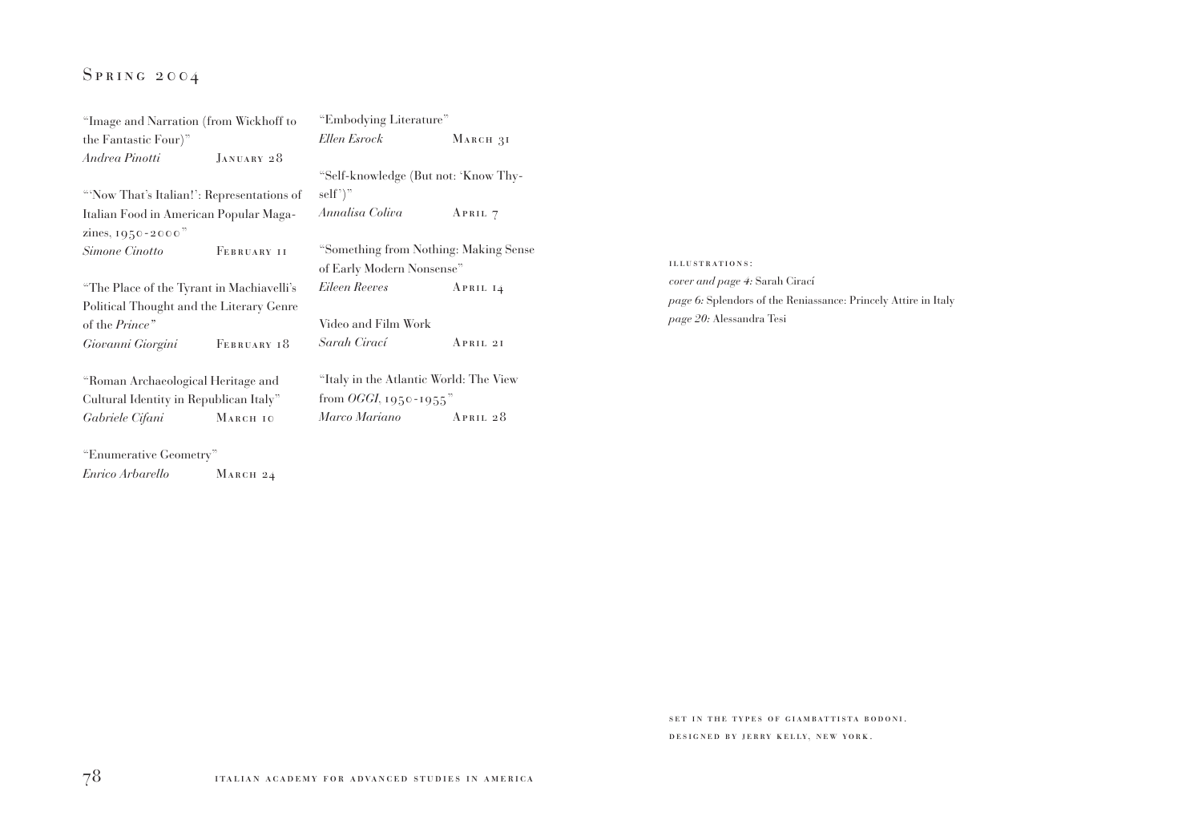## Spring 2004

"Image and Narration (from Wickhoff to the Fantastic Four)"
*Andrea Pinotti* January 28

"'Now That's Italian!': Representations of Italian Food in American Popular Magazines, 1950-2000"
*Simone Cinotto* February 11

"The Place of the Tyrant in Machiavelli's Political Thought and the Literary Genre of the *Prince*"
*Giovanni Giorgini* February 18

"Roman Archaeological Heritage and Cultural Identity in Republican Italy"
*Gabriele Cifani* March 10

"Enumerative Geometry"
*Enrico Arbarello* March 24

"Embodying Literature"
*Ellen Esrock* March 31

"Self-knowledge (But not: 'Know Thyself')"
*Annalisa Coliva* April 7

"Something from Nothing: Making Sense of Early Modern Nonsense"
*Eileen Reeves* April 14

Video and Film Work
*Sarah Cirací* April 21

"Italy in the Atlantic World: The View from *OGGI*, 1950-1955"
*Marco Mariano* April 28

ILLUSTRATIONS:
*cover and page 4:* Sarah Cirací
*page 6:* Splendors of the Reniassance: Princely Attire in Italy
*page 20:* Alessandra Tesi

SET IN THE TYPES OF GIAMBATTISTA BODONI.
DESIGNED BY JERRY KELLY, NEW YORK.